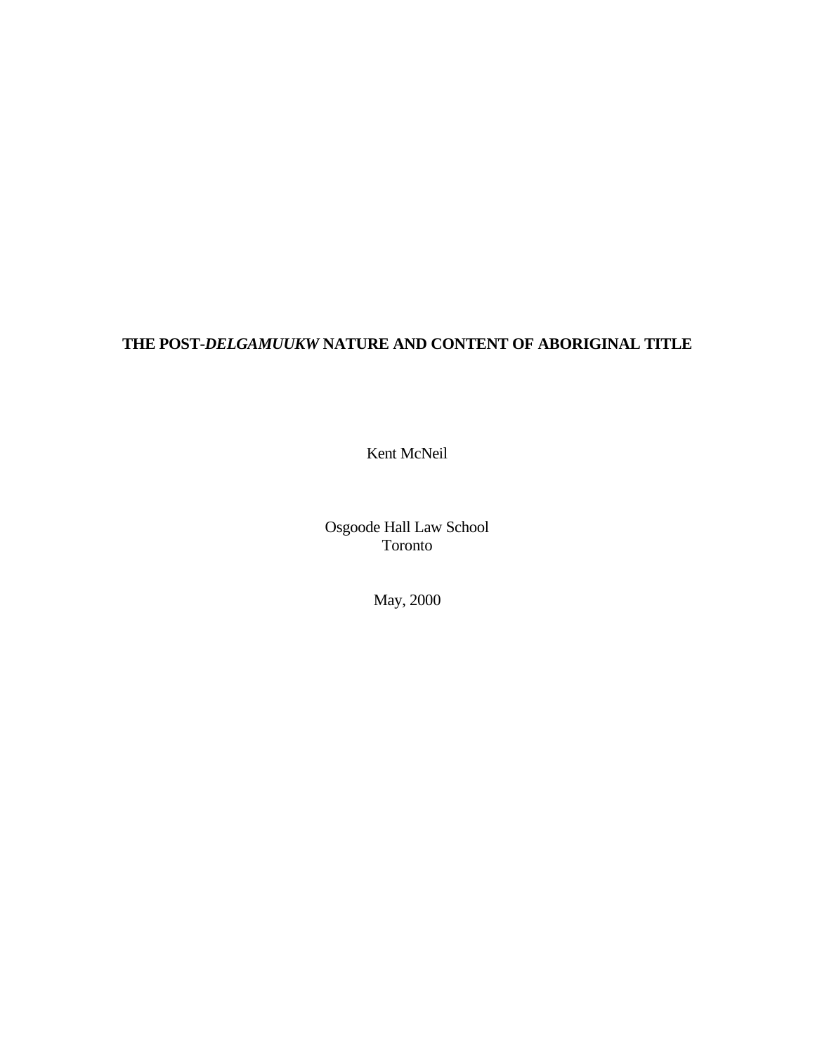# THE POST-*DELGAMUUKW* NATURE AND CONTENT OF ABORIGINAL TITLE

Kent McNeil

Osgoode Hall Law School
Toronto

May, 2000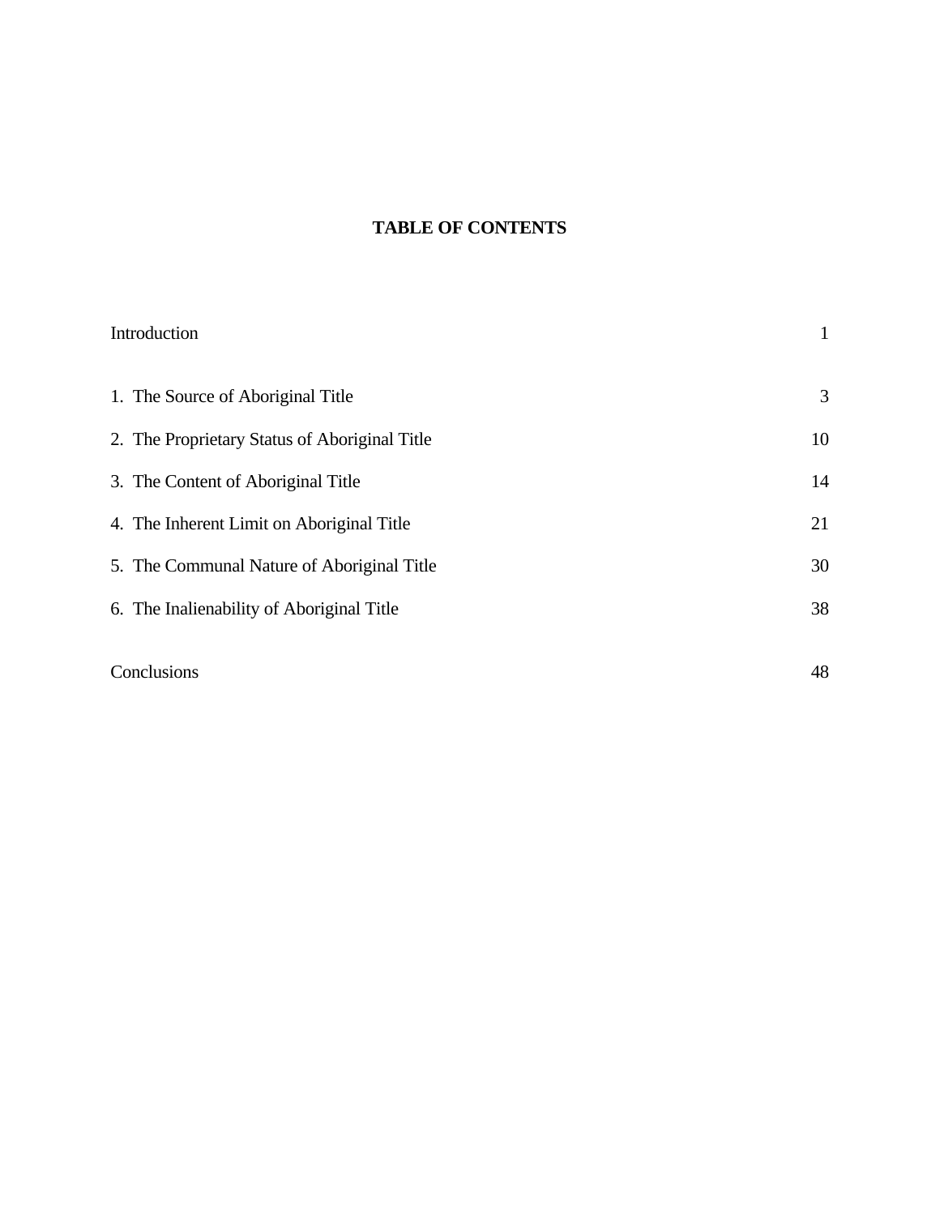# TABLE OF CONTENTS

| | |
|---|---|
| Introduction | 1 |
| 1. The Source of Aboriginal Title | 3 |
| 2. The Proprietary Status of Aboriginal Title | 10 |
| 3. The Content of Aboriginal Title | 14 |
| 4. The Inherent Limit on Aboriginal Title | 21 |
| 5. The Communal Nature of Aboriginal Title | 30 |
| 6. The Inalienability of Aboriginal Title | 38 |
| Conclusions | 48 |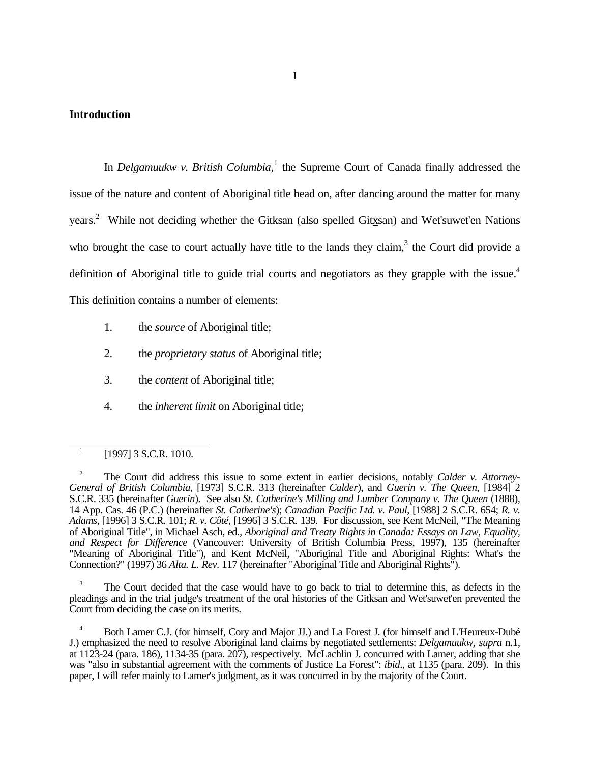## Introduction

In *Delgamuukw v. British Columbia*,[1] the Supreme Court of Canada finally addressed the issue of the nature and content of Aboriginal title head on, after dancing around the matter for many years.[2] While not deciding whether the Gitksan (also spelled Gitxsan) and Wet'suwet'en Nations who brought the case to court actually have title to the lands they claim,[3] the Court did provide a definition of Aboriginal title to guide trial courts and negotiators as they grapple with the issue.[4] This definition contains a number of elements:

1. the *source* of Aboriginal title;
2. the *proprietary status* of Aboriginal title;
3. the *content* of Aboriginal title;
4. the *inherent limit* on Aboriginal title;

---

[1] [1997] 3 S.C.R. 1010.

[2] The Court did address this issue to some extent in earlier decisions, notably *Calder v. Attorney-General of British Columbia*, [1973] S.C.R. 313 (hereinafter *Calder*), and *Guerin v. The Queen*, [1984] 2 S.C.R. 335 (hereinafter *Guerin*). See also *St. Catherine's Milling and Lumber Company v. The Queen* (1888), 14 App. Cas. 46 (P.C.) (hereinafter *St. Catherine's*); *Canadian Pacific Ltd. v. Paul*, [1988] 2 S.C.R. 654; *R. v. Adams*, [1996] 3 S.C.R. 101; *R. v. Côté*, [1996] 3 S.C.R. 139. For discussion, see Kent McNeil, "The Meaning of Aboriginal Title", in Michael Asch, ed., *Aboriginal and Treaty Rights in Canada: Essays on Law, Equality, and Respect for Difference* (Vancouver: University of British Columbia Press, 1997), 135 (hereinafter "Meaning of Aboriginal Title"), and Kent McNeil, "Aboriginal Title and Aboriginal Rights: What's the Connection?" (1997) 36 *Alta. L. Rev.* 117 (hereinafter "Aboriginal Title and Aboriginal Rights").

[3] The Court decided that the case would have to go back to trial to determine this, as defects in the pleadings and in the trial judge's treatment of the oral histories of the Gitksan and Wet'suwet'en prevented the Court from deciding the case on its merits.

[4] Both Lamer C.J. (for himself, Cory and Major JJ.) and La Forest J. (for himself and L'Heureux-Dubé J.) emphasized the need to resolve Aboriginal land claims by negotiated settlements: *Delgamuukw*, *supra* n.1, at 1123-24 (para. 186), 1134-35 (para. 207), respectively. McLachlin J. concurred with Lamer, adding that she was "also in substantial agreement with the comments of Justice La Forest": *ibid*., at 1135 (para. 209). In this paper, I will refer mainly to Lamer's judgment, as it was concurred in by the majority of the Court.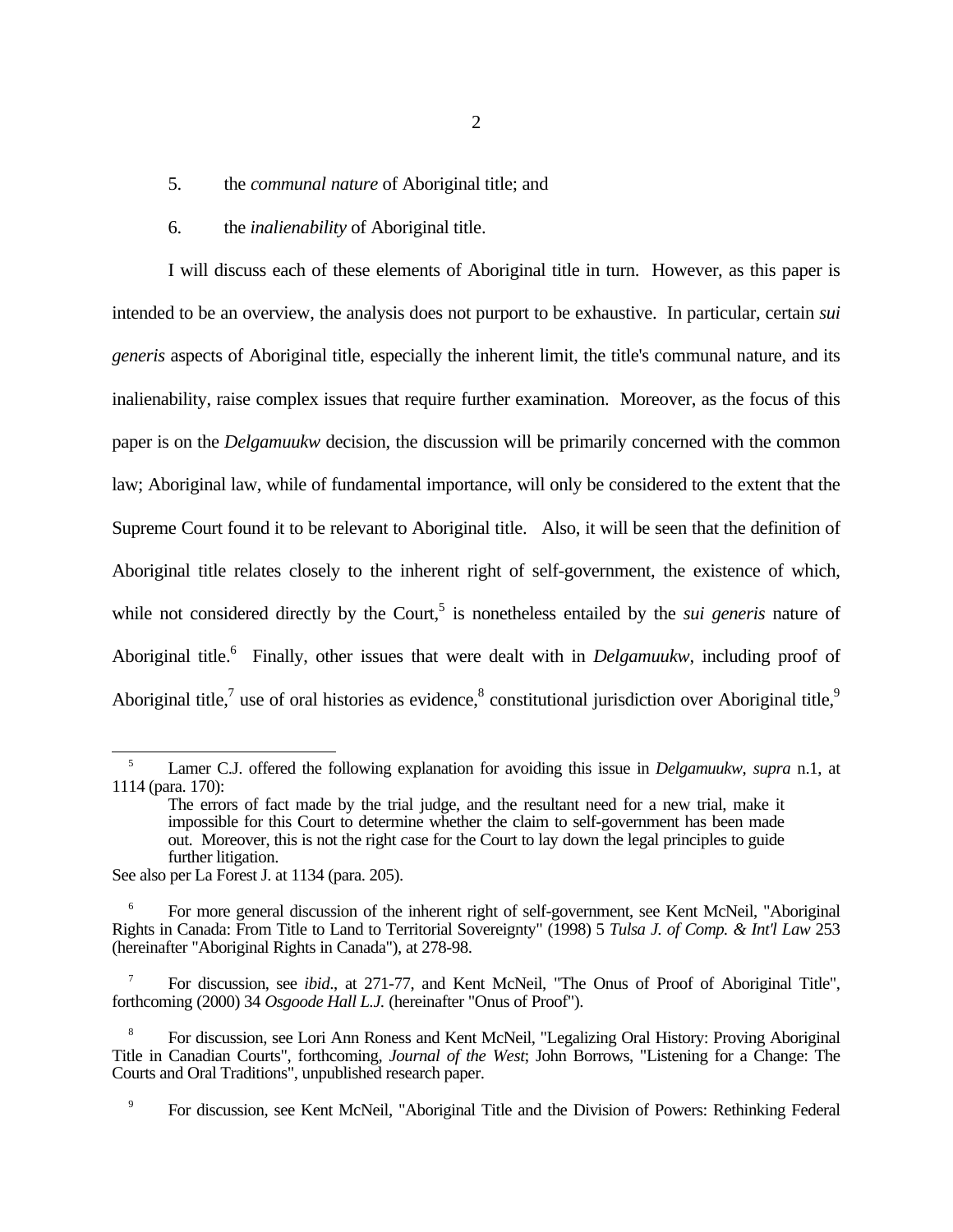5. the *communal nature* of Aboriginal title; and

6. the *inalienability* of Aboriginal title.

I will discuss each of these elements of Aboriginal title in turn. However, as this paper is intended to be an overview, the analysis does not purport to be exhaustive. In particular, certain *sui generis* aspects of Aboriginal title, especially the inherent limit, the title's communal nature, and its inalienability, raise complex issues that require further examination. Moreover, as the focus of this paper is on the *Delgamuukw* decision, the discussion will be primarily concerned with the common law; Aboriginal law, while of fundamental importance, will only be considered to the extent that the Supreme Court found it to be relevant to Aboriginal title. Also, it will be seen that the definition of Aboriginal title relates closely to the inherent right of self-government, the existence of which, while not considered directly by the Court,[5] is nonetheless entailed by the *sui generis* nature of Aboriginal title.[6] Finally, other issues that were dealt with in *Delgamuukw*, including proof of Aboriginal title,[7] use of oral histories as evidence,[8] constitutional jurisdiction over Aboriginal title,[9]

---

[5] Lamer C.J. offered the following explanation for avoiding this issue in *Delgamuukw*, *supra* n.1, at 1114 (para. 170):

> The errors of fact made by the trial judge, and the resultant need for a new trial, make it impossible for this Court to determine whether the claim to self-government has been made out. Moreover, this is not the right case for the Court to lay down the legal principles to guide further litigation.

See also per La Forest J. at 1134 (para. 205).

[6] For more general discussion of the inherent right of self-government, see Kent McNeil, "Aboriginal Rights in Canada: From Title to Land to Territorial Sovereignty" (1998) 5 *Tulsa J. of Comp. & Int'l Law* 253 (hereinafter "Aboriginal Rights in Canada"), at 278-98.

[7] For discussion, see *ibid*., at 271-77, and Kent McNeil, "The Onus of Proof of Aboriginal Title", forthcoming (2000) 34 *Osgoode Hall L.J.* (hereinafter "Onus of Proof").

[8] For discussion, see Lori Ann Roness and Kent McNeil, "Legalizing Oral History: Proving Aboriginal Title in Canadian Courts", forthcoming, *Journal of the West*; John Borrows, "Listening for a Change: The Courts and Oral Traditions", unpublished research paper.

[9] For discussion, see Kent McNeil, "Aboriginal Title and the Division of Powers: Rethinking Federal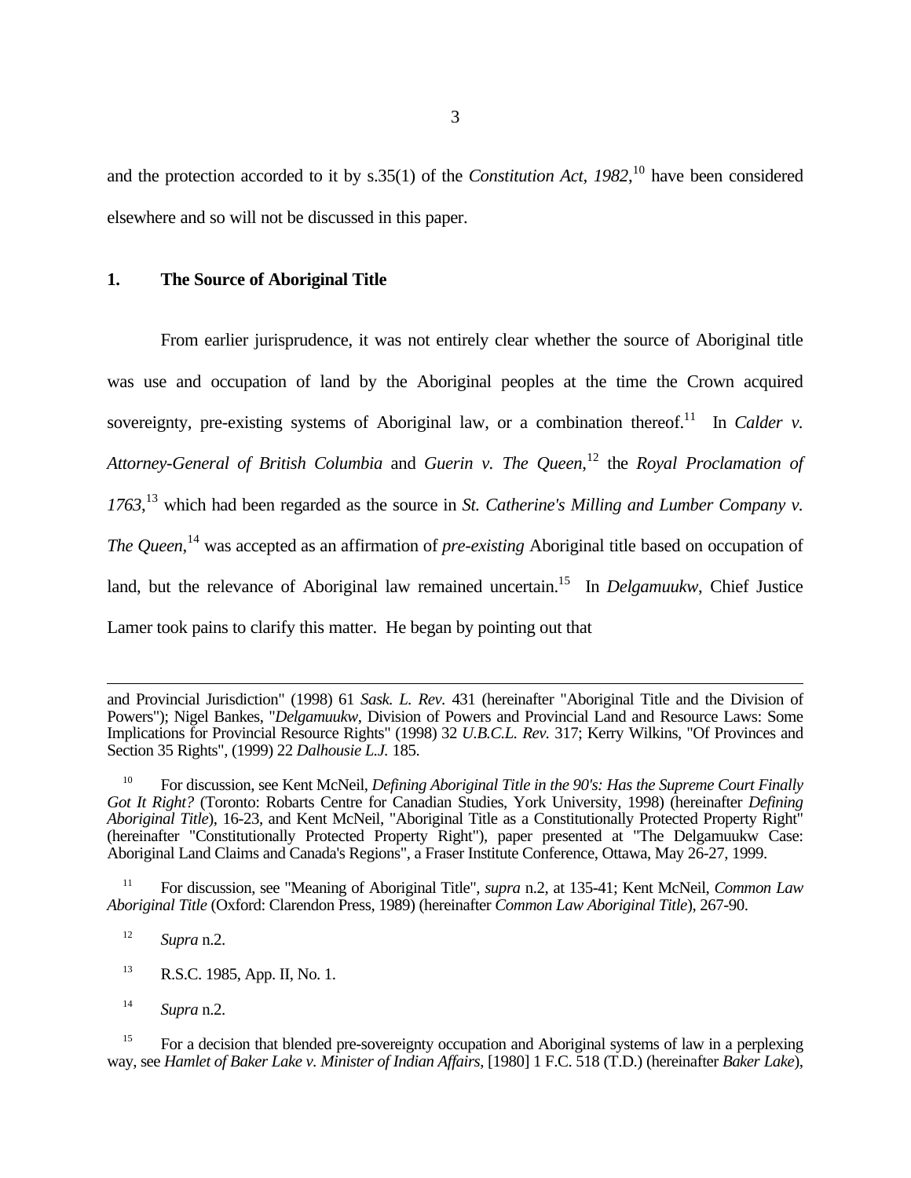and the protection accorded to it by s.35(1) of the *Constitution Act, 1982*,[10] have been considered elsewhere and so will not be discussed in this paper.

## 1. The Source of Aboriginal Title

From earlier jurisprudence, it was not entirely clear whether the source of Aboriginal title was use and occupation of land by the Aboriginal peoples at the time the Crown acquired sovereignty, pre-existing systems of Aboriginal law, or a combination thereof.[11] In *Calder v. Attorney-General of British Columbia* and *Guerin v. The Queen*,[12] the *Royal Proclamation of 1763*,[13] which had been regarded as the source in *St. Catherine's Milling and Lumber Company v. The Queen*,[14] was accepted as an affirmation of *pre-existing* Aboriginal title based on occupation of land, but the relevance of Aboriginal law remained uncertain.[15] In *Delgamuukw*, Chief Justice Lamer took pains to clarify this matter. He began by pointing out that

---

and Provincial Jurisdiction" (1998) 61 *Sask. L. Rev.* 431 (hereinafter "Aboriginal Title and the Division of Powers"); Nigel Bankes, "*Delgamuukw*, Division of Powers and Provincial Land and Resource Laws: Some Implications for Provincial Resource Rights" (1998) 32 *U.B.C.L. Rev.* 317; Kerry Wilkins, "Of Provinces and Section 35 Rights", (1999) 22 *Dalhousie L.J.* 185.

[10] For discussion, see Kent McNeil, *Defining Aboriginal Title in the 90's: Has the Supreme Court Finally Got It Right?* (Toronto: Robarts Centre for Canadian Studies, York University, 1998) (hereinafter *Defining Aboriginal Title*), 16-23, and Kent McNeil, "Aboriginal Title as a Constitutionally Protected Property Right" (hereinafter "Constitutionally Protected Property Right"), paper presented at "The Delgamuukw Case: Aboriginal Land Claims and Canada's Regions", a Fraser Institute Conference, Ottawa, May 26-27, 1999.

[11] For discussion, see "Meaning of Aboriginal Title", *supra* n.2, at 135-41; Kent McNeil, *Common Law Aboriginal Title* (Oxford: Clarendon Press, 1989) (hereinafter *Common Law Aboriginal Title*), 267-90.

[12] *Supra* n.2.

[13] R.S.C. 1985, App. II, No. 1.

[14] *Supra* n.2.

[15] For a decision that blended pre-sovereignty occupation and Aboriginal systems of law in a perplexing way, see *Hamlet of Baker Lake v. Minister of Indian Affairs*, [1980] 1 F.C. 518 (T.D.) (hereinafter *Baker Lake*),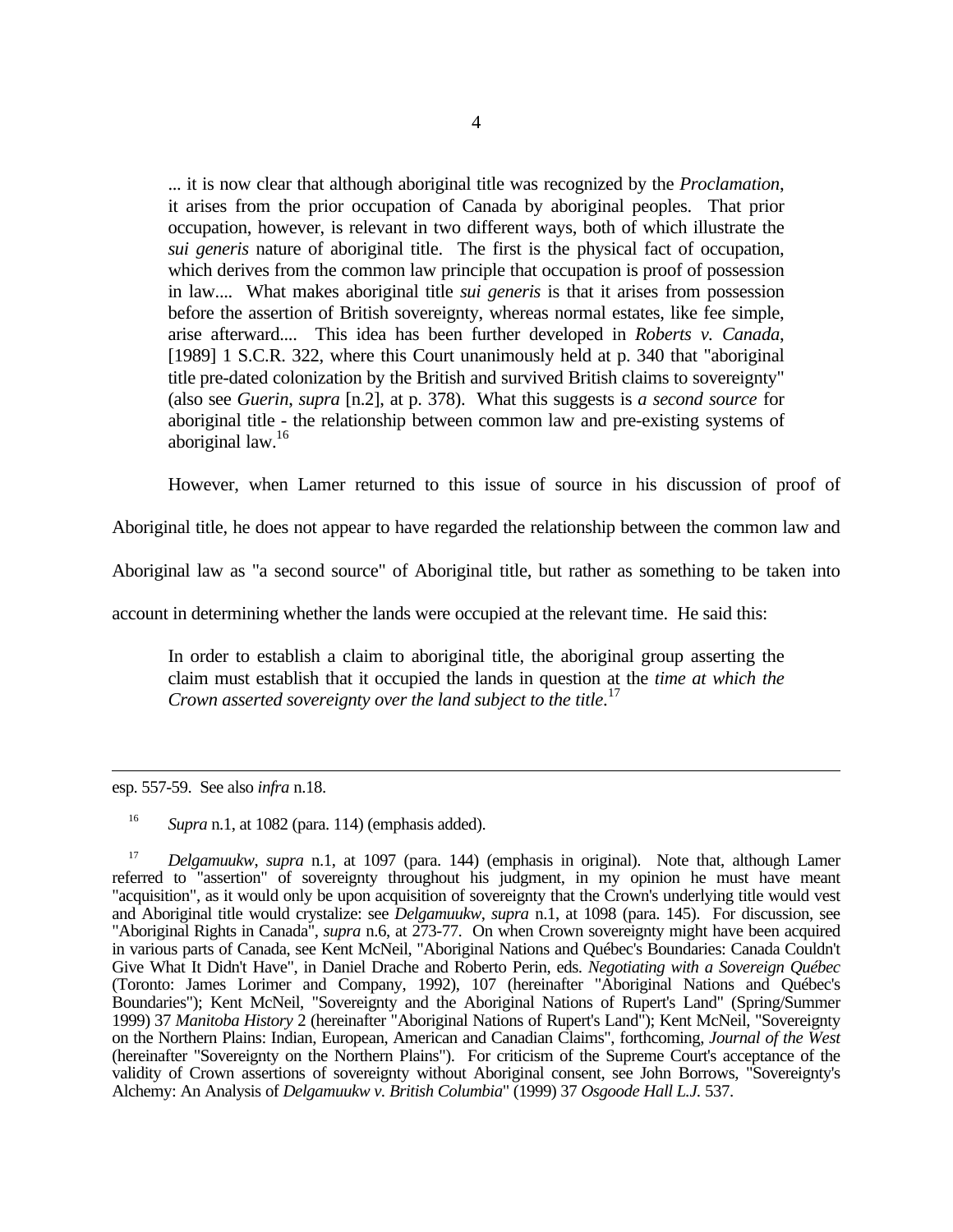> ... it is now clear that although aboriginal title was recognized by the *Proclamation*, it arises from the prior occupation of Canada by aboriginal peoples. That prior occupation, however, is relevant in two different ways, both of which illustrate the *sui generis* nature of aboriginal title. The first is the physical fact of occupation, which derives from the common law principle that occupation is proof of possession in law.... What makes aboriginal title *sui generis* is that it arises from possession before the assertion of British sovereignty, whereas normal estates, like fee simple, arise afterward.... This idea has been further developed in *Roberts v. Canada*, [1989] 1 S.C.R. 322, where this Court unanimously held at p. 340 that "aboriginal title pre-dated colonization by the British and survived British claims to sovereignty" (also see *Guerin*, *supra* [n.2], at p. 378). What this suggests is *a second source* for aboriginal title - the relationship between common law and pre-existing systems of aboriginal law.[16]

However, when Lamer returned to this issue of source in his discussion of proof of Aboriginal title, he does not appear to have regarded the relationship between the common law and Aboriginal law as "a second source" of Aboriginal title, but rather as something to be taken into account in determining whether the lands were occupied at the relevant time. He said this:

> In order to establish a claim to aboriginal title, the aboriginal group asserting the claim must establish that it occupied the lands in question at the *time at which the Crown asserted sovereignty over the land subject to the title*.[17]

---

esp. 557-59. See also *infra* n.18.

[16] *Supra* n.1, at 1082 (para. 114) (emphasis added).

[17] *Delgamuukw*, *supra* n.1, at 1097 (para. 144) (emphasis in original). Note that, although Lamer referred to "assertion" of sovereignty throughout his judgment, in my opinion he must have meant "acquisition", as it would only be upon acquisition of sovereignty that the Crown's underlying title would vest and Aboriginal title would crystalize: see *Delgamuukw*, *supra* n.1, at 1098 (para. 145). For discussion, see "Aboriginal Rights in Canada", *supra* n.6, at 273-77. On when Crown sovereignty might have been acquired in various parts of Canada, see Kent McNeil, "Aboriginal Nations and Québec's Boundaries: Canada Couldn't Give What It Didn't Have", in Daniel Drache and Roberto Perin, eds. *Negotiating with a Sovereign Québec* (Toronto: James Lorimer and Company, 1992), 107 (hereinafter "Aboriginal Nations and Québec's Boundaries"); Kent McNeil, "Sovereignty and the Aboriginal Nations of Rupert's Land" (Spring/Summer 1999) 37 *Manitoba History* 2 (hereinafter "Aboriginal Nations of Rupert's Land"); Kent McNeil, "Sovereignty on the Northern Plains: Indian, European, American and Canadian Claims", forthcoming, *Journal of the West* (hereinafter "Sovereignty on the Northern Plains"). For criticism of the Supreme Court's acceptance of the validity of Crown assertions of sovereignty without Aboriginal consent, see John Borrows, "Sovereignty's Alchemy: An Analysis of *Delgamuukw v. British Columbia*" (1999) 37 *Osgoode Hall L.J.* 537.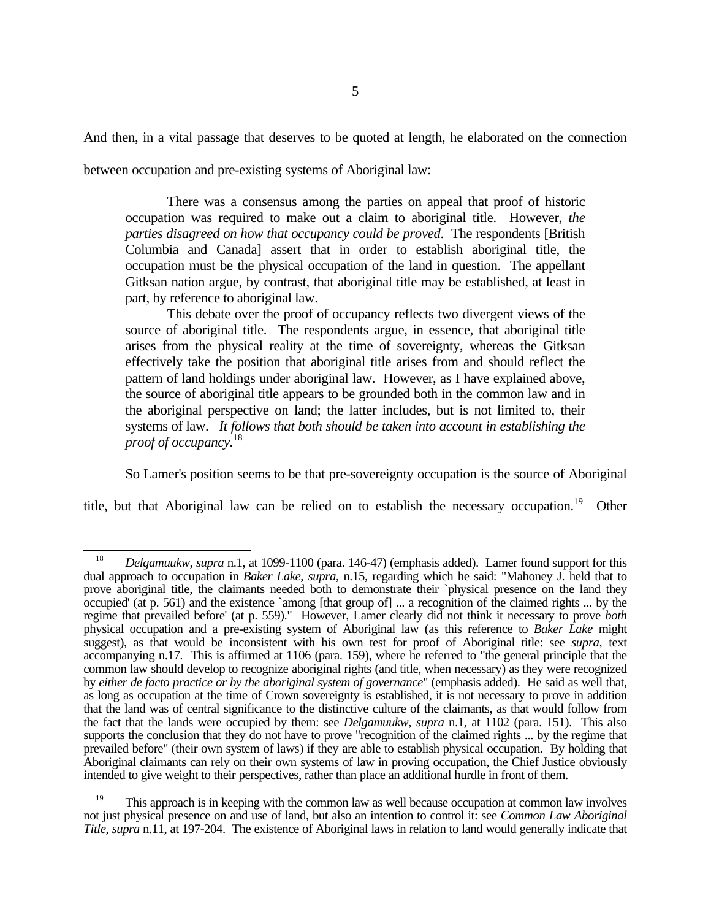And then, in a vital passage that deserves to be quoted at length, he elaborated on the connection between occupation and pre-existing systems of Aboriginal law:

> There was a consensus among the parties on appeal that proof of historic occupation was required to make out a claim to aboriginal title. However, *the parties disagreed on how that occupancy could be proved*. The respondents [British Columbia and Canada] assert that in order to establish aboriginal title, the occupation must be the physical occupation of the land in question. The appellant Gitksan nation argue, by contrast, that aboriginal title may be established, at least in part, by reference to aboriginal law.
>
> This debate over the proof of occupancy reflects two divergent views of the source of aboriginal title. The respondents argue, in essence, that aboriginal title arises from the physical reality at the time of sovereignty, whereas the Gitksan effectively take the position that aboriginal title arises from and should reflect the pattern of land holdings under aboriginal law. However, as I have explained above, the source of aboriginal title appears to be grounded both in the common law and in the aboriginal perspective on land; the latter includes, but is not limited to, their systems of law. *It follows that both should be taken into account in establishing the proof of occupancy*.[18]

So Lamer's position seems to be that pre-sovereignty occupation is the source of Aboriginal title, but that Aboriginal law can be relied on to establish the necessary occupation.[19] Other

---

[18] *Delgamuukw*, *supra* n.1, at 1099-1100 (para. 146-47) (emphasis added). Lamer found support for this dual approach to occupation in *Baker Lake*, *supra*, n.15, regarding which he said: "Mahoney J. held that to prove aboriginal title, the claimants needed both to demonstrate their `physical presence on the land they occupied' (at p. 561) and the existence `among [that group of] ... a recognition of the claimed rights ... by the regime that prevailed before' (at p. 559)." However, Lamer clearly did not think it necessary to prove *both* physical occupation and a pre-existing system of Aboriginal law (as this reference to *Baker Lake* might suggest), as that would be inconsistent with his own test for proof of Aboriginal title: see *supra*, text accompanying n.17. This is affirmed at 1106 (para. 159), where he referred to "the general principle that the common law should develop to recognize aboriginal rights (and title, when necessary) as they were recognized by *either de facto practice or by the aboriginal system of governance*" (emphasis added). He said as well that, as long as occupation at the time of Crown sovereignty is established, it is not necessary to prove in addition that the land was of central significance to the distinctive culture of the claimants, as that would follow from the fact that the lands were occupied by them: see *Delgamuukw*, *supra* n.1, at 1102 (para. 151). This also supports the conclusion that they do not have to prove "recognition of the claimed rights ... by the regime that prevailed before" (their own system of laws) if they are able to establish physical occupation. By holding that Aboriginal claimants can rely on their own systems of law in proving occupation, the Chief Justice obviously intended to give weight to their perspectives, rather than place an additional hurdle in front of them.

[19] This approach is in keeping with the common law as well because occupation at common law involves not just physical presence on and use of land, but also an intention to control it: see *Common Law Aboriginal Title*, *supra* n.11, at 197-204. The existence of Aboriginal laws in relation to land would generally indicate that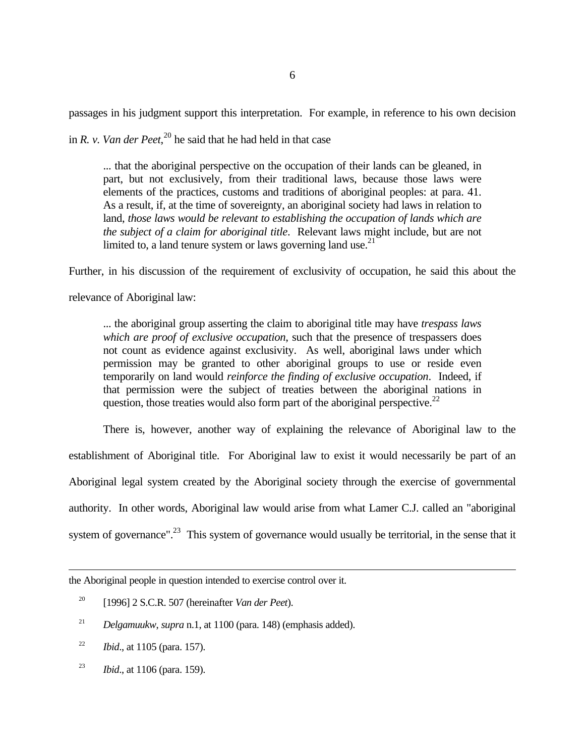passages in his judgment support this interpretation. For example, in reference to his own decision in *R. v. Van der Peet*,[20] he said that he had held in that case

> ... that the aboriginal perspective on the occupation of their lands can be gleaned, in part, but not exclusively, from their traditional laws, because those laws were elements of the practices, customs and traditions of aboriginal peoples: at para. 41. As a result, if, at the time of sovereignty, an aboriginal society had laws in relation to land, *those laws would be relevant to establishing the occupation of lands which are the subject of a claim for aboriginal title*. Relevant laws might include, but are not limited to, a land tenure system or laws governing land use.[21]

Further, in his discussion of the requirement of exclusivity of occupation, he said this about the relevance of Aboriginal law:

> ... the aboriginal group asserting the claim to aboriginal title may have *trespass laws which are proof of exclusive occupation*, such that the presence of trespassers does not count as evidence against exclusivity. As well, aboriginal laws under which permission may be granted to other aboriginal groups to use or reside even temporarily on land would *reinforce the finding of exclusive occupation*. Indeed, if that permission were the subject of treaties between the aboriginal nations in question, those treaties would also form part of the aboriginal perspective.[22]

There is, however, another way of explaining the relevance of Aboriginal law to the establishment of Aboriginal title. For Aboriginal law to exist it would necessarily be part of an Aboriginal legal system created by the Aboriginal society through the exercise of governmental authority. In other words, Aboriginal law would arise from what Lamer C.J. called an "aboriginal system of governance".[23] This system of governance would usually be territorial, in the sense that it

---

the Aboriginal people in question intended to exercise control over it.

[20] [1996] 2 S.C.R. 507 (hereinafter *Van der Peet*).

[21] *Delgamuukw*, *supra* n.1, at 1100 (para. 148) (emphasis added).

[22] *Ibid*., at 1105 (para. 157).

[23] *Ibid*., at 1106 (para. 159).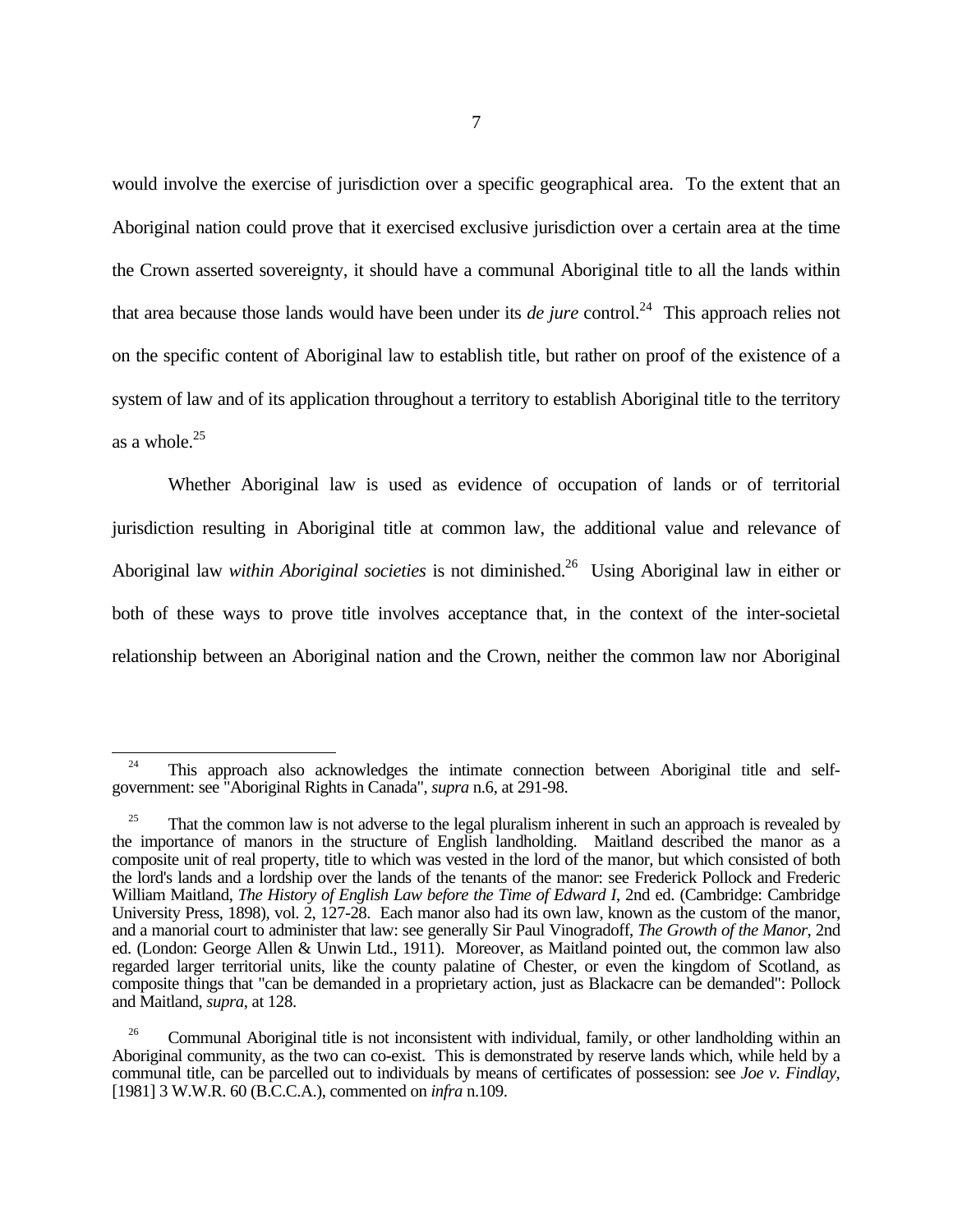would involve the exercise of jurisdiction over a specific geographical area. To the extent that an Aboriginal nation could prove that it exercised exclusive jurisdiction over a certain area at the time the Crown asserted sovereignty, it should have a communal Aboriginal title to all the lands within that area because those lands would have been under its *de jure* control.[24] This approach relies not on the specific content of Aboriginal law to establish title, but rather on proof of the existence of a system of law and of its application throughout a territory to establish Aboriginal title to the territory as a whole.[25]

Whether Aboriginal law is used as evidence of occupation of lands or of territorial jurisdiction resulting in Aboriginal title at common law, the additional value and relevance of Aboriginal law *within Aboriginal societies* is not diminished.[26] Using Aboriginal law in either or both of these ways to prove title involves acceptance that, in the context of the inter-societal relationship between an Aboriginal nation and the Crown, neither the common law nor Aboriginal

---

[24] This approach also acknowledges the intimate connection between Aboriginal title and self-government: see "Aboriginal Rights in Canada", *supra* n.6, at 291-98.

[25] That the common law is not adverse to the legal pluralism inherent in such an approach is revealed by the importance of manors in the structure of English landholding. Maitland described the manor as a composite unit of real property, title to which was vested in the lord of the manor, but which consisted of both the lord's lands and a lordship over the lands of the tenants of the manor: see Frederick Pollock and Frederic William Maitland, *The History of English Law before the Time of Edward I*, 2nd ed. (Cambridge: Cambridge University Press, 1898), vol. 2, 127-28. Each manor also had its own law, known as the custom of the manor, and a manorial court to administer that law: see generally Sir Paul Vinogradoff, *The Growth of the Manor*, 2nd ed. (London: George Allen & Unwin Ltd., 1911). Moreover, as Maitland pointed out, the common law also regarded larger territorial units, like the county palatine of Chester, or even the kingdom of Scotland, as composite things that "can be demanded in a proprietary action, just as Blackacre can be demanded": Pollock and Maitland, *supra*, at 128.

[26] Communal Aboriginal title is not inconsistent with individual, family, or other landholding within an Aboriginal community, as the two can co-exist. This is demonstrated by reserve lands which, while held by a communal title, can be parcelled out to individuals by means of certificates of possession: see *Joe v. Findlay*, [1981] 3 W.W.R. 60 (B.C.C.A.), commented on *infra* n.109.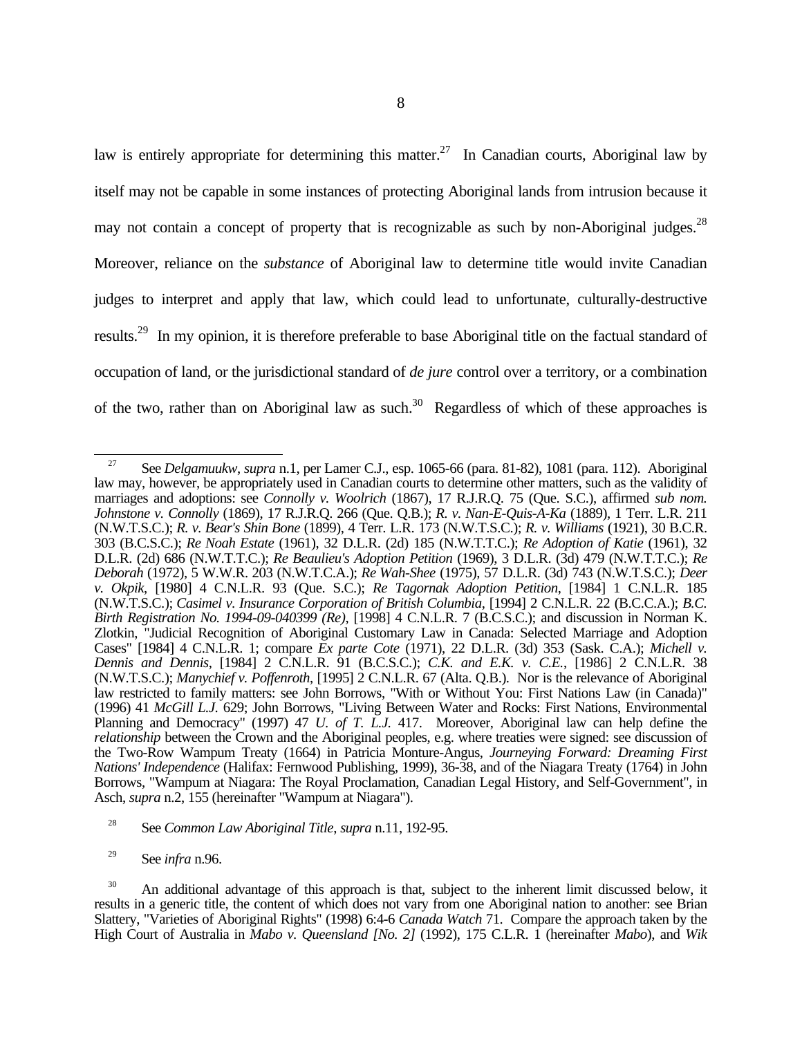law is entirely appropriate for determining this matter.[27] In Canadian courts, Aboriginal law by itself may not be capable in some instances of protecting Aboriginal lands from intrusion because it may not contain a concept of property that is recognizable as such by non-Aboriginal judges.[28] Moreover, reliance on the *substance* of Aboriginal law to determine title would invite Canadian judges to interpret and apply that law, which could lead to unfortunate, culturally-destructive results.[29] In my opinion, it is therefore preferable to base Aboriginal title on the factual standard of occupation of land, or the jurisdictional standard of *de jure* control over a territory, or a combination of the two, rather than on Aboriginal law as such.[30] Regardless of which of these approaches is

---

[27] See *Delgamuukw*, *supra* n.1, per Lamer C.J., esp. 1065-66 (para. 81-82), 1081 (para. 112). Aboriginal law may, however, be appropriately used in Canadian courts to determine other matters, such as the validity of marriages and adoptions: see *Connolly v. Woolrich* (1867), 17 R.J.R.Q. 75 (Que. S.C.), affirmed *sub nom. Johnstone v. Connolly* (1869), 17 R.J.R.Q. 266 (Que. Q.B.); *R. v. Nan-E-Quis-A-Ka* (1889), 1 Terr. L.R. 211 (N.W.T.S.C.); *R. v. Bear's Shin Bone* (1899), 4 Terr. L.R. 173 (N.W.T.S.C.); *R. v. Williams* (1921), 30 B.C.R. 303 (B.C.S.C.); *Re Noah Estate* (1961), 32 D.L.R. (2d) 185 (N.W.T.T.C.); *Re Adoption of Katie* (1961), 32 D.L.R. (2d) 686 (N.W.T.T.C.); *Re Beaulieu's Adoption Petition* (1969), 3 D.L.R. (3d) 479 (N.W.T.T.C.); *Re Deborah* (1972), 5 W.W.R. 203 (N.W.T.C.A.); *Re Wah-Shee* (1975), 57 D.L.R. (3d) 743 (N.W.T.S.C.); *Deer v. Okpik*, [1980] 4 C.N.L.R. 93 (Que. S.C.); *Re Tagornak Adoption Petition*, [1984] 1 C.N.L.R. 185 (N.W.T.S.C.); *Casimel v. Insurance Corporation of British Columbia*, [1994] 2 C.N.L.R. 22 (B.C.C.A.); *B.C. Birth Registration No. 1994-09-040399 (Re)*, [1998] 4 C.N.L.R. 7 (B.C.S.C.); and discussion in Norman K. Zlotkin, "Judicial Recognition of Aboriginal Customary Law in Canada: Selected Marriage and Adoption Cases" [1984] 4 C.N.L.R. 1; compare *Ex parte Cote* (1971), 22 D.L.R. (3d) 353 (Sask. C.A.); *Michell v. Dennis and Dennis*, [1984] 2 C.N.L.R. 91 (B.C.S.C.); *C.K. and E.K. v. C.E.*, [1986] 2 C.N.L.R. 38 (N.W.T.S.C.); *Manychief v. Poffenroth*, [1995] 2 C.N.L.R. 67 (Alta. Q.B.). Nor is the relevance of Aboriginal law restricted to family matters: see John Borrows, "With or Without You: First Nations Law (in Canada)" (1996) 41 *McGill L.J.* 629; John Borrows, "Living Between Water and Rocks: First Nations, Environmental Planning and Democracy" (1997) 47 *U. of T. L.J.* 417. Moreover, Aboriginal law can help define the *relationship* between the Crown and the Aboriginal peoples, e.g. where treaties were signed: see discussion of the Two-Row Wampum Treaty (1664) in Patricia Monture-Angus, *Journeying Forward: Dreaming First Nations' Independence* (Halifax: Fernwood Publishing, 1999), 36-38, and of the Niagara Treaty (1764) in John Borrows, "Wampum at Niagara: The Royal Proclamation, Canadian Legal History, and Self-Government", in Asch, *supra* n.2, 155 (hereinafter "Wampum at Niagara").

[28] See *Common Law Aboriginal Title*, *supra* n.11, 192-95.

[29] See *infra* n.96.

[30] An additional advantage of this approach is that, subject to the inherent limit discussed below, it results in a generic title, the content of which does not vary from one Aboriginal nation to another: see Brian Slattery, "Varieties of Aboriginal Rights" (1998) 6:4-6 *Canada Watch* 71. Compare the approach taken by the High Court of Australia in *Mabo v. Queensland [No. 2]* (1992), 175 C.L.R. 1 (hereinafter *Mabo*), and *Wik*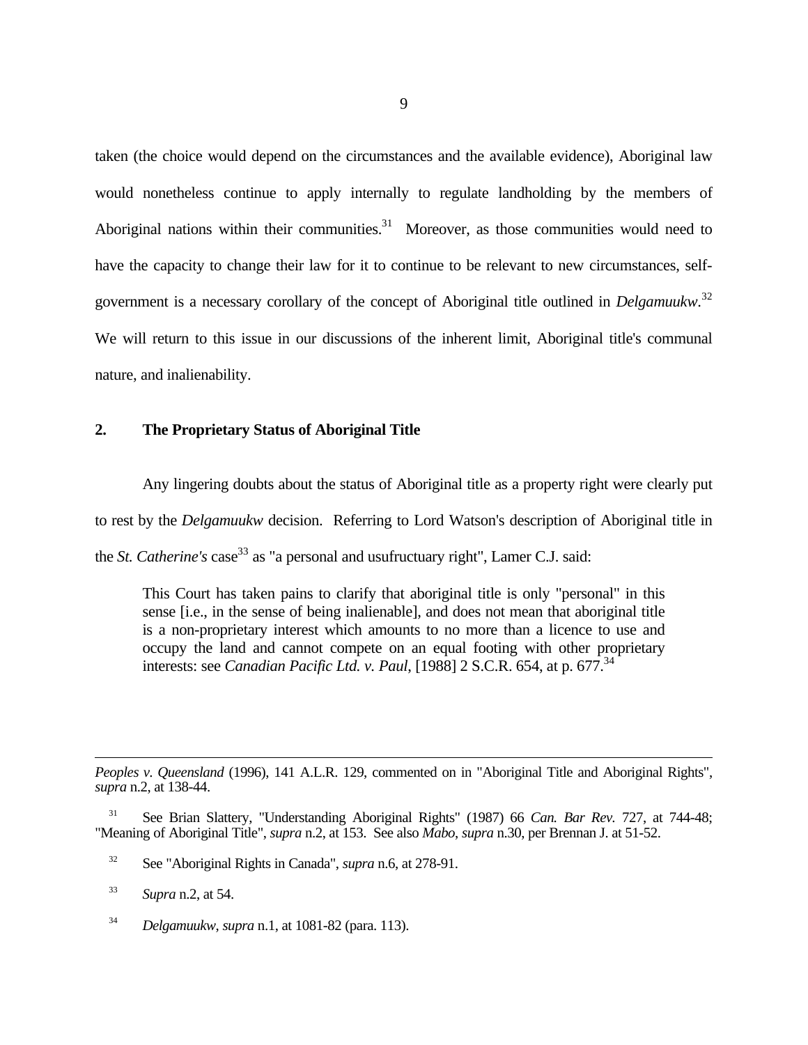taken (the choice would depend on the circumstances and the available evidence), Aboriginal law would nonetheless continue to apply internally to regulate landholding by the members of Aboriginal nations within their communities.[31] Moreover, as those communities would need to have the capacity to change their law for it to continue to be relevant to new circumstances, self-government is a necessary corollary of the concept of Aboriginal title outlined in *Delgamuukw*.[32] We will return to this issue in our discussions of the inherent limit, Aboriginal title's communal nature, and inalienability.

## 2. The Proprietary Status of Aboriginal Title

Any lingering doubts about the status of Aboriginal title as a property right were clearly put to rest by the *Delgamuukw* decision. Referring to Lord Watson's description of Aboriginal title in the *St. Catherine's* case[33] as "a personal and usufructuary right", Lamer C.J. said:

> This Court has taken pains to clarify that aboriginal title is only "personal" in this sense [i.e., in the sense of being inalienable], and does not mean that aboriginal title is a non-proprietary interest which amounts to no more than a licence to use and occupy the land and cannot compete on an equal footing with other proprietary interests: see *Canadian Pacific Ltd. v. Paul*, [1988] 2 S.C.R. 654, at p. 677.[34]

---

*Peoples v. Queensland* (1996), 141 A.L.R. 129, commented on in "Aboriginal Title and Aboriginal Rights", *supra* n.2, at 138-44.

[31] See Brian Slattery, "Understanding Aboriginal Rights" (1987) 66 *Can. Bar Rev.* 727, at 744-48; "Meaning of Aboriginal Title", *supra* n.2, at 153. See also *Mabo*, *supra* n.30, per Brennan J. at 51-52.

[32] See "Aboriginal Rights in Canada", *supra* n.6, at 278-91.

[33] *Supra* n.2, at 54.

[34] *Delgamuukw*, *supra* n.1, at 1081-82 (para. 113).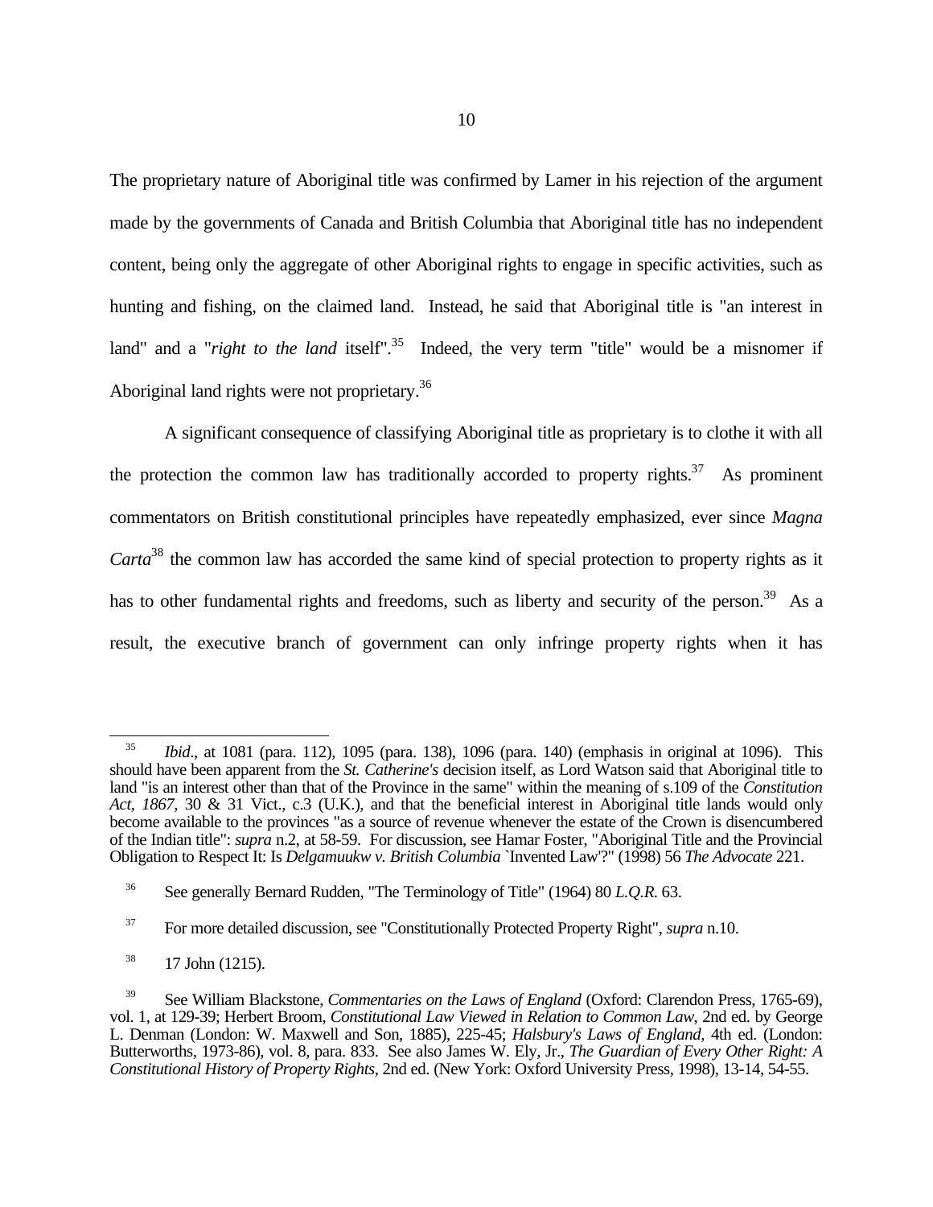The proprietary nature of Aboriginal title was confirmed by Lamer in his rejection of the argument made by the governments of Canada and British Columbia that Aboriginal title has no independent content, being only the aggregate of other Aboriginal rights to engage in specific activities, such as hunting and fishing, on the claimed land. Instead, he said that Aboriginal title is "an interest in land" and a "*right to the land* itself".[35] Indeed, the very term "title" would be a misnomer if Aboriginal land rights were not proprietary.[36]

A significant consequence of classifying Aboriginal title as proprietary is to clothe it with all the protection the common law has traditionally accorded to property rights.[37] As prominent commentators on British constitutional principles have repeatedly emphasized, ever since *Magna Carta*[38] the common law has accorded the same kind of special protection to property rights as it has to other fundamental rights and freedoms, such as liberty and security of the person.[39] As a result, the executive branch of government can only infringe property rights when it has

---

[35] *Ibid*., at 1081 (para. 112), 1095 (para. 138), 1096 (para. 140) (emphasis in original at 1096). This should have been apparent from the *St. Catherine's* decision itself, as Lord Watson said that Aboriginal title to land "is an interest other than that of the Province in the same" within the meaning of s.109 of the *Constitution Act, 1867*, 30 & 31 Vict., c.3 (U.K.), and that the beneficial interest in Aboriginal title lands would only become available to the provinces "as a source of revenue whenever the estate of the Crown is disencumbered of the Indian title": *supra* n.2, at 58-59. For discussion, see Hamar Foster, "Aboriginal Title and the Provincial Obligation to Respect It: Is *Delgamuukw v. British Columbia* `Invented Law'?" (1998) 56 *The Advocate* 221.

[36] See generally Bernard Rudden, "The Terminology of Title" (1964) 80 *L.Q.R.* 63.

[37] For more detailed discussion, see "Constitutionally Protected Property Right", *supra* n.10.

[38] 17 John (1215).

[39] See William Blackstone, *Commentaries on the Laws of England* (Oxford: Clarendon Press, 1765-69), vol. 1, at 129-39; Herbert Broom, *Constitutional Law Viewed in Relation to Common Law*, 2nd ed. by George L. Denman (London: W. Maxwell and Son, 1885), 225-45; *Halsbury's Laws of England*, 4th ed. (London: Butterworths, 1973-86), vol. 8, para. 833. See also James W. Ely, Jr., *The Guardian of Every Other Right: A Constitutional History of Property Rights*, 2nd ed. (New York: Oxford University Press, 1998), 13-14, 54-55.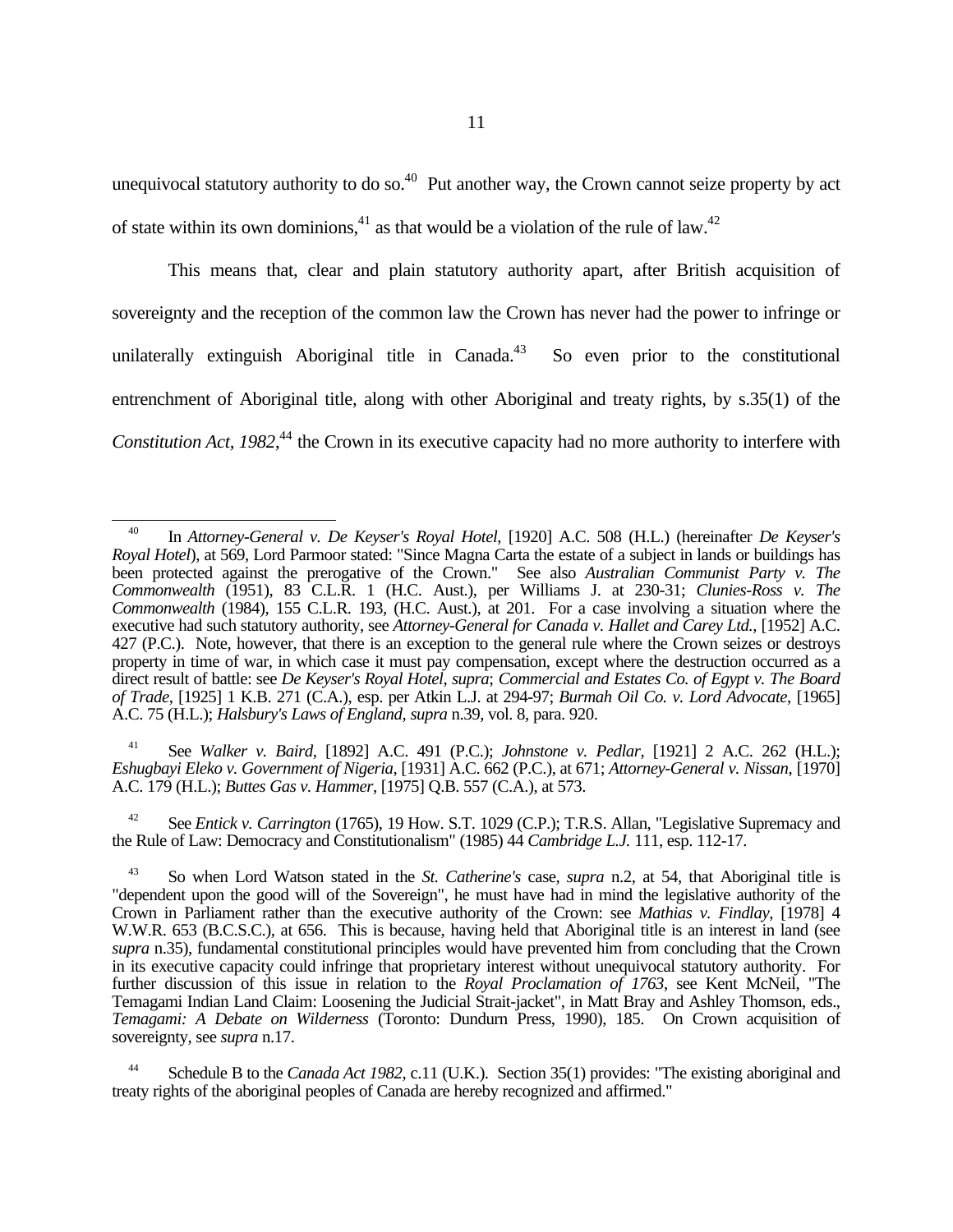unequivocal statutory authority to do so.[40] Put another way, the Crown cannot seize property by act of state within its own dominions,[41] as that would be a violation of the rule of law.[42]

This means that, clear and plain statutory authority apart, after British acquisition of sovereignty and the reception of the common law the Crown has never had the power to infringe or unilaterally extinguish Aboriginal title in Canada.[43] So even prior to the constitutional entrenchment of Aboriginal title, along with other Aboriginal and treaty rights, by s.35(1) of the *Constitution Act, 1982*,[44] the Crown in its executive capacity had no more authority to interfere with

---

[40] In *Attorney-General v. De Keyser's Royal Hotel*, [1920] A.C. 508 (H.L.) (hereinafter *De Keyser's Royal Hotel*), at 569, Lord Parmoor stated: "Since Magna Carta the estate of a subject in lands or buildings has been protected against the prerogative of the Crown." See also *Australian Communist Party v. The Commonwealth* (1951), 83 C.L.R. 1 (H.C. Aust.), per Williams J. at 230-31; *Clunies-Ross v. The Commonwealth* (1984), 155 C.L.R. 193, (H.C. Aust.), at 201. For a case involving a situation where the executive had such statutory authority, see *Attorney-General for Canada v. Hallet and Carey Ltd.*, [1952] A.C. 427 (P.C.). Note, however, that there is an exception to the general rule where the Crown seizes or destroys property in time of war, in which case it must pay compensation, except where the destruction occurred as a direct result of battle: see *De Keyser's Royal Hotel*, *supra*; *Commercial and Estates Co. of Egypt v. The Board of Trade*, [1925] 1 K.B. 271 (C.A.), esp. per Atkin L.J. at 294-97; *Burmah Oil Co. v. Lord Advocate*, [1965] A.C. 75 (H.L.); *Halsbury's Laws of England*, *supra* n.39, vol. 8, para. 920.

[41] See *Walker v. Baird*, [1892] A.C. 491 (P.C.); *Johnstone v. Pedlar*, [1921] 2 A.C. 262 (H.L.); *Eshugbayi Eleko v. Government of Nigeria*, [1931] A.C. 662 (P.C.), at 671; *Attorney-General v. Nissan*, [1970] A.C. 179 (H.L.); *Buttes Gas v. Hammer*, [1975] Q.B. 557 (C.A.), at 573.

[42] See *Entick v. Carrington* (1765), 19 How. S.T. 1029 (C.P.); T.R.S. Allan, "Legislative Supremacy and the Rule of Law: Democracy and Constitutionalism" (1985) 44 *Cambridge L.J.* 111, esp. 112-17.

[43] So when Lord Watson stated in the *St. Catherine's* case, *supra* n.2, at 54, that Aboriginal title is "dependent upon the good will of the Sovereign", he must have had in mind the legislative authority of the Crown in Parliament rather than the executive authority of the Crown: see *Mathias v. Findlay*, [1978] 4 W.W.R. 653 (B.C.S.C.), at 656. This is because, having held that Aboriginal title is an interest in land (see *supra* n.35), fundamental constitutional principles would have prevented him from concluding that the Crown in its executive capacity could infringe that proprietary interest without unequivocal statutory authority. For further discussion of this issue in relation to the *Royal Proclamation of 1763*, see Kent McNeil, "The Temagami Indian Land Claim: Loosening the Judicial Strait-jacket", in Matt Bray and Ashley Thomson, eds., *Temagami: A Debate on Wilderness* (Toronto: Dundurn Press, 1990), 185. On Crown acquisition of sovereignty, see *supra* n.17.

[44] Schedule B to the *Canada Act 1982*, c.11 (U.K.). Section 35(1) provides: "The existing aboriginal and treaty rights of the aboriginal peoples of Canada are hereby recognized and affirmed."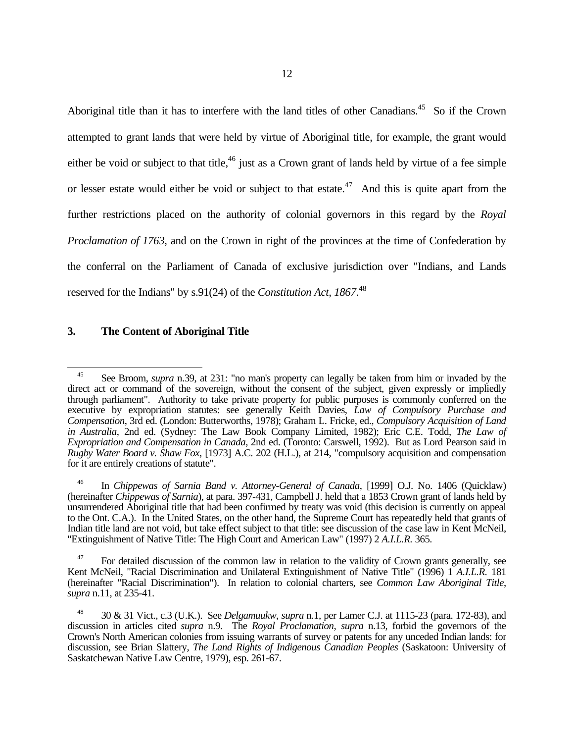Aboriginal title than it has to interfere with the land titles of other Canadians.[45] So if the Crown attempted to grant lands that were held by virtue of Aboriginal title, for example, the grant would either be void or subject to that title,[46] just as a Crown grant of lands held by virtue of a fee simple or lesser estate would either be void or subject to that estate.[47] And this is quite apart from the further restrictions placed on the authority of colonial governors in this regard by the *Royal Proclamation of 1763*, and on the Crown in right of the provinces at the time of Confederation by the conferral on the Parliament of Canada of exclusive jurisdiction over "Indians, and Lands reserved for the Indians" by s.91(24) of the *Constitution Act, 1867*.[48]

### 3. The Content of Aboriginal Title

---

[45] See Broom, *supra* n.39, at 231: "no man's property can legally be taken from him or invaded by the direct act or command of the sovereign, without the consent of the subject, given expressly or impliedly through parliament". Authority to take private property for public purposes is commonly conferred on the executive by expropriation statutes: see generally Keith Davies, *Law of Compulsory Purchase and Compensation*, 3rd ed. (London: Butterworths, 1978); Graham L. Fricke, ed., *Compulsory Acquisition of Land in Australia*, 2nd ed. (Sydney: The Law Book Company Limited, 1982); Eric C.E. Todd, *The Law of Expropriation and Compensation in Canada*, 2nd ed. (Toronto: Carswell, 1992). But as Lord Pearson said in *Rugby Water Board v. Shaw Fox*, [1973] A.C. 202 (H.L.), at 214, "compulsory acquisition and compensation for it are entirely creations of statute".

[46] In *Chippewas of Sarnia Band v. Attorney-General of Canada*, [1999] O.J. No. 1406 (Quicklaw) (hereinafter *Chippewas of Sarnia*), at para. 397-431, Campbell J. held that a 1853 Crown grant of lands held by unsurrendered Aboriginal title that had been confirmed by treaty was void (this decision is currently on appeal to the Ont. C.A.). In the United States, on the other hand, the Supreme Court has repeatedly held that grants of Indian title land are not void, but take effect subject to that title: see discussion of the case law in Kent McNeil, "Extinguishment of Native Title: The High Court and American Law" (1997) 2 *A.I.L.R.* 365.

[47] For detailed discussion of the common law in relation to the validity of Crown grants generally, see Kent McNeil, "Racial Discrimination and Unilateral Extinguishment of Native Title" (1996) 1 *A.I.L.R.* 181 (hereinafter "Racial Discrimination"). In relation to colonial charters, see *Common Law Aboriginal Title*, *supra* n.11, at 235-41.

[48] 30 & 31 Vict., c.3 (U.K.). See *Delgamuukw*, *supra* n.1, per Lamer C.J. at 1115-23 (para. 172-83), and discussion in articles cited *supra* n.9. The *Royal Proclamation*, *supra* n.13, forbid the governors of the Crown's North American colonies from issuing warrants of survey or patents for any unceded Indian lands: for discussion, see Brian Slattery, *The Land Rights of Indigenous Canadian Peoples* (Saskatoon: University of Saskatchewan Native Law Centre, 1979), esp. 261-67.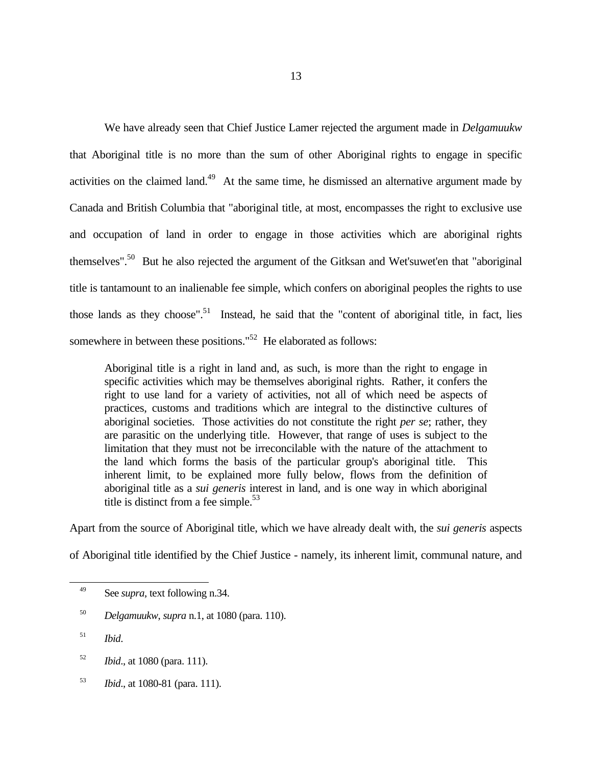We have already seen that Chief Justice Lamer rejected the argument made in *Delgamuukw* that Aboriginal title is no more than the sum of other Aboriginal rights to engage in specific activities on the claimed land.[49] At the same time, he dismissed an alternative argument made by Canada and British Columbia that "aboriginal title, at most, encompasses the right to exclusive use and occupation of land in order to engage in those activities which are aboriginal rights themselves".[50] But he also rejected the argument of the Gitksan and Wet'suwet'en that "aboriginal title is tantamount to an inalienable fee simple, which confers on aboriginal peoples the rights to use those lands as they choose".[51] Instead, he said that the "content of aboriginal title, in fact, lies somewhere in between these positions."[52] He elaborated as follows:

> Aboriginal title is a right in land and, as such, is more than the right to engage in specific activities which may be themselves aboriginal rights. Rather, it confers the right to use land for a variety of activities, not all of which need be aspects of practices, customs and traditions which are integral to the distinctive cultures of aboriginal societies. Those activities do not constitute the right *per se*; rather, they are parasitic on the underlying title. However, that range of uses is subject to the limitation that they must not be irreconcilable with the nature of the attachment to the land which forms the basis of the particular group's aboriginal title. This inherent limit, to be explained more fully below, flows from the definition of aboriginal title as a *sui generis* interest in land, and is one way in which aboriginal title is distinct from a fee simple.[53]

Apart from the source of Aboriginal title, which we have already dealt with, the *sui generis* aspects of Aboriginal title identified by the Chief Justice - namely, its inherent limit, communal nature, and

---

[49] See *supra*, text following n.34.

[50] *Delgamuukw*, *supra* n.1, at 1080 (para. 110).

[51] *Ibid*.

[52] *Ibid*., at 1080 (para. 111).

[53] *Ibid*., at 1080-81 (para. 111).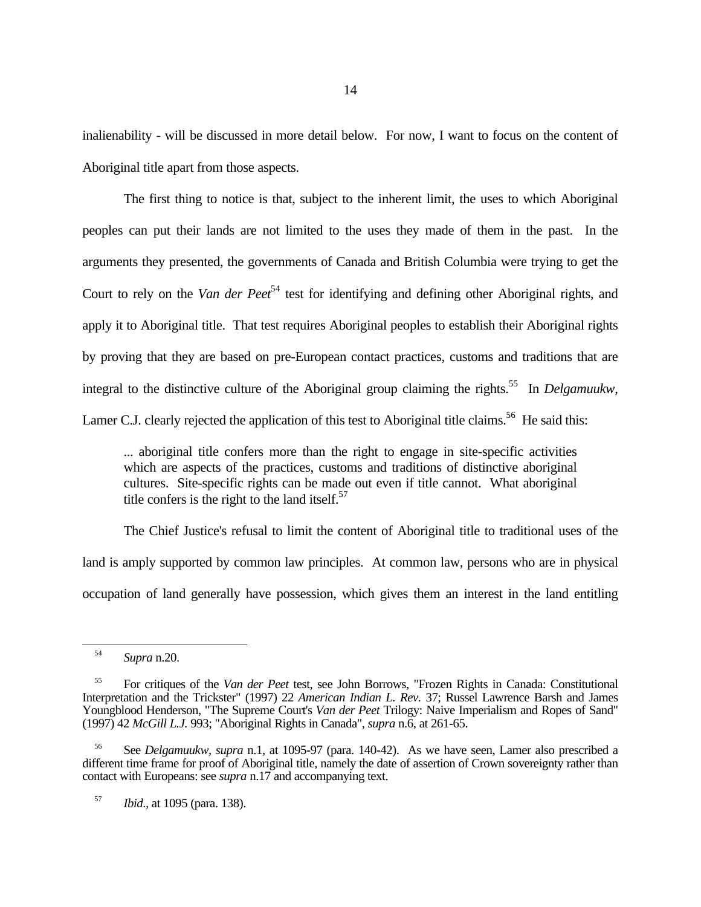inalienability - will be discussed in more detail below. For now, I want to focus on the content of Aboriginal title apart from those aspects.

The first thing to notice is that, subject to the inherent limit, the uses to which Aboriginal peoples can put their lands are not limited to the uses they made of them in the past. In the arguments they presented, the governments of Canada and British Columbia were trying to get the Court to rely on the *Van der Peet*[54] test for identifying and defining other Aboriginal rights, and apply it to Aboriginal title. That test requires Aboriginal peoples to establish their Aboriginal rights by proving that they are based on pre-European contact practices, customs and traditions that are integral to the distinctive culture of the Aboriginal group claiming the rights.[55] In *Delgamuukw*, Lamer C.J. clearly rejected the application of this test to Aboriginal title claims.[56] He said this:

> ... aboriginal title confers more than the right to engage in site-specific activities which are aspects of the practices, customs and traditions of distinctive aboriginal cultures. Site-specific rights can be made out even if title cannot. What aboriginal title confers is the right to the land itself.[57]

The Chief Justice's refusal to limit the content of Aboriginal title to traditional uses of the land is amply supported by common law principles. At common law, persons who are in physical occupation of land generally have possession, which gives them an interest in the land entitling

---

[54] *Supra* n.20.

[55] For critiques of the *Van der Peet* test, see John Borrows, "Frozen Rights in Canada: Constitutional Interpretation and the Trickster" (1997) 22 *American Indian L. Rev.* 37; Russel Lawrence Barsh and James Youngblood Henderson, "The Supreme Court's *Van der Peet* Trilogy: Naive Imperialism and Ropes of Sand" (1997) 42 *McGill L.J.* 993; "Aboriginal Rights in Canada", *supra* n.6, at 261-65.

[56] See *Delgamuukw*, *supra* n.1, at 1095-97 (para. 140-42). As we have seen, Lamer also prescribed a different time frame for proof of Aboriginal title, namely the date of assertion of Crown sovereignty rather than contact with Europeans: see *supra* n.17 and accompanying text.

[57] *Ibid*., at 1095 (para. 138).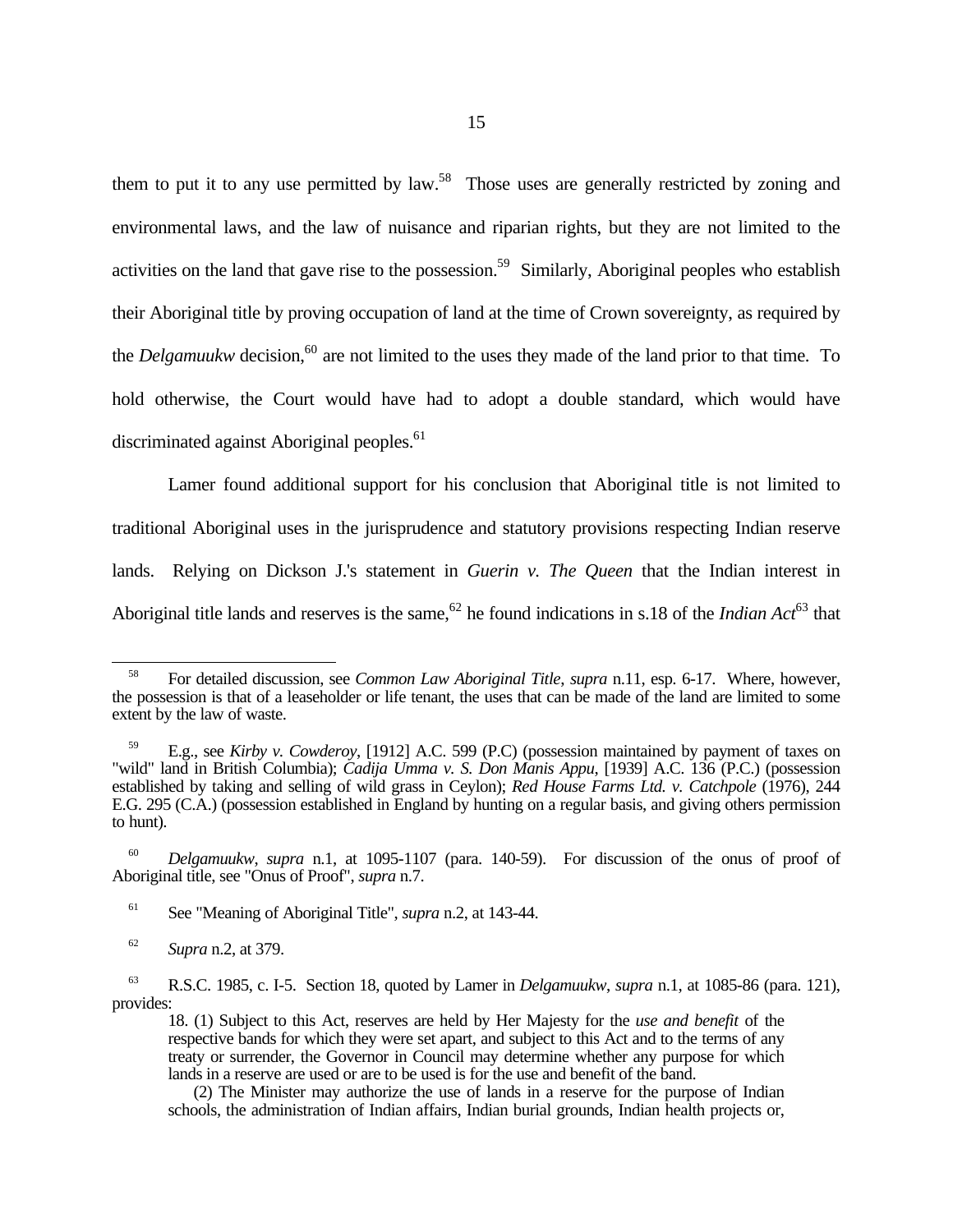them to put it to any use permitted by law.[58] Those uses are generally restricted by zoning and environmental laws, and the law of nuisance and riparian rights, but they are not limited to the activities on the land that gave rise to the possession.[59] Similarly, Aboriginal peoples who establish their Aboriginal title by proving occupation of land at the time of Crown sovereignty, as required by the *Delgamuukw* decision,[60] are not limited to the uses they made of the land prior to that time. To hold otherwise, the Court would have had to adopt a double standard, which would have discriminated against Aboriginal peoples.[61]

Lamer found additional support for his conclusion that Aboriginal title is not limited to traditional Aboriginal uses in the jurisprudence and statutory provisions respecting Indian reserve lands. Relying on Dickson J.'s statement in *Guerin v. The Queen* that the Indian interest in Aboriginal title lands and reserves is the same,[62] he found indications in s.18 of the *Indian Act*[63] that

---

[58] For detailed discussion, see *Common Law Aboriginal Title*, *supra* n.11, esp. 6-17. Where, however, the possession is that of a leaseholder or life tenant, the uses that can be made of the land are limited to some extent by the law of waste.

[59] E.g., see *Kirby v. Cowderoy*, [1912] A.C. 599 (P.C) (possession maintained by payment of taxes on "wild" land in British Columbia); *Cadija Umma v. S. Don Manis Appu*, [1939] A.C. 136 (P.C.) (possession established by taking and selling of wild grass in Ceylon); *Red House Farms Ltd. v. Catchpole* (1976), 244 E.G. 295 (C.A.) (possession established in England by hunting on a regular basis, and giving others permission to hunt).

[60] *Delgamuukw*, *supra* n.1, at 1095-1107 (para. 140-59). For discussion of the onus of proof of Aboriginal title, see "Onus of Proof", *supra* n.7.

[61] See "Meaning of Aboriginal Title", *supra* n.2, at 143-44.

[62] *Supra* n.2, at 379.

[63] R.S.C. 1985, c. I-5. Section 18, quoted by Lamer in *Delgamuukw*, *supra* n.1, at 1085-86 (para. 121), provides:

> 18. (1) Subject to this Act, reserves are held by Her Majesty for the *use and benefit* of the respective bands for which they were set apart, and subject to this Act and to the terms of any treaty or surrender, the Governor in Council may determine whether any purpose for which lands in a reserve are used or are to be used is for the use and benefit of the band.
>
> (2) The Minister may authorize the use of lands in a reserve for the purpose of Indian schools, the administration of Indian affairs, Indian burial grounds, Indian health projects or,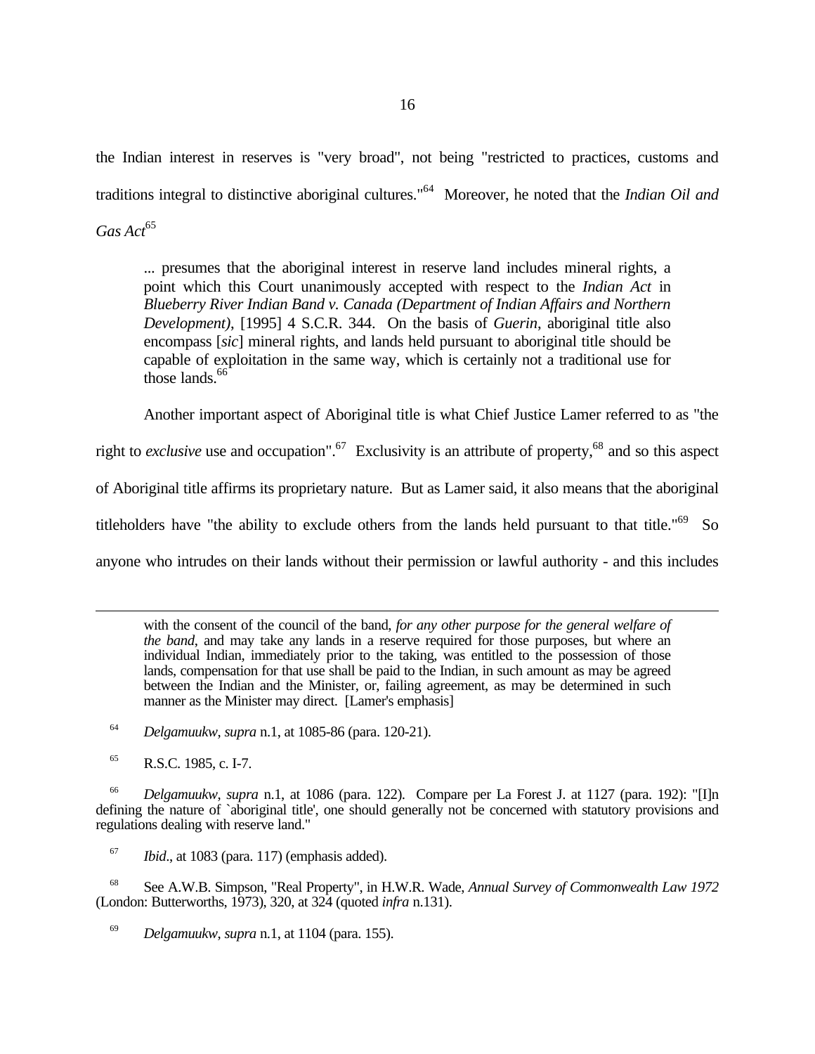the Indian interest in reserves is "very broad", not being "restricted to practices, customs and traditions integral to distinctive aboriginal cultures."[64] Moreover, he noted that the *Indian Oil and Gas Act*[65]

> ... presumes that the aboriginal interest in reserve land includes mineral rights, a point which this Court unanimously accepted with respect to the *Indian Act* in *Blueberry River Indian Band v. Canada (Department of Indian Affairs and Northern Development)*, [1995] 4 S.C.R. 344. On the basis of *Guerin*, aboriginal title also encompass [*sic*] mineral rights, and lands held pursuant to aboriginal title should be capable of exploitation in the same way, which is certainly not a traditional use for those lands.[66]

Another important aspect of Aboriginal title is what Chief Justice Lamer referred to as "the right to *exclusive* use and occupation".[67] Exclusivity is an attribute of property,[68] and so this aspect of Aboriginal title affirms its proprietary nature. But as Lamer said, it also means that the aboriginal titleholders have "the ability to exclude others from the lands held pursuant to that title."[69] So anyone who intrudes on their lands without their permission or lawful authority - and this includes

---

with the consent of the council of the band, *for any other purpose for the general welfare of the band*, and may take any lands in a reserve required for those purposes, but where an individual Indian, immediately prior to the taking, was entitled to the possession of those lands, compensation for that use shall be paid to the Indian, in such amount as may be agreed between the Indian and the Minister, or, failing agreement, as may be determined in such manner as the Minister may direct. [Lamer's emphasis]

[64] *Delgamuukw*, *supra* n.1, at 1085-86 (para. 120-21).

[65] R.S.C. 1985, c. I-7.

[66] *Delgamuukw*, *supra* n.1, at 1086 (para. 122). Compare per La Forest J. at 1127 (para. 192): "[I]n defining the nature of `aboriginal title', one should generally not be concerned with statutory provisions and regulations dealing with reserve land."

[67] *Ibid*., at 1083 (para. 117) (emphasis added).

[68] See A.W.B. Simpson, "Real Property", in H.W.R. Wade, *Annual Survey of Commonwealth Law 1972* (London: Butterworths, 1973), 320, at 324 (quoted *infra* n.131).

[69] *Delgamuukw*, *supra* n.1, at 1104 (para. 155).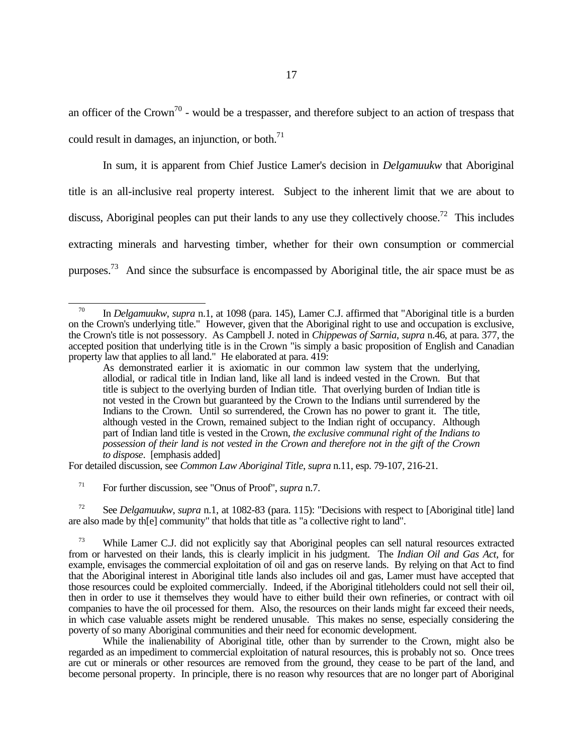an officer of the Crown[70] - would be a trespasser, and therefore subject to an action of trespass that could result in damages, an injunction, or both.[71]

In sum, it is apparent from Chief Justice Lamer's decision in *Delgamuukw* that Aboriginal title is an all-inclusive real property interest. Subject to the inherent limit that we are about to discuss, Aboriginal peoples can put their lands to any use they collectively choose.[72] This includes extracting minerals and harvesting timber, whether for their own consumption or commercial purposes.[73] And since the subsurface is encompassed by Aboriginal title, the air space must be as

---

[70] In *Delgamuukw*, *supra* n.1, at 1098 (para. 145), Lamer C.J. affirmed that "Aboriginal title is a burden on the Crown's underlying title." However, given that the Aboriginal right to use and occupation is exclusive, the Crown's title is not possessory. As Campbell J. noted in *Chippewas of Sarnia*, *supra* n.46, at para. 377, the accepted position that underlying title is in the Crown "is simply a basic proposition of English and Canadian property law that applies to all land." He elaborated at para. 419:

> As demonstrated earlier it is axiomatic in our common law system that the underlying, allodial, or radical title in Indian land, like all land is indeed vested in the Crown. But that title is subject to the overlying burden of Indian title. That overlying burden of Indian title is not vested in the Crown but guaranteed by the Crown to the Indians until surrendered by the Indians to the Crown. Until so surrendered, the Crown has no power to grant it. The title, although vested in the Crown, remained subject to the Indian right of occupancy. Although part of Indian land title is vested in the Crown, *the exclusive communal right of the Indians to possession of their land is not vested in the Crown and therefore not in the gift of the Crown to dispose*. [emphasis added]

For detailed discussion, see *Common Law Aboriginal Title*, *supra* n.11, esp. 79-107, 216-21.

[71] For further discussion, see "Onus of Proof", *supra* n.7.

[72] See *Delgamuukw*, *supra* n.1, at 1082-83 (para. 115): "Decisions with respect to [Aboriginal title] land are also made by th[e] community" that holds that title as "a collective right to land".

[73] While Lamer C.J. did not explicitly say that Aboriginal peoples can sell natural resources extracted from or harvested on their lands, this is clearly implicit in his judgment. The *Indian Oil and Gas Act*, for example, envisages the commercial exploitation of oil and gas on reserve lands. By relying on that Act to find that the Aboriginal interest in Aboriginal title lands also includes oil and gas, Lamer must have accepted that those resources could be exploited commercially. Indeed, if the Aboriginal titleholders could not sell their oil, then in order to use it themselves they would have to either build their own refineries, or contract with oil companies to have the oil processed for them. Also, the resources on their lands might far exceed their needs, in which case valuable assets might be rendered unusable. This makes no sense, especially considering the poverty of so many Aboriginal communities and their need for economic development.

While the inalienability of Aboriginal title, other than by surrender to the Crown, might also be regarded as an impediment to commercial exploitation of natural resources, this is probably not so. Once trees are cut or minerals or other resources are removed from the ground, they cease to be part of the land, and become personal property. In principle, there is no reason why resources that are no longer part of Aboriginal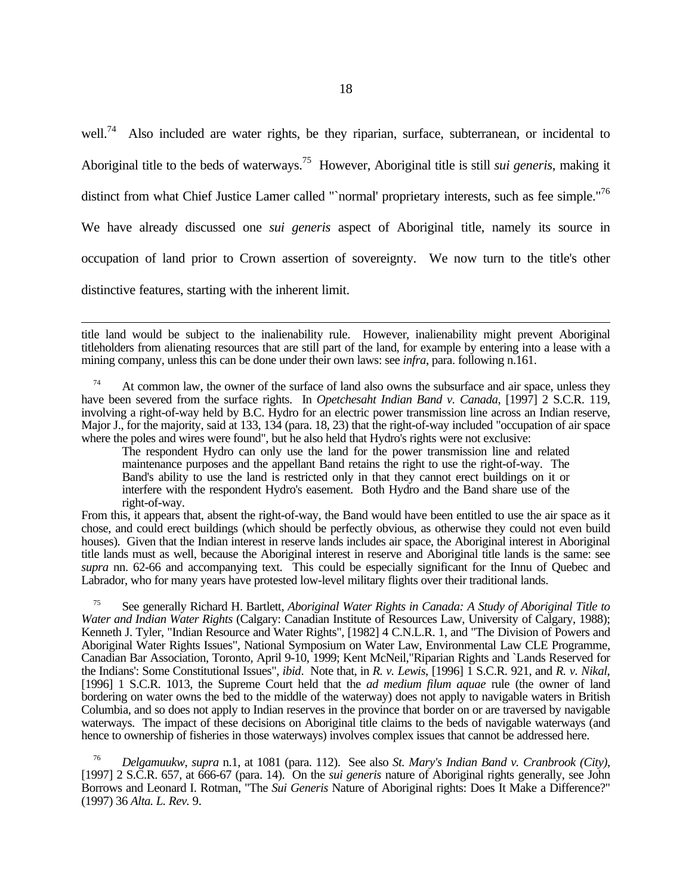well.[74] Also included are water rights, be they riparian, surface, subterranean, or incidental to Aboriginal title to the beds of waterways.[75] However, Aboriginal title is still *sui generis*, making it distinct from what Chief Justice Lamer called "`normal' proprietary interests, such as fee simple."[76] We have already discussed one *sui generis* aspect of Aboriginal title, namely its source in occupation of land prior to Crown assertion of sovereignty. We now turn to the title's other distinctive features, starting with the inherent limit.

---

title land would be subject to the inalienability rule. However, inalienability might prevent Aboriginal titleholders from alienating resources that are still part of the land, for example by entering into a lease with a mining company, unless this can be done under their own laws: see *infra*, para. following n.161.

[74] At common law, the owner of the surface of land also owns the subsurface and air space, unless they have been severed from the surface rights. In *Opetchesaht Indian Band v. Canada*, [1997] 2 S.C.R. 119, involving a right-of-way held by B.C. Hydro for an electric power transmission line across an Indian reserve, Major J., for the majority, said at 133, 134 (para. 18, 23) that the right-of-way included "occupation of air space where the poles and wires were found", but he also held that Hydro's rights were not exclusive:

> The respondent Hydro can only use the land for the power transmission line and related maintenance purposes and the appellant Band retains the right to use the right-of-way. The Band's ability to use the land is restricted only in that they cannot erect buildings on it or interfere with the respondent Hydro's easement. Both Hydro and the Band share use of the right-of-way.

From this, it appears that, absent the right-of-way, the Band would have been entitled to use the air space as it chose, and could erect buildings (which should be perfectly obvious, as otherwise they could not even build houses). Given that the Indian interest in reserve lands includes air space, the Aboriginal interest in Aboriginal title lands must as well, because the Aboriginal interest in reserve and Aboriginal title lands is the same: see *supra* nn. 62-66 and accompanying text. This could be especially significant for the Innu of Quebec and Labrador, who for many years have protested low-level military flights over their traditional lands.

[75] See generally Richard H. Bartlett, *Aboriginal Water Rights in Canada: A Study of Aboriginal Title to Water and Indian Water Rights* (Calgary: Canadian Institute of Resources Law, University of Calgary, 1988); Kenneth J. Tyler, "Indian Resource and Water Rights", [1982] 4 C.N.L.R. 1, and "The Division of Powers and Aboriginal Water Rights Issues", National Symposium on Water Law, Environmental Law CLE Programme, Canadian Bar Association, Toronto, April 9-10, 1999; Kent McNeil,"Riparian Rights and `Lands Reserved for the Indians': Some Constitutional Issues", *ibid*. Note that, in *R. v. Lewis*, [1996] 1 S.C.R. 921, and *R. v. Nikal*, [1996] 1 S.C.R. 1013, the Supreme Court held that the *ad medium filum aquae* rule (the owner of land bordering on water owns the bed to the middle of the waterway) does not apply to navigable waters in British Columbia, and so does not apply to Indian reserves in the province that border on or are traversed by navigable waterways. The impact of these decisions on Aboriginal title claims to the beds of navigable waterways (and hence to ownership of fisheries in those waterways) involves complex issues that cannot be addressed here.

[76] *Delgamuukw*, *supra* n.1, at 1081 (para. 112). See also *St. Mary's Indian Band v. Cranbrook (City)*, [1997] 2 S.C.R. 657, at 666-67 (para. 14). On the *sui generis* nature of Aboriginal rights generally, see John Borrows and Leonard I. Rotman, "The *Sui Generis* Nature of Aboriginal rights: Does It Make a Difference?" (1997) 36 *Alta. L. Rev.* 9.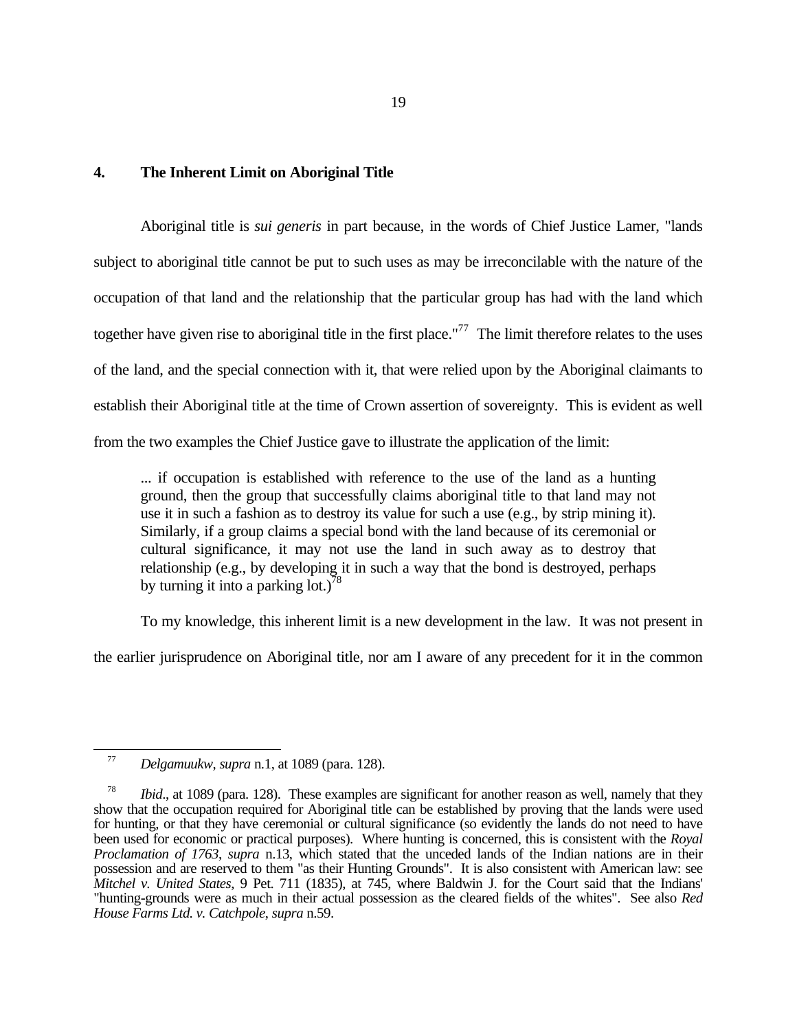## 4. The Inherent Limit on Aboriginal Title

Aboriginal title is *sui generis* in part because, in the words of Chief Justice Lamer, "lands subject to aboriginal title cannot be put to such uses as may be irreconcilable with the nature of the occupation of that land and the relationship that the particular group has had with the land which together have given rise to aboriginal title in the first place."[77] The limit therefore relates to the uses of the land, and the special connection with it, that were relied upon by the Aboriginal claimants to establish their Aboriginal title at the time of Crown assertion of sovereignty. This is evident as well from the two examples the Chief Justice gave to illustrate the application of the limit:

> ... if occupation is established with reference to the use of the land as a hunting ground, then the group that successfully claims aboriginal title to that land may not use it in such a fashion as to destroy its value for such a use (e.g., by strip mining it). Similarly, if a group claims a special bond with the land because of its ceremonial or cultural significance, it may not use the land in such away as to destroy that relationship (e.g., by developing it in such a way that the bond is destroyed, perhaps by turning it into a parking lot.)[78]

To my knowledge, this inherent limit is a new development in the law. It was not present in the earlier jurisprudence on Aboriginal title, nor am I aware of any precedent for it in the common

---

[77] *Delgamuukw*, *supra* n.1, at 1089 (para. 128).

[78] *Ibid*., at 1089 (para. 128). These examples are significant for another reason as well, namely that they show that the occupation required for Aboriginal title can be established by proving that the lands were used for hunting, or that they have ceremonial or cultural significance (so evidently the lands do not need to have been used for economic or practical purposes). Where hunting is concerned, this is consistent with the *Royal Proclamation of 1763*, *supra* n.13, which stated that the unceded lands of the Indian nations are in their possession and are reserved to them "as their Hunting Grounds". It is also consistent with American law: see *Mitchel v. United States*, 9 Pet. 711 (1835), at 745, where Baldwin J. for the Court said that the Indians' "hunting-grounds were as much in their actual possession as the cleared fields of the whites". See also *Red House Farms Ltd. v. Catchpole*, *supra* n.59.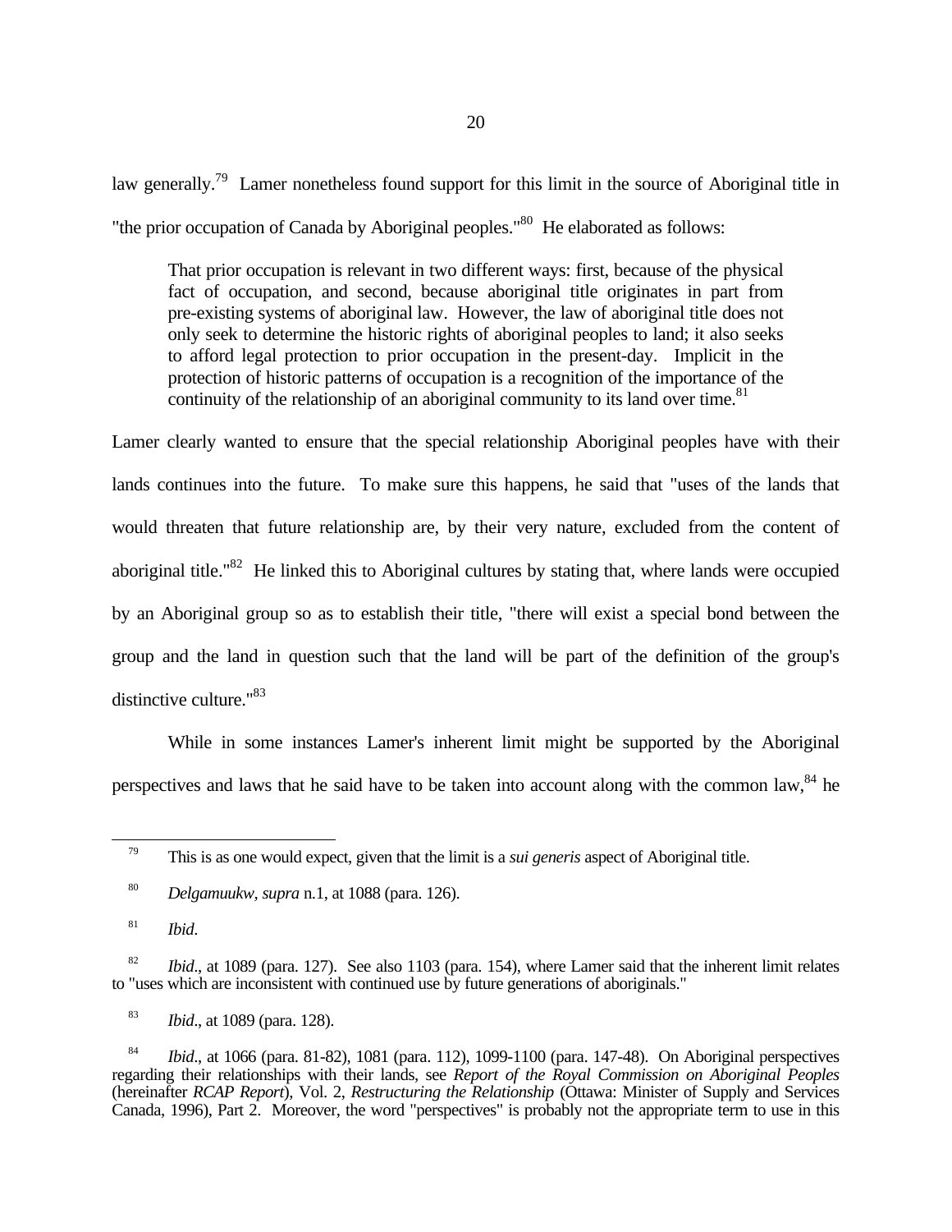law generally.[79] Lamer nonetheless found support for this limit in the source of Aboriginal title in "the prior occupation of Canada by Aboriginal peoples."[80] He elaborated as follows:

> That prior occupation is relevant in two different ways: first, because of the physical fact of occupation, and second, because aboriginal title originates in part from pre-existing systems of aboriginal law. However, the law of aboriginal title does not only seek to determine the historic rights of aboriginal peoples to land; it also seeks to afford legal protection to prior occupation in the present-day. Implicit in the protection of historic patterns of occupation is a recognition of the importance of the continuity of the relationship of an aboriginal community to its land over time.[81]

Lamer clearly wanted to ensure that the special relationship Aboriginal peoples have with their lands continues into the future. To make sure this happens, he said that "uses of the lands that would threaten that future relationship are, by their very nature, excluded from the content of aboriginal title."[82] He linked this to Aboriginal cultures by stating that, where lands were occupied by an Aboriginal group so as to establish their title, "there will exist a special bond between the group and the land in question such that the land will be part of the definition of the group's distinctive culture."[83]

While in some instances Lamer's inherent limit might be supported by the Aboriginal perspectives and laws that he said have to be taken into account along with the common law,[84] he

---

[79] This is as one would expect, given that the limit is a *sui generis* aspect of Aboriginal title.

[80] *Delgamuukw*, *supra* n.1, at 1088 (para. 126).

[81] *Ibid*.

[82] *Ibid*., at 1089 (para. 127). See also 1103 (para. 154), where Lamer said that the inherent limit relates to "uses which are inconsistent with continued use by future generations of aboriginals."

[83] *Ibid*., at 1089 (para. 128).

[84] *Ibid*., at 1066 (para. 81-82), 1081 (para. 112), 1099-1100 (para. 147-48). On Aboriginal perspectives regarding their relationships with their lands, see *Report of the Royal Commission on Aboriginal Peoples* (hereinafter *RCAP Report*), Vol. 2, *Restructuring the Relationship* (Ottawa: Minister of Supply and Services Canada, 1996), Part 2. Moreover, the word "perspectives" is probably not the appropriate term to use in this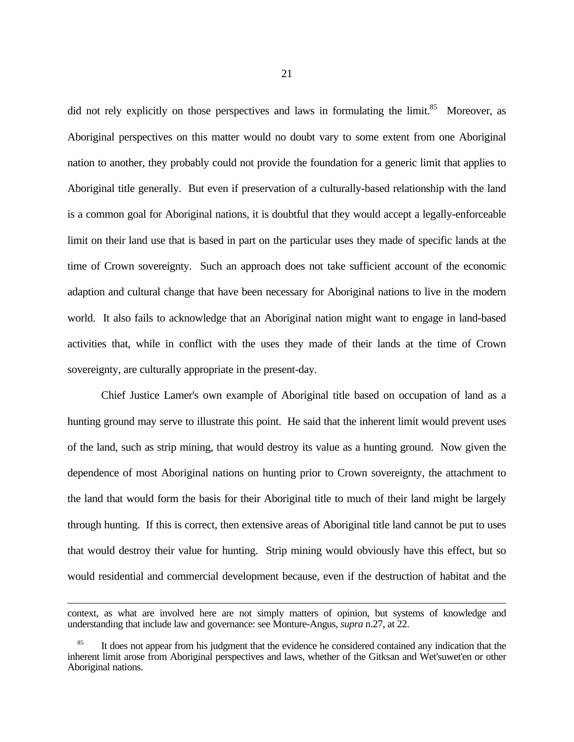did not rely explicitly on those perspectives and laws in formulating the limit.[85] Moreover, as Aboriginal perspectives on this matter would no doubt vary to some extent from one Aboriginal nation to another, they probably could not provide the foundation for a generic limit that applies to Aboriginal title generally. But even if preservation of a culturally-based relationship with the land is a common goal for Aboriginal nations, it is doubtful that they would accept a legally-enforceable limit on their land use that is based in part on the particular uses they made of specific lands at the time of Crown sovereignty. Such an approach does not take sufficient account of the economic adaption and cultural change that have been necessary for Aboriginal nations to live in the modern world. It also fails to acknowledge that an Aboriginal nation might want to engage in land-based activities that, while in conflict with the uses they made of their lands at the time of Crown sovereignty, are culturally appropriate in the present-day.

Chief Justice Lamer's own example of Aboriginal title based on occupation of land as a hunting ground may serve to illustrate this point. He said that the inherent limit would prevent uses of the land, such as strip mining, that would destroy its value as a hunting ground. Now given the dependence of most Aboriginal nations on hunting prior to Crown sovereignty, the attachment to the land that would form the basis for their Aboriginal title to much of their land might be largely through hunting. If this is correct, then extensive areas of Aboriginal title land cannot be put to uses that would destroy their value for hunting. Strip mining would obviously have this effect, but so would residential and commercial development because, even if the destruction of habitat and the

---

context, as what are involved here are not simply matters of opinion, but systems of knowledge and understanding that include law and governance: see Monture-Angus, *supra* n.27, at 22.

[85] It does not appear from his judgment that the evidence he considered contained any indication that the inherent limit arose from Aboriginal perspectives and laws, whether of the Gitksan and Wet'suwet'en or other Aboriginal nations.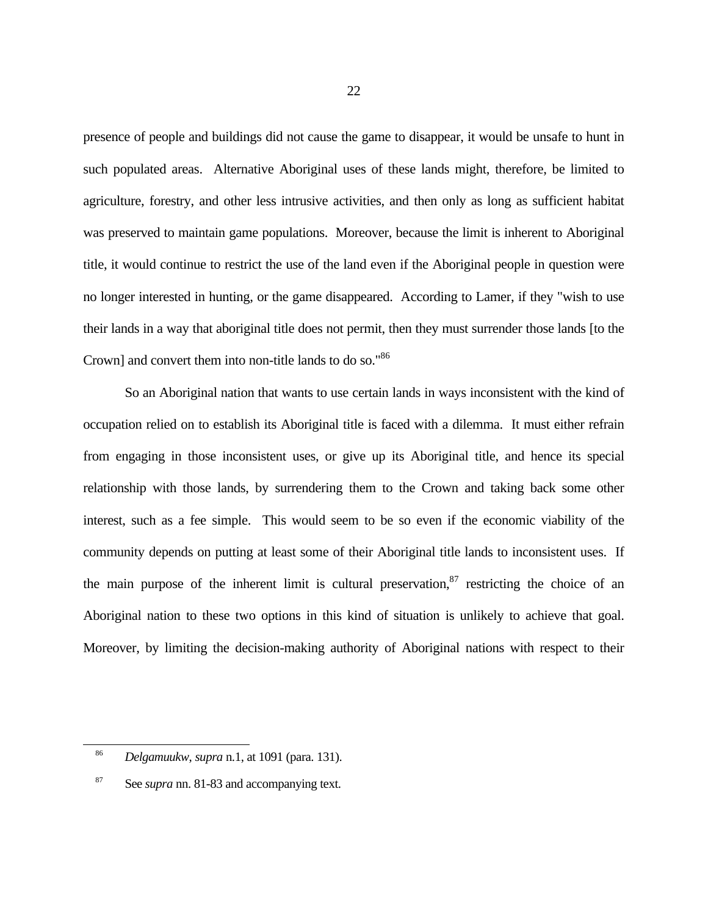presence of people and buildings did not cause the game to disappear, it would be unsafe to hunt in such populated areas. Alternative Aboriginal uses of these lands might, therefore, be limited to agriculture, forestry, and other less intrusive activities, and then only as long as sufficient habitat was preserved to maintain game populations. Moreover, because the limit is inherent to Aboriginal title, it would continue to restrict the use of the land even if the Aboriginal people in question were no longer interested in hunting, or the game disappeared. According to Lamer, if they "wish to use their lands in a way that aboriginal title does not permit, then they must surrender those lands [to the Crown] and convert them into non-title lands to do so."[86]

So an Aboriginal nation that wants to use certain lands in ways inconsistent with the kind of occupation relied on to establish its Aboriginal title is faced with a dilemma. It must either refrain from engaging in those inconsistent uses, or give up its Aboriginal title, and hence its special relationship with those lands, by surrendering them to the Crown and taking back some other interest, such as a fee simple. This would seem to be so even if the economic viability of the community depends on putting at least some of their Aboriginal title lands to inconsistent uses. If the main purpose of the inherent limit is cultural preservation,[87] restricting the choice of an Aboriginal nation to these two options in this kind of situation is unlikely to achieve that goal. Moreover, by limiting the decision-making authority of Aboriginal nations with respect to their

---

[86] *Delgamuukw*, *supra* n.1, at 1091 (para. 131).

[87] See *supra* nn. 81-83 and accompanying text.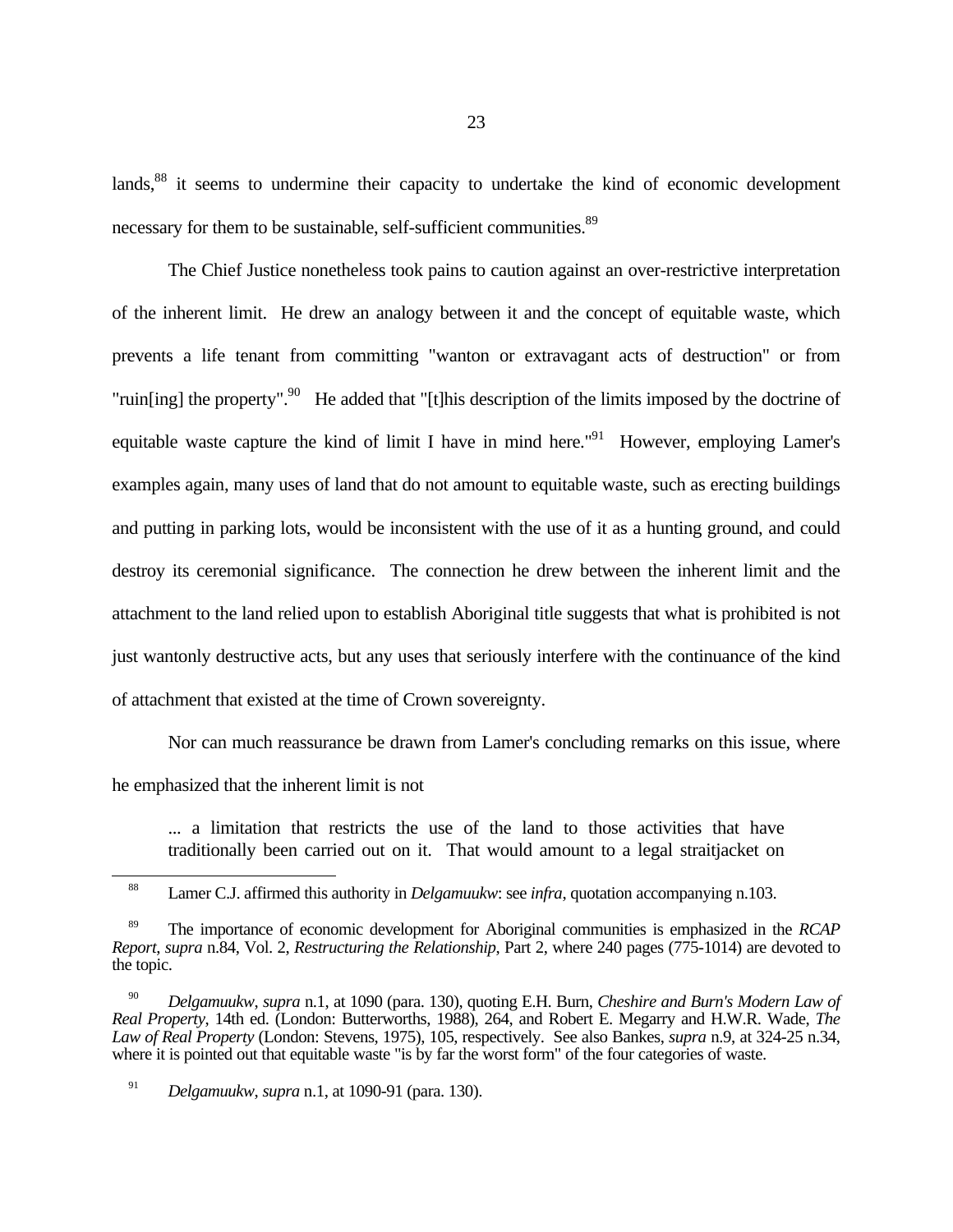lands,[88] it seems to undermine their capacity to undertake the kind of economic development necessary for them to be sustainable, self-sufficient communities.[89]

The Chief Justice nonetheless took pains to caution against an over-restrictive interpretation of the inherent limit. He drew an analogy between it and the concept of equitable waste, which prevents a life tenant from committing "wanton or extravagant acts of destruction" or from "ruin[ing] the property".[90] He added that "[t]his description of the limits imposed by the doctrine of equitable waste capture the kind of limit I have in mind here."[91] However, employing Lamer's examples again, many uses of land that do not amount to equitable waste, such as erecting buildings and putting in parking lots, would be inconsistent with the use of it as a hunting ground, and could destroy its ceremonial significance. The connection he drew between the inherent limit and the attachment to the land relied upon to establish Aboriginal title suggests that what is prohibited is not just wantonly destructive acts, but any uses that seriously interfere with the continuance of the kind of attachment that existed at the time of Crown sovereignty.

Nor can much reassurance be drawn from Lamer's concluding remarks on this issue, where he emphasized that the inherent limit is not

> ... a limitation that restricts the use of the land to those activities that have traditionally been carried out on it. That would amount to a legal straitjacket on

---

[88] Lamer C.J. affirmed this authority in *Delgamuukw*: see *infra*, quotation accompanying n.103.

[89] The importance of economic development for Aboriginal communities is emphasized in the *RCAP Report*, *supra* n.84, Vol. 2, *Restructuring the Relationship*, Part 2, where 240 pages (775-1014) are devoted to the topic.

[90] *Delgamuukw*, *supra* n.1, at 1090 (para. 130), quoting E.H. Burn, *Cheshire and Burn's Modern Law of Real Property*, 14th ed. (London: Butterworths, 1988), 264, and Robert E. Megarry and H.W.R. Wade, *The Law of Real Property* (London: Stevens, 1975), 105, respectively. See also Bankes, *supra* n.9, at 324-25 n.34, where it is pointed out that equitable waste "is by far the worst form" of the four categories of waste.

[91] *Delgamuukw*, *supra* n.1, at 1090-91 (para. 130).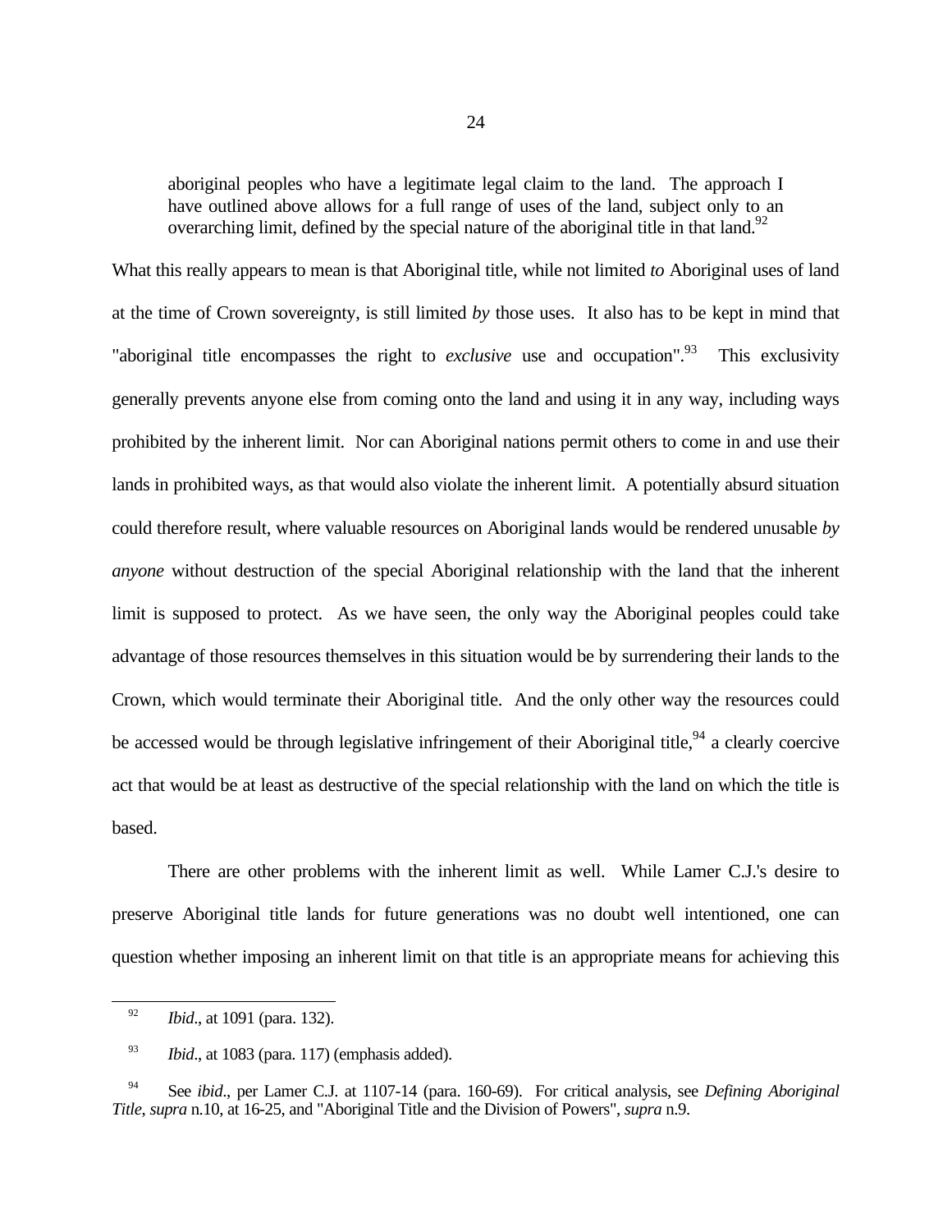> aboriginal peoples who have a legitimate legal claim to the land. The approach I have outlined above allows for a full range of uses of the land, subject only to an overarching limit, defined by the special nature of the aboriginal title in that land.[92]

What this really appears to mean is that Aboriginal title, while not limited *to* Aboriginal uses of land at the time of Crown sovereignty, is still limited *by* those uses. It also has to be kept in mind that "aboriginal title encompasses the right to *exclusive* use and occupation".[93] This exclusivity generally prevents anyone else from coming onto the land and using it in any way, including ways prohibited by the inherent limit. Nor can Aboriginal nations permit others to come in and use their lands in prohibited ways, as that would also violate the inherent limit. A potentially absurd situation could therefore result, where valuable resources on Aboriginal lands would be rendered unusable *by anyone* without destruction of the special Aboriginal relationship with the land that the inherent limit is supposed to protect. As we have seen, the only way the Aboriginal peoples could take advantage of those resources themselves in this situation would be by surrendering their lands to the Crown, which would terminate their Aboriginal title. And the only other way the resources could be accessed would be through legislative infringement of their Aboriginal title,[94] a clearly coercive act that would be at least as destructive of the special relationship with the land on which the title is based.

There are other problems with the inherent limit as well. While Lamer C.J.'s desire to preserve Aboriginal title lands for future generations was no doubt well intentioned, one can question whether imposing an inherent limit on that title is an appropriate means for achieving this

---

[92] *Ibid*., at 1091 (para. 132).

[93] *Ibid*., at 1083 (para. 117) (emphasis added).

[94] See *ibid*., per Lamer C.J. at 1107-14 (para. 160-69). For critical analysis, see *Defining Aboriginal Title*, *supra* n.10, at 16-25, and "Aboriginal Title and the Division of Powers", *supra* n.9.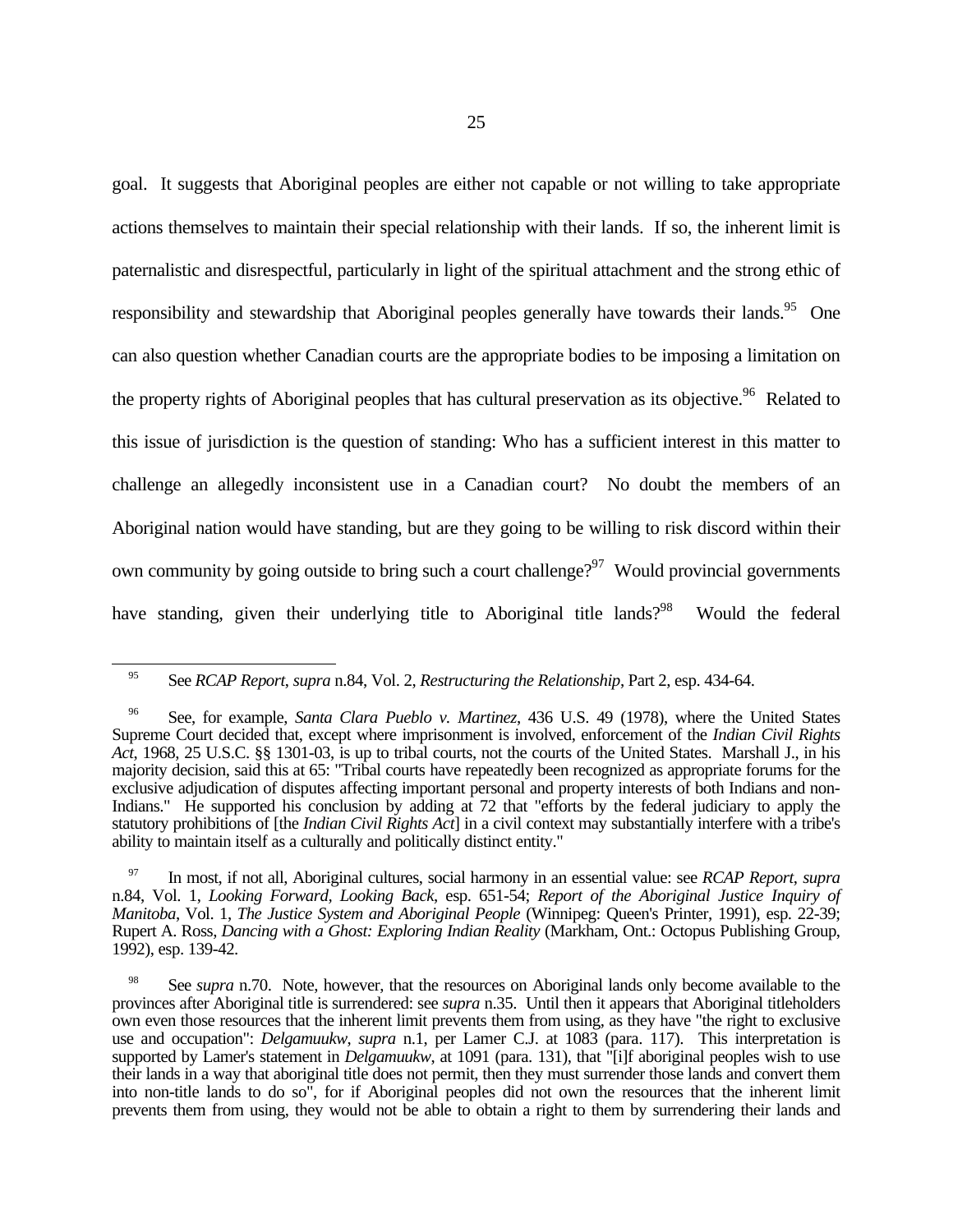goal. It suggests that Aboriginal peoples are either not capable or not willing to take appropriate actions themselves to maintain their special relationship with their lands. If so, the inherent limit is paternalistic and disrespectful, particularly in light of the spiritual attachment and the strong ethic of responsibility and stewardship that Aboriginal peoples generally have towards their lands.[95] One can also question whether Canadian courts are the appropriate bodies to be imposing a limitation on the property rights of Aboriginal peoples that has cultural preservation as its objective.[96] Related to this issue of jurisdiction is the question of standing: Who has a sufficient interest in this matter to challenge an allegedly inconsistent use in a Canadian court? No doubt the members of an Aboriginal nation would have standing, but are they going to be willing to risk discord within their own community by going outside to bring such a court challenge?[97] Would provincial governments have standing, given their underlying title to Aboriginal title lands?[98] Would the federal

---

[95] See *RCAP Report*, *supra* n.84, Vol. 2, *Restructuring the Relationship*, Part 2, esp. 434-64.

[96] See, for example, *Santa Clara Pueblo v. Martinez*, 436 U.S. 49 (1978), where the United States Supreme Court decided that, except where imprisonment is involved, enforcement of the *Indian Civil Rights Act*, 1968, 25 U.S.C. §§ 1301-03, is up to tribal courts, not the courts of the United States. Marshall J., in his majority decision, said this at 65: "Tribal courts have repeatedly been recognized as appropriate forums for the exclusive adjudication of disputes affecting important personal and property interests of both Indians and non-Indians." He supported his conclusion by adding at 72 that "efforts by the federal judiciary to apply the statutory prohibitions of [the *Indian Civil Rights Act*] in a civil context may substantially interfere with a tribe's ability to maintain itself as a culturally and politically distinct entity."

[97] In most, if not all, Aboriginal cultures, social harmony in an essential value: see *RCAP Report*, *supra* n.84, Vol. 1, *Looking Forward, Looking Back*, esp. 651-54; *Report of the Aboriginal Justice Inquiry of Manitoba*, Vol. 1, *The Justice System and Aboriginal People* (Winnipeg: Queen's Printer, 1991), esp. 22-39; Rupert A. Ross, *Dancing with a Ghost: Exploring Indian Reality* (Markham, Ont.: Octopus Publishing Group, 1992), esp. 139-42.

[98] See *supra* n.70. Note, however, that the resources on Aboriginal lands only become available to the provinces after Aboriginal title is surrendered: see *supra* n.35. Until then it appears that Aboriginal titleholders own even those resources that the inherent limit prevents them from using, as they have "the right to exclusive use and occupation": *Delgamuukw*, *supra* n.1, per Lamer C.J. at 1083 (para. 117). This interpretation is supported by Lamer's statement in *Delgamuukw*, at 1091 (para. 131), that "[i]f aboriginal peoples wish to use their lands in a way that aboriginal title does not permit, then they must surrender those lands and convert them into non-title lands to do so", for if Aboriginal peoples did not own the resources that the inherent limit prevents them from using, they would not be able to obtain a right to them by surrendering their lands and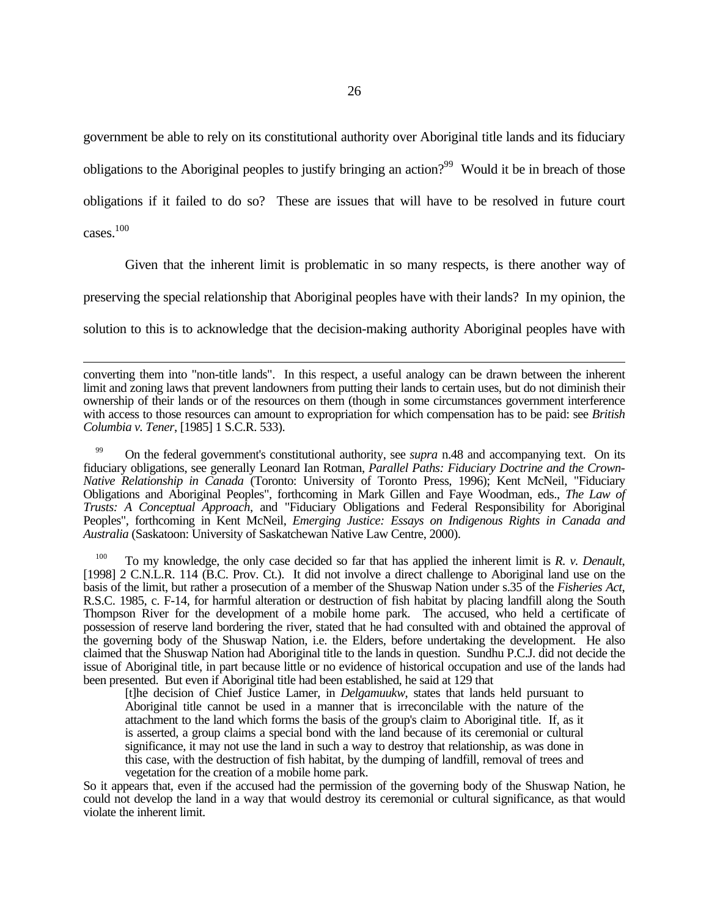government be able to rely on its constitutional authority over Aboriginal title lands and its fiduciary obligations to the Aboriginal peoples to justify bringing an action?[99] Would it be in breach of those obligations if it failed to do so? These are issues that will have to be resolved in future court cases.[100]

Given that the inherent limit is problematic in so many respects, is there another way of preserving the special relationship that Aboriginal peoples have with their lands? In my opinion, the solution to this is to acknowledge that the decision-making authority Aboriginal peoples have with

---

converting them into "non-title lands". In this respect, a useful analogy can be drawn between the inherent limit and zoning laws that prevent landowners from putting their lands to certain uses, but do not diminish their ownership of their lands or of the resources on them (though in some circumstances government interference with access to those resources can amount to expropriation for which compensation has to be paid: see *British Columbia v. Tener*, [1985] 1 S.C.R. 533).

[99] On the federal government's constitutional authority, see *supra* n.48 and accompanying text. On its fiduciary obligations, see generally Leonard Ian Rotman, *Parallel Paths: Fiduciary Doctrine and the Crown-Native Relationship in Canada* (Toronto: University of Toronto Press, 1996); Kent McNeil, "Fiduciary Obligations and Aboriginal Peoples", forthcoming in Mark Gillen and Faye Woodman, eds., *The Law of Trusts: A Conceptual Approach*, and "Fiduciary Obligations and Federal Responsibility for Aboriginal Peoples", forthcoming in Kent McNeil, *Emerging Justice: Essays on Indigenous Rights in Canada and Australia* (Saskatoon: University of Saskatchewan Native Law Centre, 2000).

[100] To my knowledge, the only case decided so far that has applied the inherent limit is *R. v. Denault*, [1998] 2 C.N.L.R. 114 (B.C. Prov. Ct.). It did not involve a direct challenge to Aboriginal land use on the basis of the limit, but rather a prosecution of a member of the Shuswap Nation under s.35 of the *Fisheries Act*, R.S.C. 1985, c. F-14, for harmful alteration or destruction of fish habitat by placing landfill along the South Thompson River for the development of a mobile home park. The accused, who held a certificate of possession of reserve land bordering the river, stated that he had consulted with and obtained the approval of the governing body of the Shuswap Nation, i.e. the Elders, before undertaking the development. He also claimed that the Shuswap Nation had Aboriginal title to the lands in question. Sundhu P.C.J. did not decide the issue of Aboriginal title, in part because little or no evidence of historical occupation and use of the lands had been presented. But even if Aboriginal title had been established, he said at 129 that

> [t]he decision of Chief Justice Lamer, in *Delgamuukw*, states that lands held pursuant to Aboriginal title cannot be used in a manner that is irreconcilable with the nature of the attachment to the land which forms the basis of the group's claim to Aboriginal title. If, as it is asserted, a group claims a special bond with the land because of its ceremonial or cultural significance, it may not use the land in such a way to destroy that relationship, as was done in this case, with the destruction of fish habitat, by the dumping of landfill, removal of trees and vegetation for the creation of a mobile home park.

So it appears that, even if the accused had the permission of the governing body of the Shuswap Nation, he could not develop the land in a way that would destroy its ceremonial or cultural significance, as that would violate the inherent limit.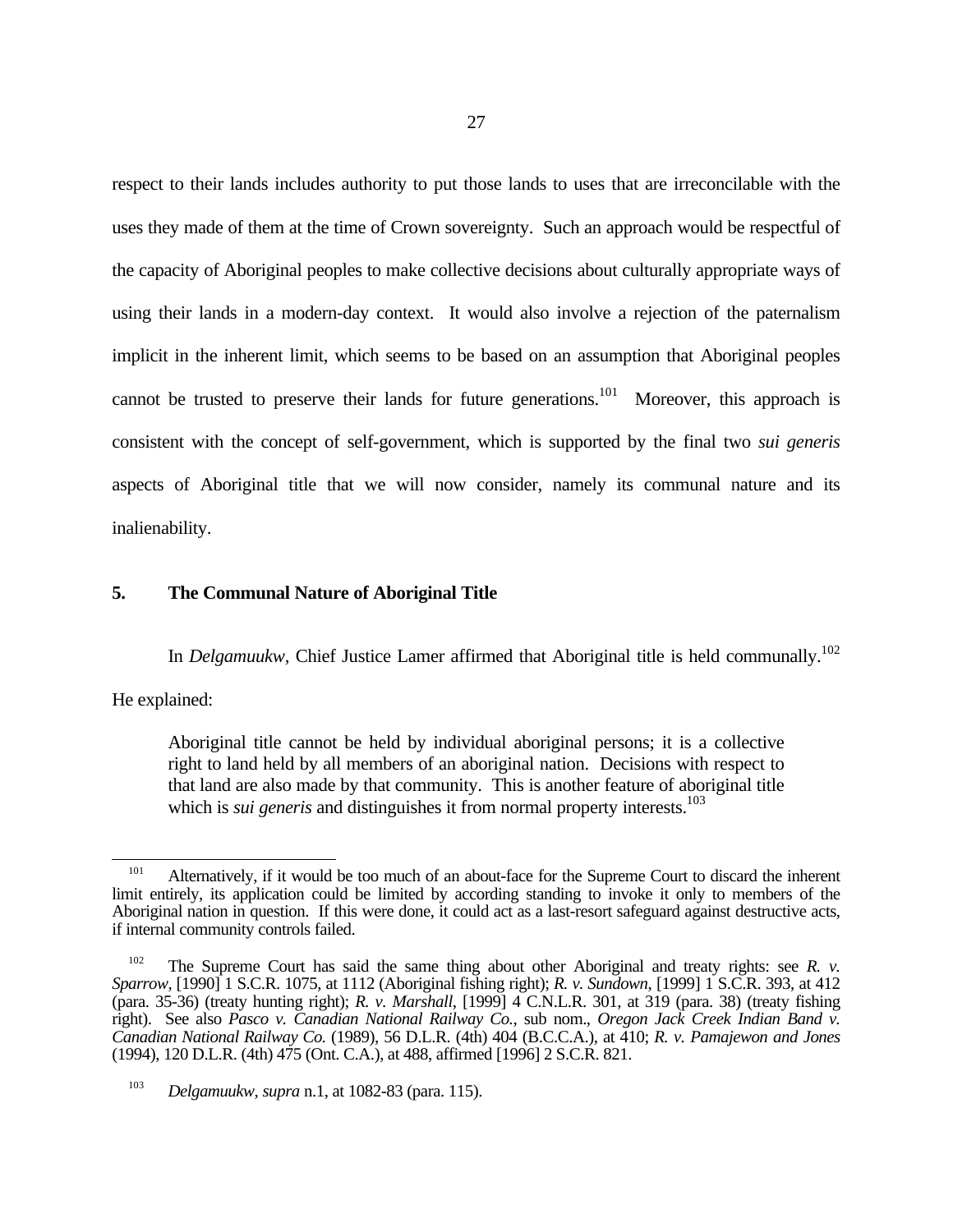respect to their lands includes authority to put those lands to uses that are irreconcilable with the uses they made of them at the time of Crown sovereignty. Such an approach would be respectful of the capacity of Aboriginal peoples to make collective decisions about culturally appropriate ways of using their lands in a modern-day context. It would also involve a rejection of the paternalism implicit in the inherent limit, which seems to be based on an assumption that Aboriginal peoples cannot be trusted to preserve their lands for future generations.[101] Moreover, this approach is consistent with the concept of self-government, which is supported by the final two *sui generis* aspects of Aboriginal title that we will now consider, namely its communal nature and its inalienability.

## 5. The Communal Nature of Aboriginal Title

In *Delgamuukw*, Chief Justice Lamer affirmed that Aboriginal title is held communally.[102] He explained:

> Aboriginal title cannot be held by individual aboriginal persons; it is a collective right to land held by all members of an aboriginal nation. Decisions with respect to that land are also made by that community. This is another feature of aboriginal title which is *sui generis* and distinguishes it from normal property interests.[103]

---

[101] Alternatively, if it would be too much of an about-face for the Supreme Court to discard the inherent limit entirely, its application could be limited by according standing to invoke it only to members of the Aboriginal nation in question. If this were done, it could act as a last-resort safeguard against destructive acts, if internal community controls failed.

[102] The Supreme Court has said the same thing about other Aboriginal and treaty rights: see *R. v. Sparrow*, [1990] 1 S.C.R. 1075, at 1112 (Aboriginal fishing right); *R. v. Sundown*, [1999] 1 S.C.R. 393, at 412 (para. 35-36) (treaty hunting right); *R. v. Marshall*, [1999] 4 C.N.L.R. 301, at 319 (para. 38) (treaty fishing right). See also *Pasco v. Canadian National Railway Co.*, sub nom., *Oregon Jack Creek Indian Band v. Canadian National Railway Co.* (1989), 56 D.L.R. (4th) 404 (B.C.C.A.), at 410; *R. v. Pamajewon and Jones* (1994), 120 D.L.R. (4th) 475 (Ont. C.A.), at 488, affirmed [1996] 2 S.C.R. 821.

[103] *Delgamuukw*, *supra* n.1, at 1082-83 (para. 115).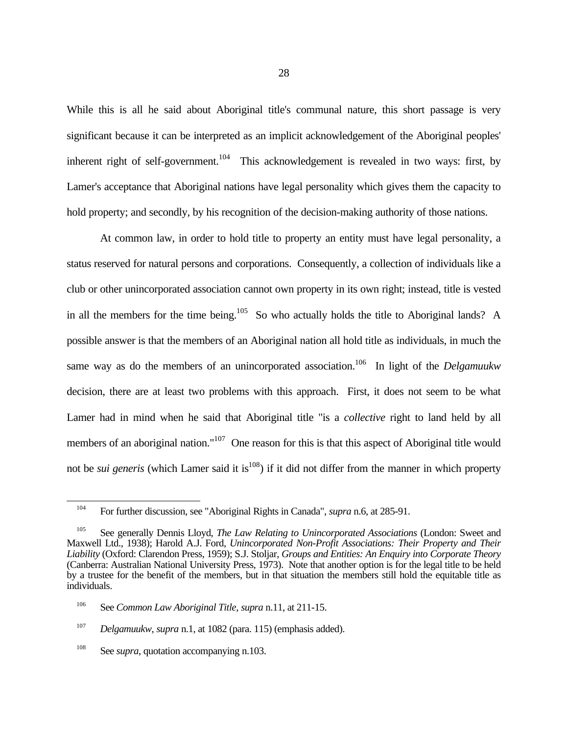While this is all he said about Aboriginal title's communal nature, this short passage is very significant because it can be interpreted as an implicit acknowledgement of the Aboriginal peoples' inherent right of self-government.[104] This acknowledgement is revealed in two ways: first, by Lamer's acceptance that Aboriginal nations have legal personality which gives them the capacity to hold property; and secondly, by his recognition of the decision-making authority of those nations.

At common law, in order to hold title to property an entity must have legal personality, a status reserved for natural persons and corporations. Consequently, a collection of individuals like a club or other unincorporated association cannot own property in its own right; instead, title is vested in all the members for the time being.[105] So who actually holds the title to Aboriginal lands? A possible answer is that the members of an Aboriginal nation all hold title as individuals, in much the same way as do the members of an unincorporated association.[106] In light of the *Delgamuukw* decision, there are at least two problems with this approach. First, it does not seem to be what Lamer had in mind when he said that Aboriginal title "is a *collective* right to land held by all members of an aboriginal nation."[107] One reason for this is that this aspect of Aboriginal title would not be *sui generis* (which Lamer said it is[108]) if it did not differ from the manner in which property

---

[104] For further discussion, see "Aboriginal Rights in Canada", *supra* n.6, at 285-91.

[105] See generally Dennis Lloyd, *The Law Relating to Unincorporated Associations* (London: Sweet and Maxwell Ltd., 1938); Harold A.J. Ford, *Unincorporated Non-Profit Associations: Their Property and Their Liability* (Oxford: Clarendon Press, 1959); S.J. Stoljar, *Groups and Entities: An Enquiry into Corporate Theory* (Canberra: Australian National University Press, 1973). Note that another option is for the legal title to be held by a trustee for the benefit of the members, but in that situation the members still hold the equitable title as individuals.

[106] See *Common Law Aboriginal Title*, *supra* n.11, at 211-15.

[107] *Delgamuukw*, *supra* n.1, at 1082 (para. 115) (emphasis added).

[108] See *supra*, quotation accompanying n.103.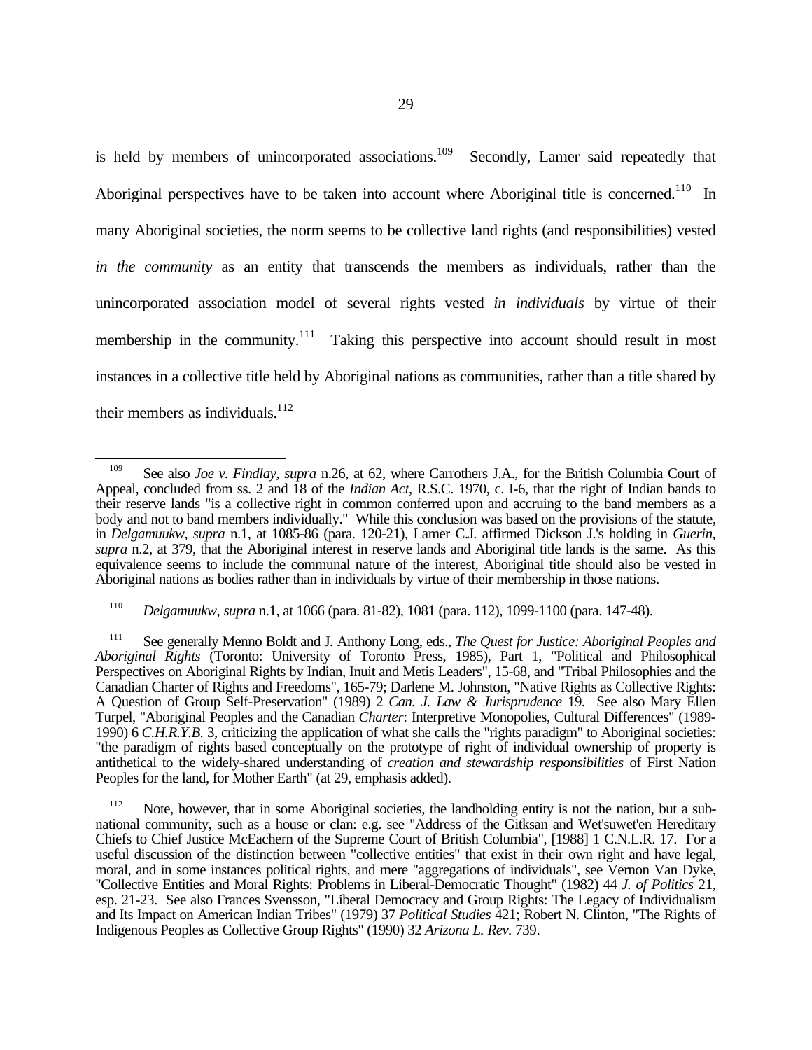is held by members of unincorporated associations.[109] Secondly, Lamer said repeatedly that Aboriginal perspectives have to be taken into account where Aboriginal title is concerned.[110] In many Aboriginal societies, the norm seems to be collective land rights (and responsibilities) vested *in the community* as an entity that transcends the members as individuals, rather than the unincorporated association model of several rights vested *in individuals* by virtue of their membership in the community.[111] Taking this perspective into account should result in most instances in a collective title held by Aboriginal nations as communities, rather than a title shared by their members as individuals.[112]

---

[109] See also *Joe v. Findlay*, *supra* n.26, at 62, where Carrothers J.A., for the British Columbia Court of Appeal, concluded from ss. 2 and 18 of the *Indian Act*, R.S.C. 1970, c. I-6, that the right of Indian bands to their reserve lands "is a collective right in common conferred upon and accruing to the band members as a body and not to band members individually." While this conclusion was based on the provisions of the statute, in *Delgamuukw*, *supra* n.1, at 1085-86 (para. 120-21), Lamer C.J. affirmed Dickson J.'s holding in *Guerin*, *supra* n.2, at 379, that the Aboriginal interest in reserve lands and Aboriginal title lands is the same. As this equivalence seems to include the communal nature of the interest, Aboriginal title should also be vested in Aboriginal nations as bodies rather than in individuals by virtue of their membership in those nations.

[110] *Delgamuukw*, *supra* n.1, at 1066 (para. 81-82), 1081 (para. 112), 1099-1100 (para. 147-48).

[111] See generally Menno Boldt and J. Anthony Long, eds., *The Quest for Justice: Aboriginal Peoples and Aboriginal Rights* (Toronto: University of Toronto Press, 1985), Part 1, "Political and Philosophical Perspectives on Aboriginal Rights by Indian, Inuit and Metis Leaders", 15-68, and "Tribal Philosophies and the Canadian Charter of Rights and Freedoms", 165-79; Darlene M. Johnston, "Native Rights as Collective Rights: A Question of Group Self-Preservation" (1989) 2 *Can. J. Law & Jurisprudence* 19. See also Mary Ellen Turpel, "Aboriginal Peoples and the Canadian *Charter*: Interpretive Monopolies, Cultural Differences" (1989-1990) 6 *C.H.R.Y.B.* 3, criticizing the application of what she calls the "rights paradigm" to Aboriginal societies: "the paradigm of rights based conceptually on the prototype of right of individual ownership of property is antithetical to the widely-shared understanding of *creation and stewardship responsibilities* of First Nation Peoples for the land, for Mother Earth" (at 29, emphasis added).

[112] Note, however, that in some Aboriginal societies, the landholding entity is not the nation, but a sub-national community, such as a house or clan: e.g. see "Address of the Gitksan and Wet'suwet'en Hereditary Chiefs to Chief Justice McEachern of the Supreme Court of British Columbia", [1988] 1 C.N.L.R. 17. For a useful discussion of the distinction between "collective entities" that exist in their own right and have legal, moral, and in some instances political rights, and mere "aggregations of individuals", see Vernon Van Dyke, "Collective Entities and Moral Rights: Problems in Liberal-Democratic Thought" (1982) 44 *J. of Politics* 21, esp. 21-23. See also Frances Svensson, "Liberal Democracy and Group Rights: The Legacy of Individualism and Its Impact on American Indian Tribes" (1979) 37 *Political Studies* 421; Robert N. Clinton, "The Rights of Indigenous Peoples as Collective Group Rights" (1990) 32 *Arizona L. Rev.* 739.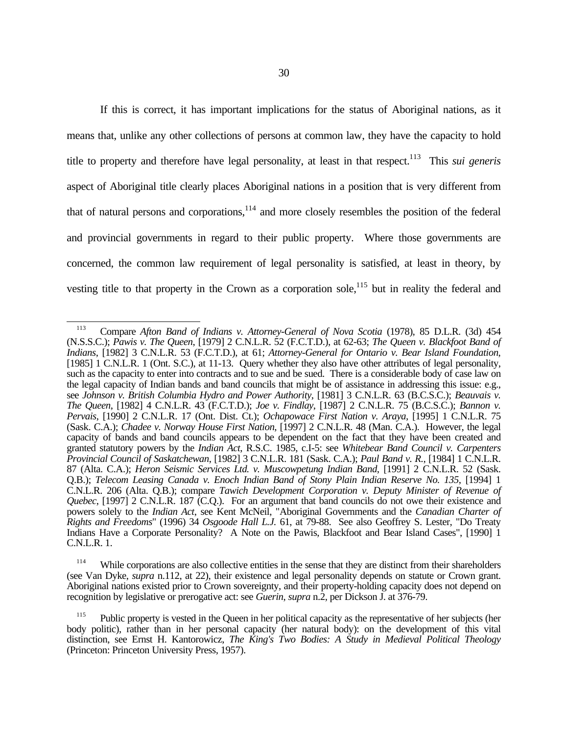If this is correct, it has important implications for the status of Aboriginal nations, as it means that, unlike any other collections of persons at common law, they have the capacity to hold title to property and therefore have legal personality, at least in that respect.[113] This *sui generis* aspect of Aboriginal title clearly places Aboriginal nations in a position that is very different from that of natural persons and corporations,[114] and more closely resembles the position of the federal and provincial governments in regard to their public property. Where those governments are concerned, the common law requirement of legal personality is satisfied, at least in theory, by vesting title to that property in the Crown as a corporation sole,[115] but in reality the federal and

---

[113] Compare *Afton Band of Indians v. Attorney-General of Nova Scotia* (1978), 85 D.L.R. (3d) 454 (N.S.S.C.); *Pawis v. The Queen*, [1979] 2 C.N.L.R. 52 (F.C.T.D.), at 62-63; *The Queen v. Blackfoot Band of Indians*, [1982] 3 C.N.L.R. 53 (F.C.T.D.), at 61; *Attorney-General for Ontario v. Bear Island Foundation*, [1985] 1 C.N.L.R. 1 (Ont. S.C.), at 11-13. Query whether they also have other attributes of legal personality, such as the capacity to enter into contracts and to sue and be sued. There is a considerable body of case law on the legal capacity of Indian bands and band councils that might be of assistance in addressing this issue: e.g., see *Johnson v. British Columbia Hydro and Power Authority*, [1981] 3 C.N.L.R. 63 (B.C.S.C.); *Beauvais v. The Queen*, [1982] 4 C.N.L.R. 43 (F.C.T.D.); *Joe v. Findlay*, [1987] 2 C.N.L.R. 75 (B.C.S.C.); *Bannon v. Pervais*, [1990] 2 C.N.L.R. 17 (Ont. Dist. Ct.); *Ochapowace First Nation v. Araya*, [1995] 1 C.N.L.R. 75 (Sask. C.A.); *Chadee v. Norway House First Nation*, [1997] 2 C.N.L.R. 48 (Man. C.A.). However, the legal capacity of bands and band councils appears to be dependent on the fact that they have been created and granted statutory powers by the *Indian Act*, R.S.C. 1985, c.I-5: see *Whitebear Band Council v. Carpenters Provincial Council of Saskatchewan*, [1982] 3 C.N.L.R. 181 (Sask. C.A.); *Paul Band v. R.*, [1984] 1 C.N.L.R. 87 (Alta. C.A.); *Heron Seismic Services Ltd. v. Muscowpetung Indian Band*, [1991] 2 C.N.L.R. 52 (Sask. Q.B.); *Telecom Leasing Canada v. Enoch Indian Band of Stony Plain Indian Reserve No. 135*, [1994] 1 C.N.L.R. 206 (Alta. Q.B.); compare *Tawich Development Corporation v. Deputy Minister of Revenue of Quebec*, [1997] 2 C.N.L.R. 187 (C.Q.). For an argument that band councils do not owe their existence and powers solely to the *Indian Act*, see Kent McNeil, "Aboriginal Governments and the *Canadian Charter of Rights and Freedoms*" (1996) 34 *Osgoode Hall L.J.* 61, at 79-88. See also Geoffrey S. Lester, "Do Treaty Indians Have a Corporate Personality? A Note on the Pawis, Blackfoot and Bear Island Cases", [1990] 1 C.N.L.R. 1.

[114] While corporations are also collective entities in the sense that they are distinct from their shareholders (see Van Dyke, *supra* n.112, at 22), their existence and legal personality depends on statute or Crown grant. Aboriginal nations existed prior to Crown sovereignty, and their property-holding capacity does not depend on recognition by legislative or prerogative act: see *Guerin*, *supra* n.2, per Dickson J. at 376-79.

[115] Public property is vested in the Queen in her political capacity as the representative of her subjects (her body politic), rather than in her personal capacity (her natural body): on the development of this vital distinction, see Ernst H. Kantorowicz, *The King's Two Bodies: A Study in Medieval Political Theology* (Princeton: Princeton University Press, 1957).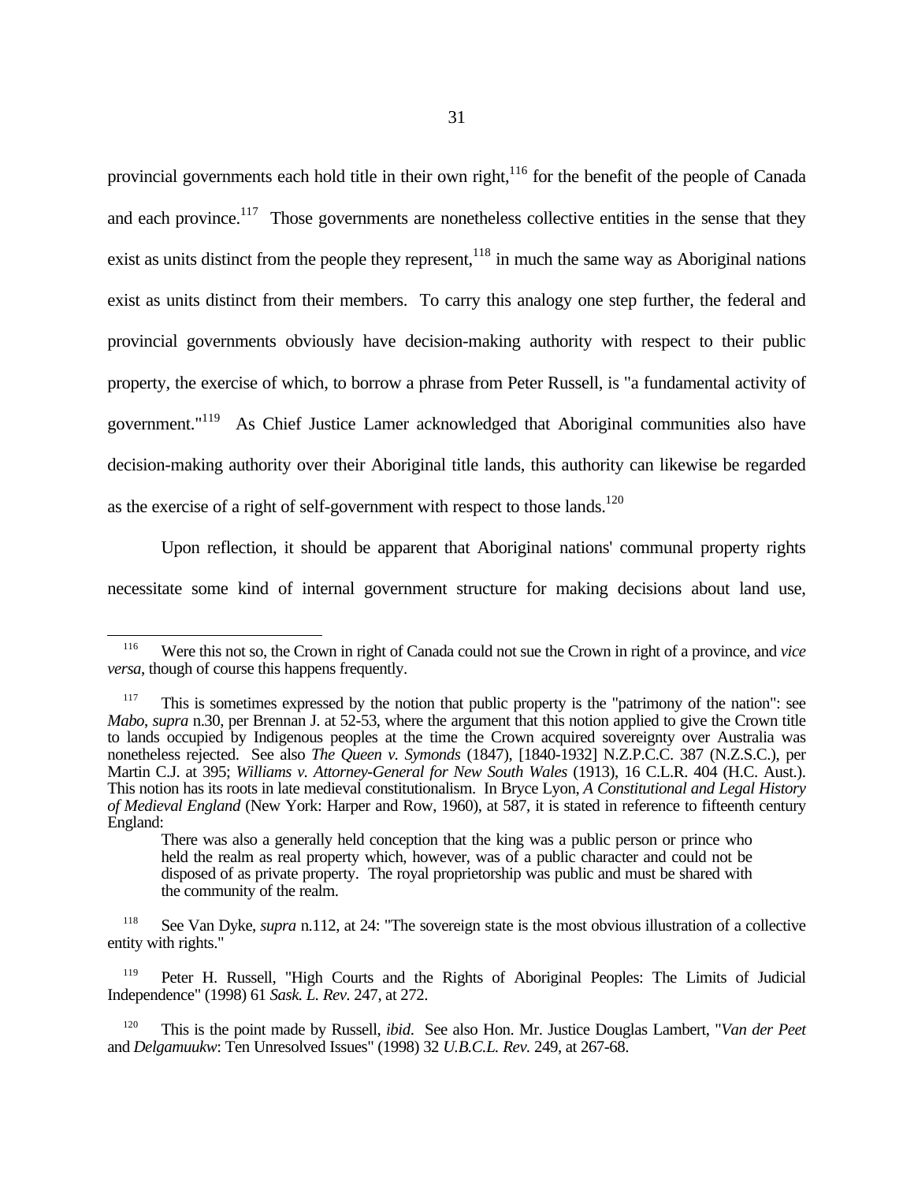provincial governments each hold title in their own right,[116] for the benefit of the people of Canada and each province.[117] Those governments are nonetheless collective entities in the sense that they exist as units distinct from the people they represent,[118] in much the same way as Aboriginal nations exist as units distinct from their members. To carry this analogy one step further, the federal and provincial governments obviously have decision-making authority with respect to their public property, the exercise of which, to borrow a phrase from Peter Russell, is "a fundamental activity of government."[119] As Chief Justice Lamer acknowledged that Aboriginal communities also have decision-making authority over their Aboriginal title lands, this authority can likewise be regarded as the exercise of a right of self-government with respect to those lands.[120]

Upon reflection, it should be apparent that Aboriginal nations' communal property rights necessitate some kind of internal government structure for making decisions about land use,

---

[116] Were this not so, the Crown in right of Canada could not sue the Crown in right of a province, and *vice versa*, though of course this happens frequently.

[117] This is sometimes expressed by the notion that public property is the "patrimony of the nation": see *Mabo*, *supra* n.30, per Brennan J. at 52-53, where the argument that this notion applied to give the Crown title to lands occupied by Indigenous peoples at the time the Crown acquired sovereignty over Australia was nonetheless rejected. See also *The Queen v. Symonds* (1847), [1840-1932] N.Z.P.C.C. 387 (N.Z.S.C.), per Martin C.J. at 395; *Williams v. Attorney-General for New South Wales* (1913), 16 C.L.R. 404 (H.C. Aust.). This notion has its roots in late medieval constitutionalism. In Bryce Lyon, *A Constitutional and Legal History of Medieval England* (New York: Harper and Row, 1960), at 587, it is stated in reference to fifteenth century England:

> There was also a generally held conception that the king was a public person or prince who held the realm as real property which, however, was of a public character and could not be disposed of as private property. The royal proprietorship was public and must be shared with the community of the realm.

[118] See Van Dyke, *supra* n.112, at 24: "The sovereign state is the most obvious illustration of a collective entity with rights."

[119] Peter H. Russell, "High Courts and the Rights of Aboriginal Peoples: The Limits of Judicial Independence" (1998) 61 *Sask. L. Rev.* 247, at 272.

[120] This is the point made by Russell, *ibid*. See also Hon. Mr. Justice Douglas Lambert, "*Van der Peet* and *Delgamuukw*: Ten Unresolved Issues" (1998) 32 *U.B.C.L. Rev.* 249, at 267-68.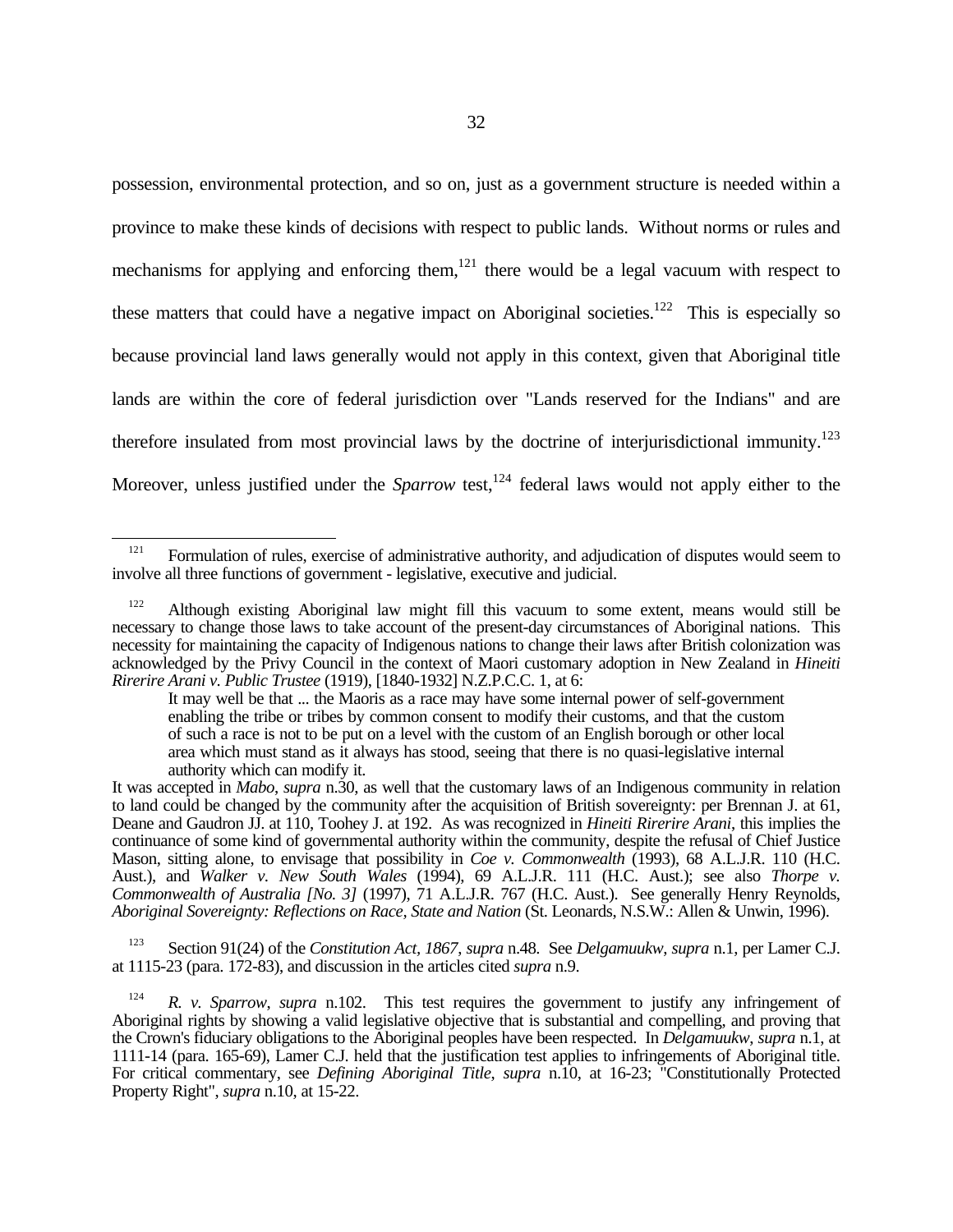possession, environmental protection, and so on, just as a government structure is needed within a province to make these kinds of decisions with respect to public lands. Without norms or rules and mechanisms for applying and enforcing them,[121] there would be a legal vacuum with respect to these matters that could have a negative impact on Aboriginal societies.[122] This is especially so because provincial land laws generally would not apply in this context, given that Aboriginal title lands are within the core of federal jurisdiction over "Lands reserved for the Indians" and are therefore insulated from most provincial laws by the doctrine of interjurisdictional immunity.[123] Moreover, unless justified under the *Sparrow* test,[124] federal laws would not apply either to the

---

[121] Formulation of rules, exercise of administrative authority, and adjudication of disputes would seem to involve all three functions of government - legislative, executive and judicial.

[122] Although existing Aboriginal law might fill this vacuum to some extent, means would still be necessary to change those laws to take account of the present-day circumstances of Aboriginal nations. This necessity for maintaining the capacity of Indigenous nations to change their laws after British colonization was acknowledged by the Privy Council in the context of Maori customary adoption in New Zealand in *Hineiti Rirerire Arani v. Public Trustee* (1919), [1840-1932] N.Z.P.C.C. 1, at 6:

> It may well be that ... the Maoris as a race may have some internal power of self-government enabling the tribe or tribes by common consent to modify their customs, and that the custom of such a race is not to be put on a level with the custom of an English borough or other local area which must stand as it always has stood, seeing that there is no quasi-legislative internal authority which can modify it.

It was accepted in *Mabo*, *supra* n.30, as well that the customary laws of an Indigenous community in relation to land could be changed by the community after the acquisition of British sovereignty: per Brennan J. at 61, Deane and Gaudron JJ. at 110, Toohey J. at 192. As was recognized in *Hineiti Rirerire Arani*, this implies the continuance of some kind of governmental authority within the community, despite the refusal of Chief Justice Mason, sitting alone, to envisage that possibility in *Coe v. Commonwealth* (1993), 68 A.L.J.R. 110 (H.C. Aust.), and *Walker v. New South Wales* (1994), 69 A.L.J.R. 111 (H.C. Aust.); see also *Thorpe v. Commonwealth of Australia [No. 3]* (1997), 71 A.L.J.R. 767 (H.C. Aust.). See generally Henry Reynolds, *Aboriginal Sovereignty: Reflections on Race, State and Nation* (St. Leonards, N.S.W.: Allen & Unwin, 1996).

[123] Section 91(24) of the *Constitution Act, 1867*, *supra* n.48. See *Delgamuukw*, *supra* n.1, per Lamer C.J. at 1115-23 (para. 172-83), and discussion in the articles cited *supra* n.9.

[124] *R. v. Sparrow*, *supra* n.102. This test requires the government to justify any infringement of Aboriginal rights by showing a valid legislative objective that is substantial and compelling, and proving that the Crown's fiduciary obligations to the Aboriginal peoples have been respected. In *Delgamuukw*, *supra* n.1, at 1111-14 (para. 165-69), Lamer C.J. held that the justification test applies to infringements of Aboriginal title. For critical commentary, see *Defining Aboriginal Title*, *supra* n.10, at 16-23; "Constitutionally Protected Property Right", *supra* n.10, at 15-22.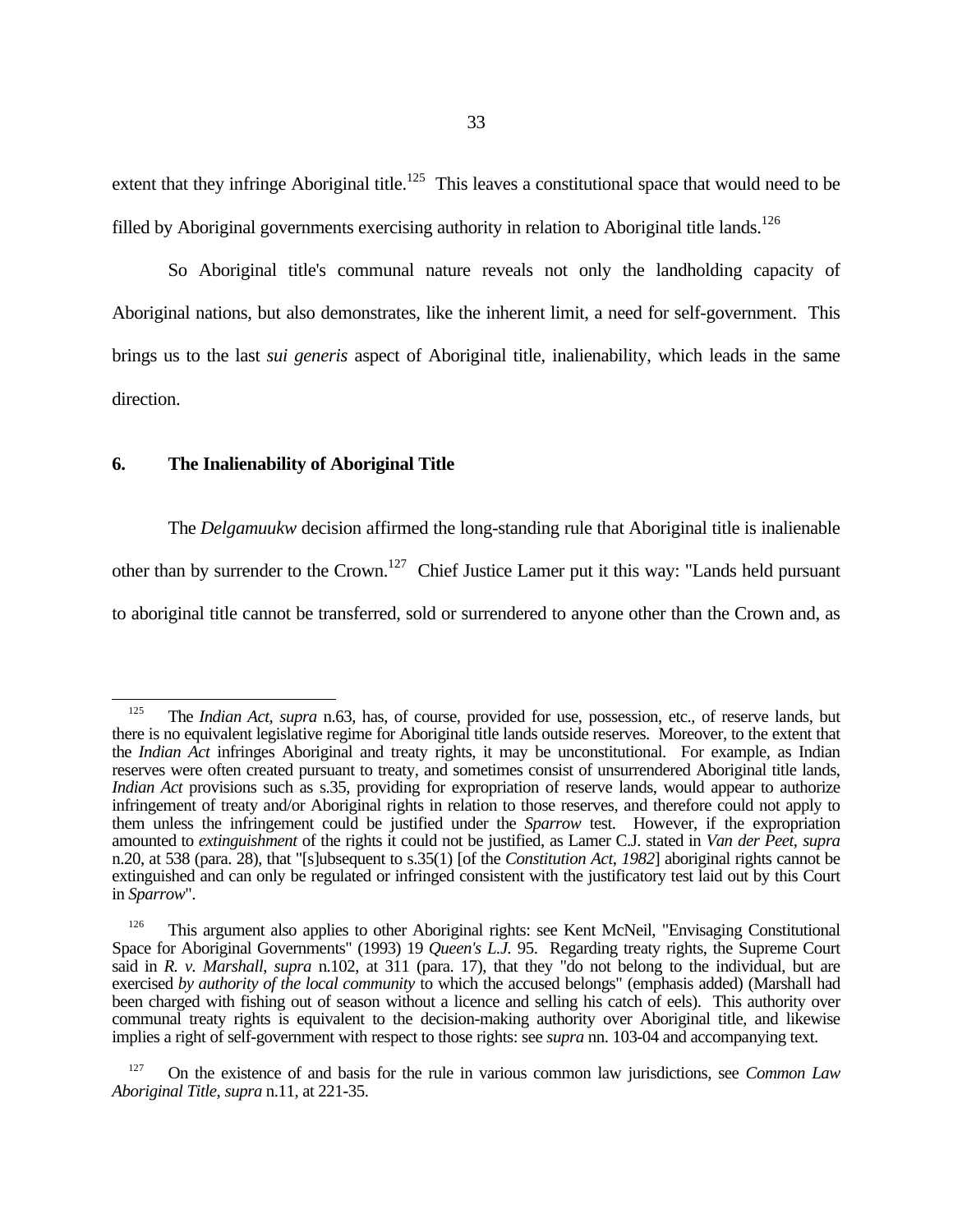extent that they infringe Aboriginal title.[125] This leaves a constitutional space that would need to be filled by Aboriginal governments exercising authority in relation to Aboriginal title lands.[126]

So Aboriginal title's communal nature reveals not only the landholding capacity of Aboriginal nations, but also demonstrates, like the inherent limit, a need for self-government. This brings us to the last *sui generis* aspect of Aboriginal title, inalienability, which leads in the same direction.

### 6. The Inalienability of Aboriginal Title

The *Delgamuukw* decision affirmed the long-standing rule that Aboriginal title is inalienable other than by surrender to the Crown.[127] Chief Justice Lamer put it this way: "Lands held pursuant to aboriginal title cannot be transferred, sold or surrendered to anyone other than the Crown and, as

---

[125] The *Indian Act*, *supra* n.63, has, of course, provided for use, possession, etc., of reserve lands, but there is no equivalent legislative regime for Aboriginal title lands outside reserves. Moreover, to the extent that the *Indian Act* infringes Aboriginal and treaty rights, it may be unconstitutional. For example, as Indian reserves were often created pursuant to treaty, and sometimes consist of unsurrendered Aboriginal title lands, *Indian Act* provisions such as s.35, providing for expropriation of reserve lands, would appear to authorize infringement of treaty and/or Aboriginal rights in relation to those reserves, and therefore could not apply to them unless the infringement could be justified under the *Sparrow* test. However, if the expropriation amounted to *extinguishment* of the rights it could not be justified, as Lamer C.J. stated in *Van der Peet*, *supra* n.20, at 538 (para. 28), that "[s]ubsequent to s.35(1) [of the *Constitution Act, 1982*] aboriginal rights cannot be extinguished and can only be regulated or infringed consistent with the justificatory test laid out by this Court in *Sparrow*".

[126] This argument also applies to other Aboriginal rights: see Kent McNeil, "Envisaging Constitutional Space for Aboriginal Governments" (1993) 19 *Queen's L.J.* 95. Regarding treaty rights, the Supreme Court said in *R. v. Marshall*, *supra* n.102, at 311 (para. 17), that they "do not belong to the individual, but are exercised *by authority of the local community* to which the accused belongs" (emphasis added) (Marshall had been charged with fishing out of season without a licence and selling his catch of eels). This authority over communal treaty rights is equivalent to the decision-making authority over Aboriginal title, and likewise implies a right of self-government with respect to those rights: see *supra* nn. 103-04 and accompanying text.

[127] On the existence of and basis for the rule in various common law jurisdictions, see *Common Law Aboriginal Title*, *supra* n.11, at 221-35.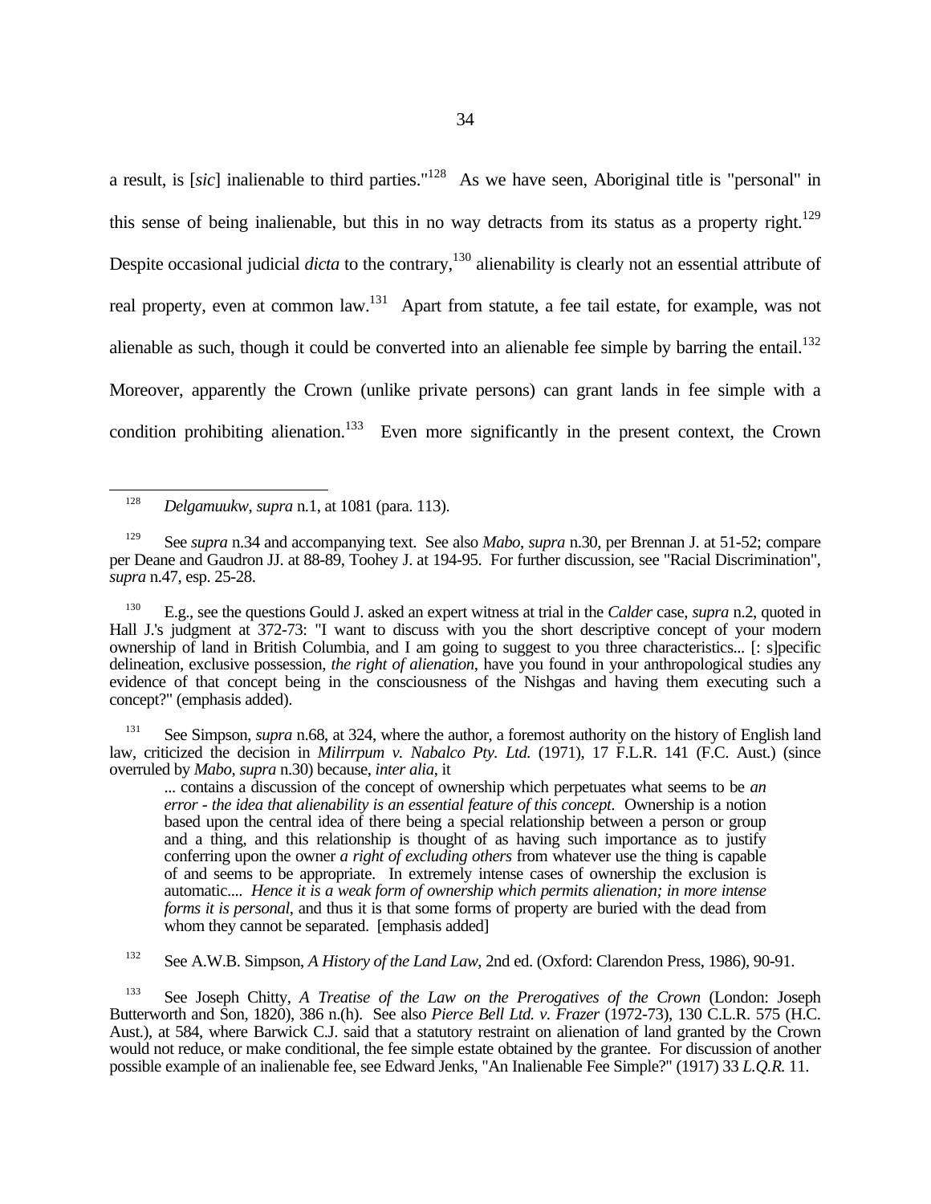a result, is [*sic*] inalienable to third parties."[128] As we have seen, Aboriginal title is "personal" in this sense of being inalienable, but this in no way detracts from its status as a property right.[129] Despite occasional judicial *dicta* to the contrary,[130] alienability is clearly not an essential attribute of real property, even at common law.[131] Apart from statute, a fee tail estate, for example, was not alienable as such, though it could be converted into an alienable fee simple by barring the entail.[132] Moreover, apparently the Crown (unlike private persons) can grant lands in fee simple with a condition prohibiting alienation.[133] Even more significantly in the present context, the Crown

---

[128] *Delgamuukw*, *supra* n.1, at 1081 (para. 113).

[129] See *supra* n.34 and accompanying text. See also *Mabo*, *supra* n.30, per Brennan J. at 51-52; compare per Deane and Gaudron JJ. at 88-89, Toohey J. at 194-95. For further discussion, see "Racial Discrimination", *supra* n.47, esp. 25-28.

[130] E.g., see the questions Gould J. asked an expert witness at trial in the *Calder* case, *supra* n.2, quoted in Hall J.'s judgment at 372-73: "I want to discuss with you the short descriptive concept of your modern ownership of land in British Columbia, and I am going to suggest to you three characteristics... [: s]pecific delineation, exclusive possession, *the right of alienation*, have you found in your anthropological studies any evidence of that concept being in the consciousness of the Nishgas and having them executing such a concept?" (emphasis added).

[131] See Simpson, *supra* n.68, at 324, where the author, a foremost authority on the history of English land law, criticized the decision in *Milirrpum v. Nabalco Pty. Ltd.* (1971), 17 F.L.R. 141 (F.C. Aust.) (since overruled by *Mabo*, *supra* n.30) because, *inter alia*, it

> ... contains a discussion of the concept of ownership which perpetuates what seems to be *an error - the idea that alienability is an essential feature of this concept*. Ownership is a notion based upon the central idea of there being a special relationship between a person or group and a thing, and this relationship is thought of as having such importance as to justify conferring upon the owner *a right of excluding others* from whatever use the thing is capable of and seems to be appropriate. In extremely intense cases of ownership the exclusion is automatic.... *Hence it is a weak form of ownership which permits alienation; in more intense forms it is personal*, and thus it is that some forms of property are buried with the dead from whom they cannot be separated. [emphasis added]

[132] See A.W.B. Simpson, *A History of the Land Law*, 2nd ed. (Oxford: Clarendon Press, 1986), 90-91.

[133] See Joseph Chitty, *A Treatise of the Law on the Prerogatives of the Crown* (London: Joseph Butterworth and Son, 1820), 386 n.(h). See also *Pierce Bell Ltd. v. Frazer* (1972-73), 130 C.L.R. 575 (H.C. Aust.), at 584, where Barwick C.J. said that a statutory restraint on alienation of land granted by the Crown would not reduce, or make conditional, the fee simple estate obtained by the grantee. For discussion of another possible example of an inalienable fee, see Edward Jenks, "An Inalienable Fee Simple?" (1917) 33 *L.Q.R.* 11.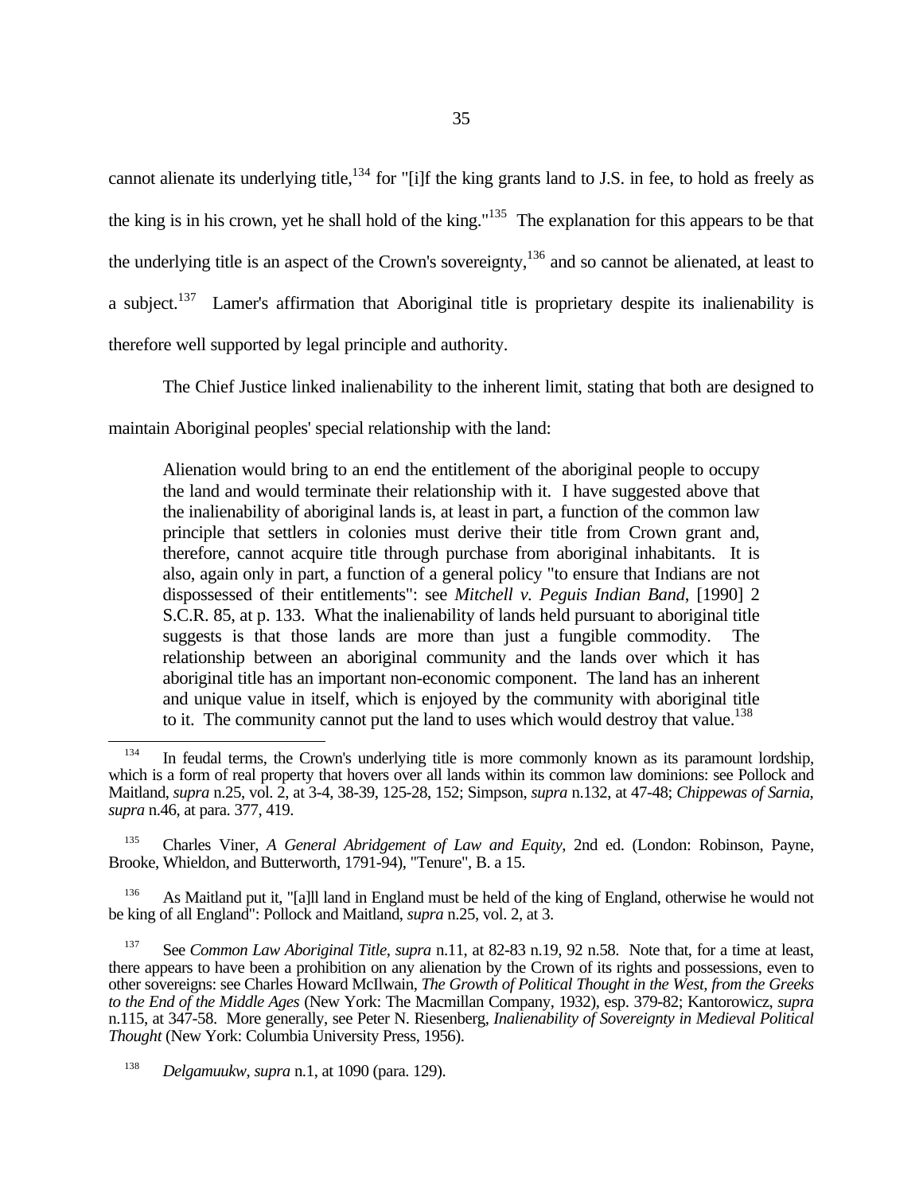cannot alienate its underlying title,[134] for "[i]f the king grants land to J.S. in fee, to hold as freely as the king is in his crown, yet he shall hold of the king."[135] The explanation for this appears to be that the underlying title is an aspect of the Crown's sovereignty,[136] and so cannot be alienated, at least to a subject.[137] Lamer's affirmation that Aboriginal title is proprietary despite its inalienability is therefore well supported by legal principle and authority.

The Chief Justice linked inalienability to the inherent limit, stating that both are designed to maintain Aboriginal peoples' special relationship with the land:

> Alienation would bring to an end the entitlement of the aboriginal people to occupy the land and would terminate their relationship with it. I have suggested above that the inalienability of aboriginal lands is, at least in part, a function of the common law principle that settlers in colonies must derive their title from Crown grant and, therefore, cannot acquire title through purchase from aboriginal inhabitants. It is also, again only in part, a function of a general policy "to ensure that Indians are not dispossessed of their entitlements": see *Mitchell v. Peguis Indian Band*, [1990] 2 S.C.R. 85, at p. 133. What the inalienability of lands held pursuant to aboriginal title suggests is that those lands are more than just a fungible commodity. The relationship between an aboriginal community and the lands over which it has aboriginal title has an important non-economic component. The land has an inherent and unique value in itself, which is enjoyed by the community with aboriginal title to it. The community cannot put the land to uses which would destroy that value.[138]

---

[134] In feudal terms, the Crown's underlying title is more commonly known as its paramount lordship, which is a form of real property that hovers over all lands within its common law dominions: see Pollock and Maitland, *supra* n.25, vol. 2, at 3-4, 38-39, 125-28, 152; Simpson, *supra* n.132, at 47-48; *Chippewas of Sarnia*, *supra* n.46, at para. 377, 419.

[135] Charles Viner, *A General Abridgement of Law and Equity*, 2nd ed. (London: Robinson, Payne, Brooke, Whieldon, and Butterworth, 1791-94), "Tenure", B. a 15.

[136] As Maitland put it, "[a]ll land in England must be held of the king of England, otherwise he would not be king of all England": Pollock and Maitland, *supra* n.25, vol. 2, at 3.

[137] See *Common Law Aboriginal Title*, *supra* n.11, at 82-83 n.19, 92 n.58. Note that, for a time at least, there appears to have been a prohibition on any alienation by the Crown of its rights and possessions, even to other sovereigns: see Charles Howard McIlwain, *The Growth of Political Thought in the West, from the Greeks to the End of the Middle Ages* (New York: The Macmillan Company, 1932), esp. 379-82; Kantorowicz, *supra* n.115, at 347-58. More generally, see Peter N. Riesenberg, *Inalienability of Sovereignty in Medieval Political Thought* (New York: Columbia University Press, 1956).

[138] *Delgamuukw*, *supra* n.1, at 1090 (para. 129).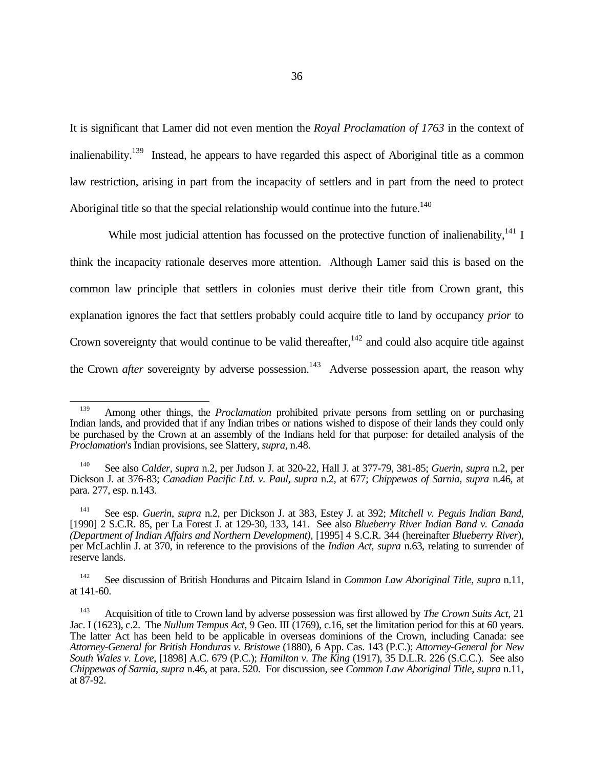It is significant that Lamer did not even mention the *Royal Proclamation of 1763* in the context of inalienability.[139] Instead, he appears to have regarded this aspect of Aboriginal title as a common law restriction, arising in part from the incapacity of settlers and in part from the need to protect Aboriginal title so that the special relationship would continue into the future.[140]

While most judicial attention has focussed on the protective function of inalienability,[141] I think the incapacity rationale deserves more attention. Although Lamer said this is based on the common law principle that settlers in colonies must derive their title from Crown grant, this explanation ignores the fact that settlers probably could acquire title to land by occupancy *prior* to Crown sovereignty that would continue to be valid thereafter,[142] and could also acquire title against the Crown *after* sovereignty by adverse possession.[143] Adverse possession apart, the reason why

---

[139] Among other things, the *Proclamation* prohibited private persons from settling on or purchasing Indian lands, and provided that if any Indian tribes or nations wished to dispose of their lands they could only be purchased by the Crown at an assembly of the Indians held for that purpose: for detailed analysis of the *Proclamation*'s Indian provisions, see Slattery, *supra*, n.48.

[140] See also *Calder*, *supra* n.2, per Judson J. at 320-22, Hall J. at 377-79, 381-85; *Guerin*, *supra* n.2, per Dickson J. at 376-83; *Canadian Pacific Ltd. v. Paul*, *supra* n.2, at 677; *Chippewas of Sarnia*, *supra* n.46, at para. 277, esp. n.143.

[141] See esp. *Guerin*, *supra* n.2, per Dickson J. at 383, Estey J. at 392; *Mitchell v. Peguis Indian Band*, [1990] 2 S.C.R. 85, per La Forest J. at 129-30, 133, 141. See also *Blueberry River Indian Band v. Canada (Department of Indian Affairs and Northern Development)*, [1995] 4 S.C.R. 344 (hereinafter *Blueberry River*), per McLachlin J. at 370, in reference to the provisions of the *Indian Act*, *supra* n.63, relating to surrender of reserve lands.

[142] See discussion of British Honduras and Pitcairn Island in *Common Law Aboriginal Title*, *supra* n.11, at 141-60.

[143] Acquisition of title to Crown land by adverse possession was first allowed by *The Crown Suits Act*, 21 Jac. I (1623), c.2. The *Nullum Tempus Act*, 9 Geo. III (1769), c.16, set the limitation period for this at 60 years. The latter Act has been held to be applicable in overseas dominions of the Crown, including Canada: see *Attorney-General for British Honduras v. Bristowe* (1880), 6 App. Cas. 143 (P.C.); *Attorney-General for New South Wales v. Love*, [1898] A.C. 679 (P.C.); *Hamilton v. The King* (1917), 35 D.L.R. 226 (S.C.C.). See also *Chippewas of Sarnia*, *supra* n.46, at para. 520. For discussion, see *Common Law Aboriginal Title*, *supra* n.11, at 87-92.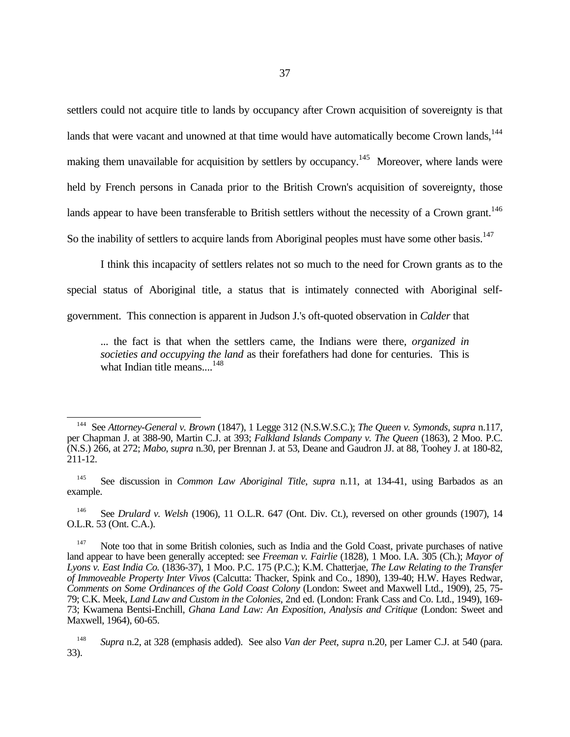settlers could not acquire title to lands by occupancy after Crown acquisition of sovereignty is that lands that were vacant and unowned at that time would have automatically become Crown lands,[144] making them unavailable for acquisition by settlers by occupancy.[145] Moreover, where lands were held by French persons in Canada prior to the British Crown's acquisition of sovereignty, those lands appear to have been transferable to British settlers without the necessity of a Crown grant.[146] So the inability of settlers to acquire lands from Aboriginal peoples must have some other basis.[147]

I think this incapacity of settlers relates not so much to the need for Crown grants as to the special status of Aboriginal title, a status that is intimately connected with Aboriginal self-government. This connection is apparent in Judson J.'s oft-quoted observation in *Calder* that

> ... the fact is that when the settlers came, the Indians were there, *organized in societies and occupying the land* as their forefathers had done for centuries. This is what Indian title means....[148]

---

[144] See *Attorney-General v. Brown* (1847), 1 Legge 312 (N.S.W.S.C.); *The Queen v. Symonds*, *supra* n.117, per Chapman J. at 388-90, Martin C.J. at 393; *Falkland Islands Company v. The Queen* (1863), 2 Moo. P.C. (N.S.) 266, at 272; *Mabo*, *supra* n.30, per Brennan J. at 53, Deane and Gaudron JJ. at 88, Toohey J. at 180-82, 211-12.

[145] See discussion in *Common Law Aboriginal Title*, *supra* n.11, at 134-41, using Barbados as an example.

[146] See *Drulard v. Welsh* (1906), 11 O.L.R. 647 (Ont. Div. Ct.), reversed on other grounds (1907), 14 O.L.R. 53 (Ont. C.A.).

[147] Note too that in some British colonies, such as India and the Gold Coast, private purchases of native land appear to have been generally accepted: see *Freeman v. Fairlie* (1828), 1 Moo. I.A. 305 (Ch.); *Mayor of Lyons v. East India Co.* (1836-37), 1 Moo. P.C. 175 (P.C.); K.M. Chatterjae, *The Law Relating to the Transfer of Immoveable Property Inter Vivos* (Calcutta: Thacker, Spink and Co., 1890), 139-40; H.W. Hayes Redwar, *Comments on Some Ordinances of the Gold Coast Colony* (London: Sweet and Maxwell Ltd., 1909), 25, 75-79; C.K. Meek, *Land Law and Custom in the Colonies*, 2nd ed. (London: Frank Cass and Co. Ltd., 1949), 169-73; Kwamena Bentsi-Enchill, *Ghana Land Law: An Exposition, Analysis and Critique* (London: Sweet and Maxwell, 1964), 60-65.

[148] *Supra* n.2, at 328 (emphasis added). See also *Van der Peet*, *supra* n.20, per Lamer C.J. at 540 (para. 33).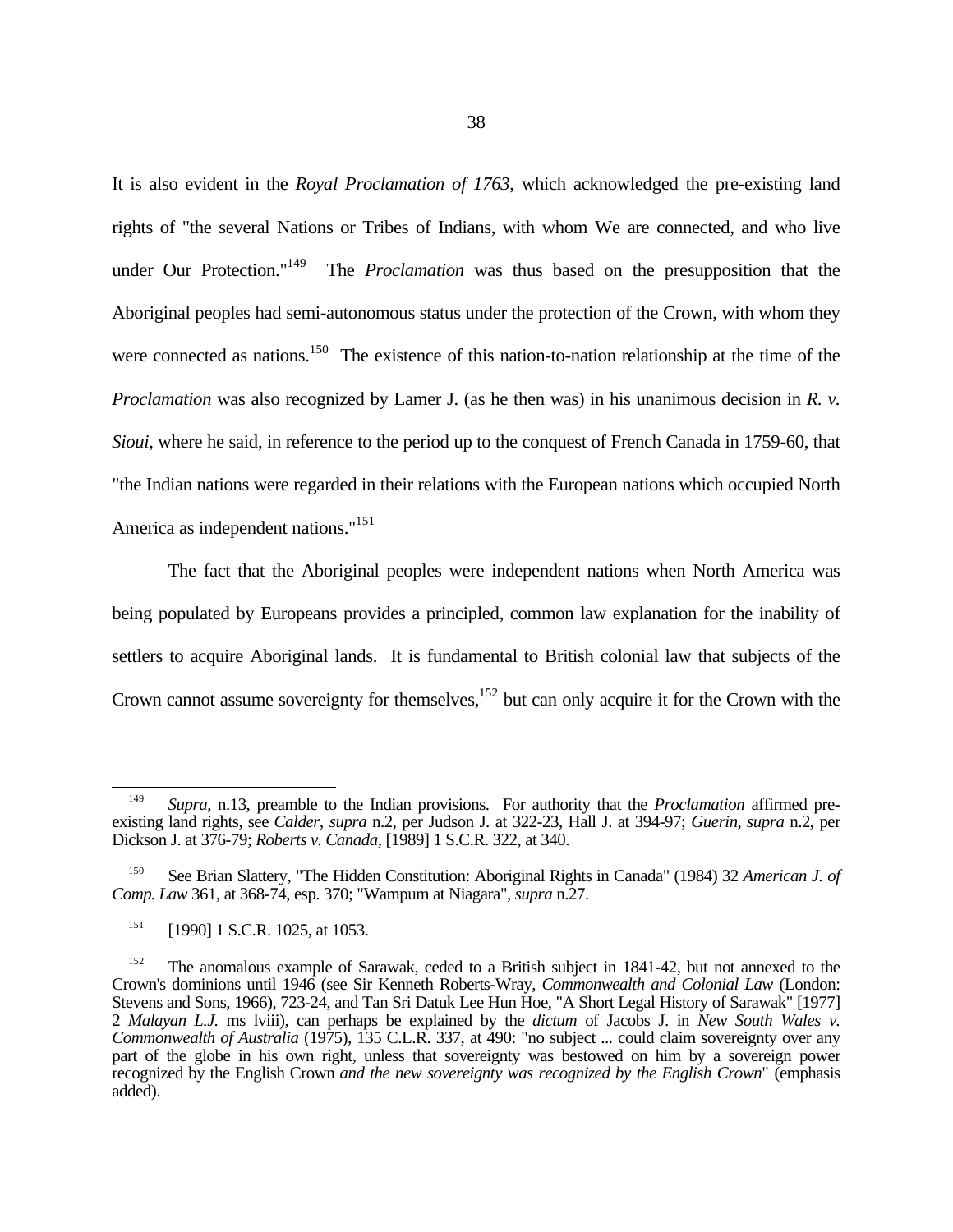It is also evident in the *Royal Proclamation of 1763*, which acknowledged the pre-existing land rights of "the several Nations or Tribes of Indians, with whom We are connected, and who live under Our Protection."[149] The *Proclamation* was thus based on the presupposition that the Aboriginal peoples had semi-autonomous status under the protection of the Crown, with whom they were connected as nations.[150] The existence of this nation-to-nation relationship at the time of the *Proclamation* was also recognized by Lamer J. (as he then was) in his unanimous decision in *R. v. Sioui*, where he said, in reference to the period up to the conquest of French Canada in 1759-60, that "the Indian nations were regarded in their relations with the European nations which occupied North America as independent nations."[151]

The fact that the Aboriginal peoples were independent nations when North America was being populated by Europeans provides a principled, common law explanation for the inability of settlers to acquire Aboriginal lands. It is fundamental to British colonial law that subjects of the Crown cannot assume sovereignty for themselves,[152] but can only acquire it for the Crown with the

---

[149] *Supra*, n.13, preamble to the Indian provisions. For authority that the *Proclamation* affirmed pre-existing land rights, see *Calder*, *supra* n.2, per Judson J. at 322-23, Hall J. at 394-97; *Guerin*, *supra* n.2, per Dickson J. at 376-79; *Roberts v. Canada*, [1989] 1 S.C.R. 322, at 340.

[150] See Brian Slattery, "The Hidden Constitution: Aboriginal Rights in Canada" (1984) 32 *American J. of Comp. Law* 361, at 368-74, esp. 370; "Wampum at Niagara", *supra* n.27.

[151] [1990] 1 S.C.R. 1025, at 1053.

[152] The anomalous example of Sarawak, ceded to a British subject in 1841-42, but not annexed to the Crown's dominions until 1946 (see Sir Kenneth Roberts-Wray, *Commonwealth and Colonial Law* (London: Stevens and Sons, 1966), 723-24, and Tan Sri Datuk Lee Hun Hoe, "A Short Legal History of Sarawak" [1977] 2 *Malayan L.J.* ms lviii), can perhaps be explained by the *dictum* of Jacobs J. in *New South Wales v. Commonwealth of Australia* (1975), 135 C.L.R. 337, at 490: "no subject ... could claim sovereignty over any part of the globe in his own right, unless that sovereignty was bestowed on him by a sovereign power recognized by the English Crown *and the new sovereignty was recognized by the English Crown*" (emphasis added).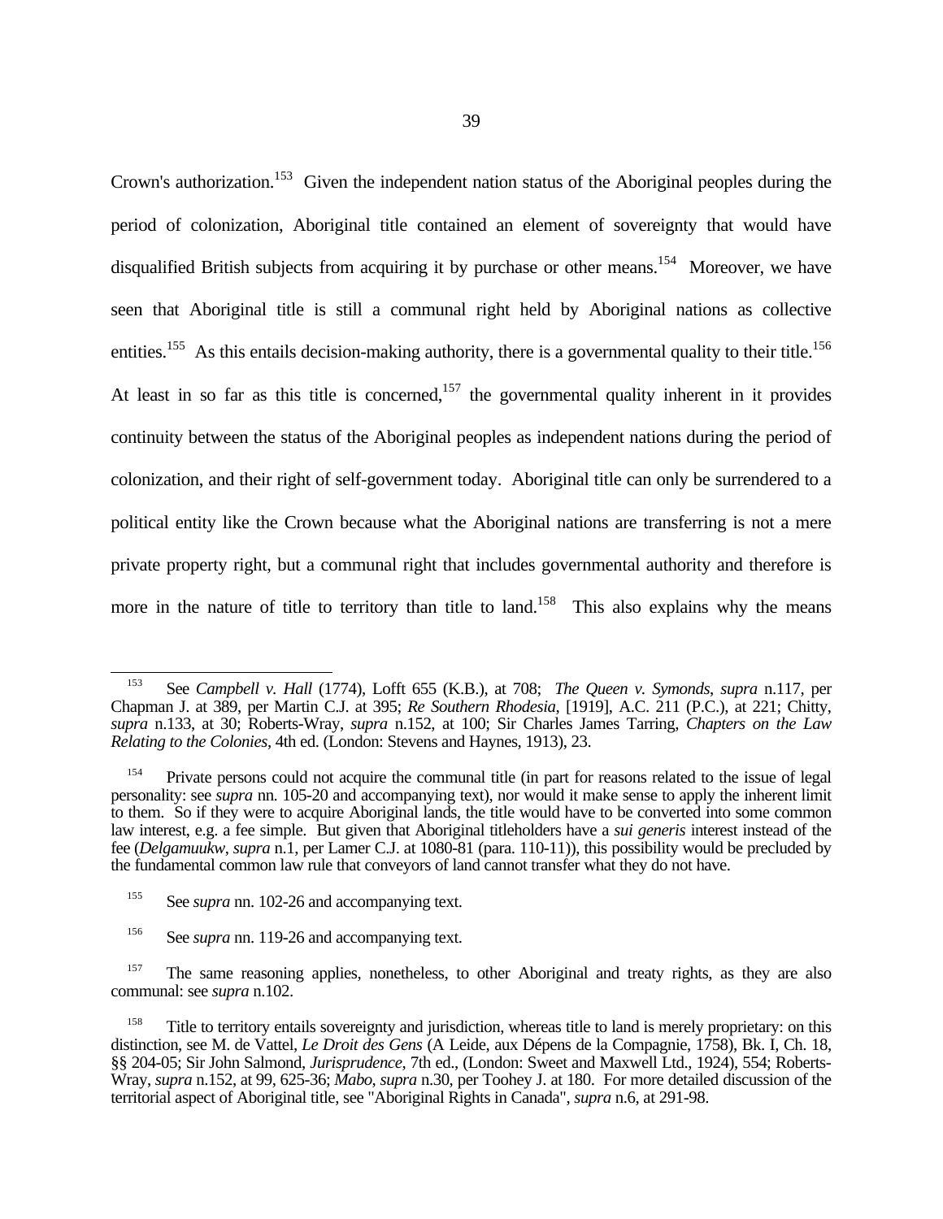Crown's authorization.[153] Given the independent nation status of the Aboriginal peoples during the period of colonization, Aboriginal title contained an element of sovereignty that would have disqualified British subjects from acquiring it by purchase or other means.[154] Moreover, we have seen that Aboriginal title is still a communal right held by Aboriginal nations as collective entities.[155] As this entails decision-making authority, there is a governmental quality to their title.[156] At least in so far as this title is concerned,[157] the governmental quality inherent in it provides continuity between the status of the Aboriginal peoples as independent nations during the period of colonization, and their right of self-government today. Aboriginal title can only be surrendered to a political entity like the Crown because what the Aboriginal nations are transferring is not a mere private property right, but a communal right that includes governmental authority and therefore is more in the nature of title to territory than title to land.[158] This also explains why the means

---

[153] See *Campbell v. Hall* (1774), Lofft 655 (K.B.), at 708; *The Queen v. Symonds*, *supra* n.117, per Chapman J. at 389, per Martin C.J. at 395; *Re Southern Rhodesia*, [1919], A.C. 211 (P.C.), at 221; Chitty, *supra* n.133, at 30; Roberts-Wray, *supra* n.152, at 100; Sir Charles James Tarring, *Chapters on the Law Relating to the Colonies*, 4th ed. (London: Stevens and Haynes, 1913), 23.

[154] Private persons could not acquire the communal title (in part for reasons related to the issue of legal personality: see *supra* nn. 105-20 and accompanying text), nor would it make sense to apply the inherent limit to them. So if they were to acquire Aboriginal lands, the title would have to be converted into some common law interest, e.g. a fee simple. But given that Aboriginal titleholders have a *sui generis* interest instead of the fee (*Delgamuukw*, *supra* n.1, per Lamer C.J. at 1080-81 (para. 110-11)), this possibility would be precluded by the fundamental common law rule that conveyors of land cannot transfer what they do not have.

[155] See *supra* nn. 102-26 and accompanying text.

[156] See *supra* nn. 119-26 and accompanying text.

[157] The same reasoning applies, nonetheless, to other Aboriginal and treaty rights, as they are also communal: see *supra* n.102.

[158] Title to territory entails sovereignty and jurisdiction, whereas title to land is merely proprietary: on this distinction, see M. de Vattel, *Le Droit des Gens* (A Leide, aux Dépens de la Compagnie, 1758), Bk. I, Ch. 18, §§ 204-05; Sir John Salmond, *Jurisprudence*, 7th ed., (London: Sweet and Maxwell Ltd., 1924), 554; Roberts-Wray, *supra* n.152, at 99, 625-36; *Mabo*, *supra* n.30, per Toohey J. at 180. For more detailed discussion of the territorial aspect of Aboriginal title, see "Aboriginal Rights in Canada", *supra* n.6, at 291-98.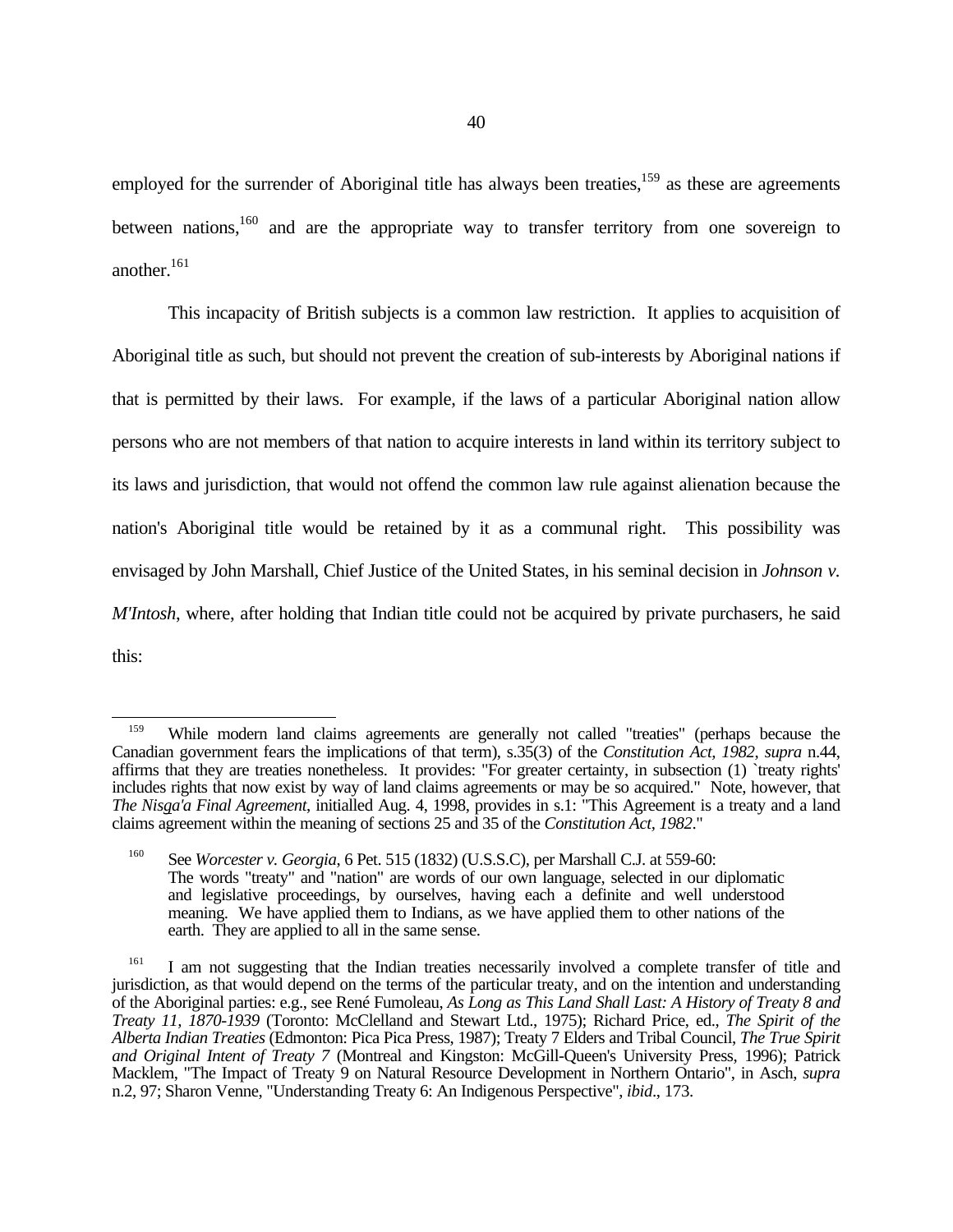employed for the surrender of Aboriginal title has always been treaties,[159] as these are agreements between nations,[160] and are the appropriate way to transfer territory from one sovereign to another.[161]

This incapacity of British subjects is a common law restriction. It applies to acquisition of Aboriginal title as such, but should not prevent the creation of sub-interests by Aboriginal nations if that is permitted by their laws. For example, if the laws of a particular Aboriginal nation allow persons who are not members of that nation to acquire interests in land within its territory subject to its laws and jurisdiction, that would not offend the common law rule against alienation because the nation's Aboriginal title would be retained by it as a communal right. This possibility was envisaged by John Marshall, Chief Justice of the United States, in his seminal decision in *Johnson v. M'Intosh*, where, after holding that Indian title could not be acquired by private purchasers, he said this:

---

[159] While modern land claims agreements are generally not called "treaties" (perhaps because the Canadian government fears the implications of that term), s.35(3) of the *Constitution Act, 1982*, *supra* n.44, affirms that they are treaties nonetheless. It provides: "For greater certainty, in subsection (1) `treaty rights' includes rights that now exist by way of land claims agreements or may be so acquired." Note, however, that *The Nisga'a Final Agreement*, initialled Aug. 4, 1998, provides in s.1: "This Agreement is a treaty and a land claims agreement within the meaning of sections 25 and 35 of the *Constitution Act, 1982*."

[160] See *Worcester v. Georgia*, 6 Pet. 515 (1832) (U.S.S.C), per Marshall C.J. at 559-60:

> The words "treaty" and "nation" are words of our own language, selected in our diplomatic and legislative proceedings, by ourselves, having each a definite and well understood meaning. We have applied them to Indians, as we have applied them to other nations of the earth. They are applied to all in the same sense.

[161] I am not suggesting that the Indian treaties necessarily involved a complete transfer of title and jurisdiction, as that would depend on the terms of the particular treaty, and on the intention and understanding of the Aboriginal parties: e.g., see René Fumoleau, *As Long as This Land Shall Last: A History of Treaty 8 and Treaty 11, 1870-1939* (Toronto: McClelland and Stewart Ltd., 1975); Richard Price, ed., *The Spirit of the Alberta Indian Treaties* (Edmonton: Pica Pica Press, 1987); Treaty 7 Elders and Tribal Council, *The True Spirit and Original Intent of Treaty 7* (Montreal and Kingston: McGill-Queen's University Press, 1996); Patrick Macklem, "The Impact of Treaty 9 on Natural Resource Development in Northern Ontario", in Asch, *supra* n.2, 97; Sharon Venne, "Understanding Treaty 6: An Indigenous Perspective", *ibid*., 173.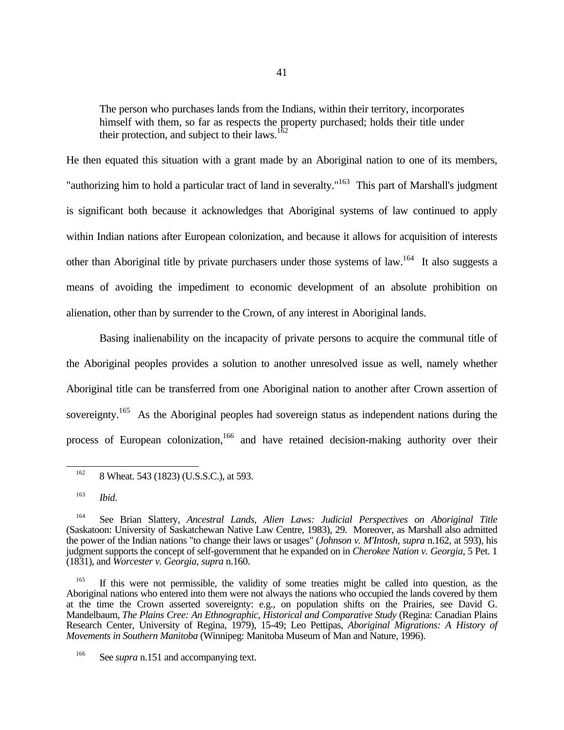> The person who purchases lands from the Indians, within their territory, incorporates himself with them, so far as respects the property purchased; holds their title under their protection, and subject to their laws.[162]

He then equated this situation with a grant made by an Aboriginal nation to one of its members, "authorizing him to hold a particular tract of land in severalty."[163] This part of Marshall's judgment is significant both because it acknowledges that Aboriginal systems of law continued to apply within Indian nations after European colonization, and because it allows for acquisition of interests other than Aboriginal title by private purchasers under those systems of law.[164] It also suggests a means of avoiding the impediment to economic development of an absolute prohibition on alienation, other than by surrender to the Crown, of any interest in Aboriginal lands.

Basing inalienability on the incapacity of private persons to acquire the communal title of the Aboriginal peoples provides a solution to another unresolved issue as well, namely whether Aboriginal title can be transferred from one Aboriginal nation to another after Crown assertion of sovereignty.[165] As the Aboriginal peoples had sovereign status as independent nations during the process of European colonization,[166] and have retained decision-making authority over their

---

[162] 8 Wheat. 543 (1823) (U.S.S.C.), at 593.

[163] *Ibid*.

[164] See Brian Slattery, *Ancestral Lands, Alien Laws: Judicial Perspectives on Aboriginal Title* (Saskatoon: University of Saskatchewan Native Law Centre, 1983), 29. Moreover, as Marshall also admitted the power of the Indian nations "to change their laws or usages" (*Johnson v. M'Intosh*, *supra* n.162, at 593), his judgment supports the concept of self-government that he expanded on in *Cherokee Nation v. Georgia*, 5 Pet. 1 (1831), and *Worcester v. Georgia*, *supra* n.160.

[165] If this were not permissible, the validity of some treaties might be called into question, as the Aboriginal nations who entered into them were not always the nations who occupied the lands covered by them at the time the Crown asserted sovereignty: e.g., on population shifts on the Prairies, see David G. Mandelbaum, *The Plains Cree: An Ethnographic, Historical and Comparative Study* (Regina: Canadian Plains Research Center, University of Regina, 1979), 15-49; Leo Pettipas, *Aboriginal Migrations: A History of Movements in Southern Manitoba* (Winnipeg: Manitoba Museum of Man and Nature, 1996).

[166] See *supra* n.151 and accompanying text.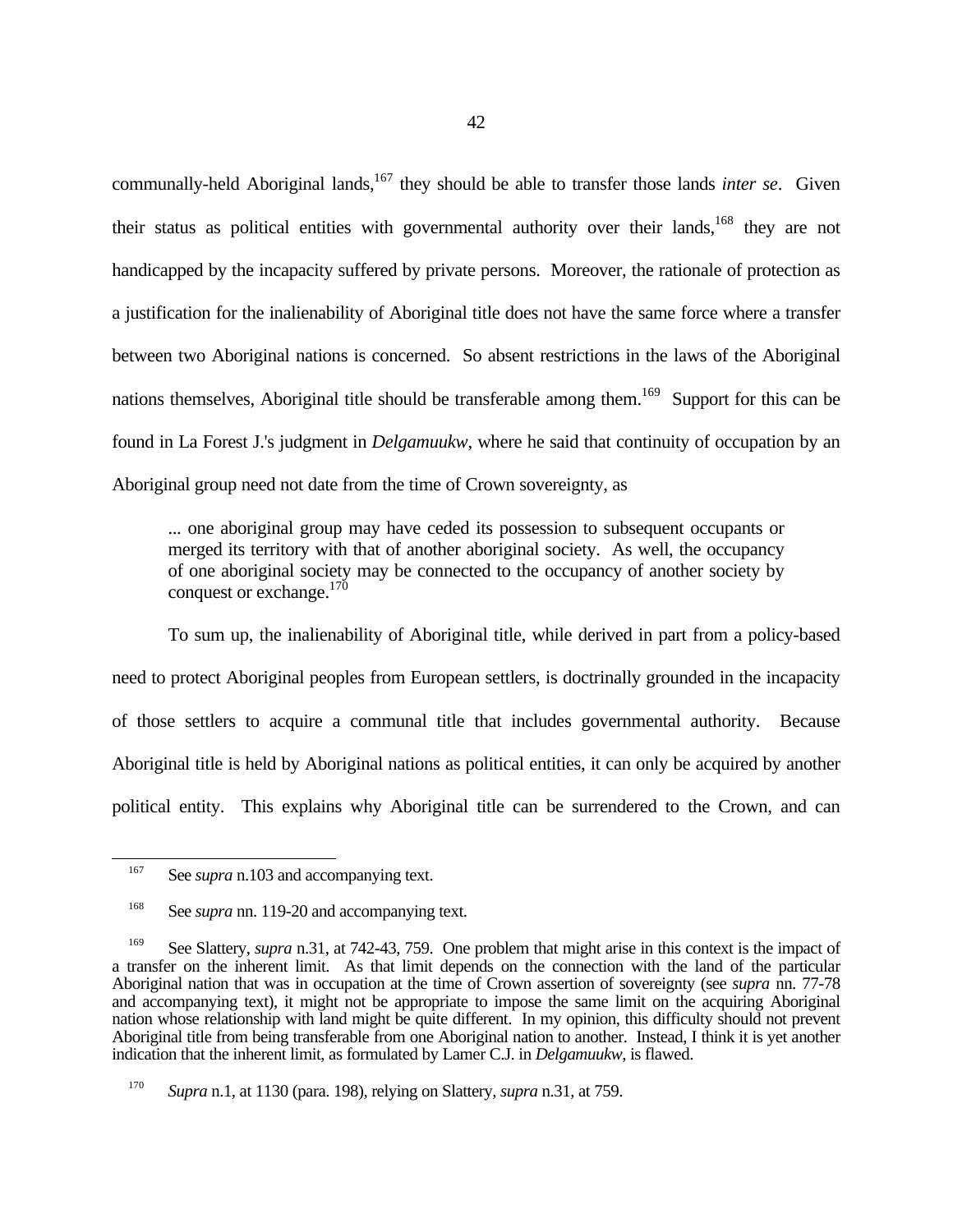communally-held Aboriginal lands,[167] they should be able to transfer those lands *inter se*. Given their status as political entities with governmental authority over their lands,[168] they are not handicapped by the incapacity suffered by private persons. Moreover, the rationale of protection as a justification for the inalienability of Aboriginal title does not have the same force where a transfer between two Aboriginal nations is concerned. So absent restrictions in the laws of the Aboriginal nations themselves, Aboriginal title should be transferable among them.[169] Support for this can be found in La Forest J.'s judgment in *Delgamuukw*, where he said that continuity of occupation by an Aboriginal group need not date from the time of Crown sovereignty, as

> ... one aboriginal group may have ceded its possession to subsequent occupants or merged its territory with that of another aboriginal society. As well, the occupancy of one aboriginal society may be connected to the occupancy of another society by conquest or exchange.[170]

To sum up, the inalienability of Aboriginal title, while derived in part from a policy-based need to protect Aboriginal peoples from European settlers, is doctrinally grounded in the incapacity of those settlers to acquire a communal title that includes governmental authority. Because Aboriginal title is held by Aboriginal nations as political entities, it can only be acquired by another political entity. This explains why Aboriginal title can be surrendered to the Crown, and can

---

[167] See *supra* n.103 and accompanying text.

[168] See *supra* nn. 119-20 and accompanying text.

[169] See Slattery, *supra* n.31, at 742-43, 759. One problem that might arise in this context is the impact of a transfer on the inherent limit. As that limit depends on the connection with the land of the particular Aboriginal nation that was in occupation at the time of Crown assertion of sovereignty (see *supra* nn. 77-78 and accompanying text), it might not be appropriate to impose the same limit on the acquiring Aboriginal nation whose relationship with land might be quite different. In my opinion, this difficulty should not prevent Aboriginal title from being transferable from one Aboriginal nation to another. Instead, I think it is yet another indication that the inherent limit, as formulated by Lamer C.J. in *Delgamuukw*, is flawed.

[170] *Supra* n.1, at 1130 (para. 198), relying on Slattery, *supra* n.31, at 759.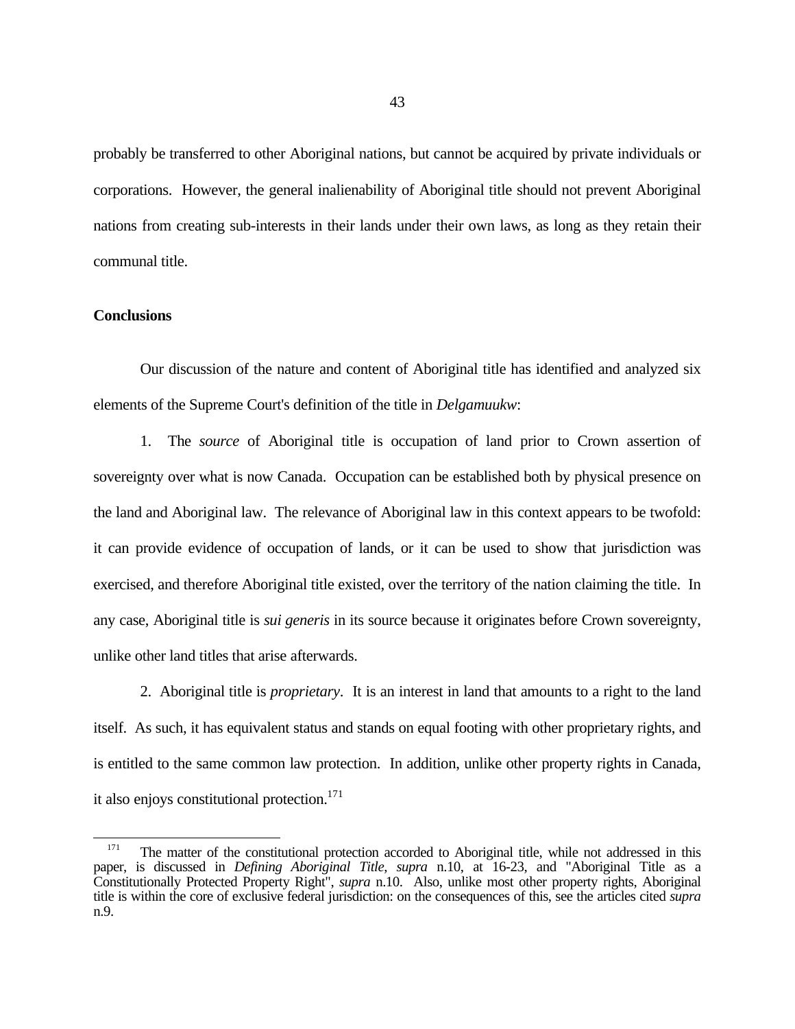probably be transferred to other Aboriginal nations, but cannot be acquired by private individuals or corporations. However, the general inalienability of Aboriginal title should not prevent Aboriginal nations from creating sub-interests in their lands under their own laws, as long as they retain their communal title.

**Conclusions**

Our discussion of the nature and content of Aboriginal title has identified and analyzed six elements of the Supreme Court's definition of the title in *Delgamuukw*:

1. The *source* of Aboriginal title is occupation of land prior to Crown assertion of sovereignty over what is now Canada. Occupation can be established both by physical presence on the land and Aboriginal law. The relevance of Aboriginal law in this context appears to be twofold: it can provide evidence of occupation of lands, or it can be used to show that jurisdiction was exercised, and therefore Aboriginal title existed, over the territory of the nation claiming the title. In any case, Aboriginal title is *sui generis* in its source because it originates before Crown sovereignty, unlike other land titles that arise afterwards.

2. Aboriginal title is *proprietary*. It is an interest in land that amounts to a right to the land itself. As such, it has equivalent status and stands on equal footing with other proprietary rights, and is entitled to the same common law protection. In addition, unlike other property rights in Canada, it also enjoys constitutional protection.[171]

---

[171] The matter of the constitutional protection accorded to Aboriginal title, while not addressed in this paper, is discussed in *Defining Aboriginal Title*, *supra* n.10, at 16-23, and "Aboriginal Title as a Constitutionally Protected Property Right", *supra* n.10. Also, unlike most other property rights, Aboriginal title is within the core of exclusive federal jurisdiction: on the consequences of this, see the articles cited *supra* n.9.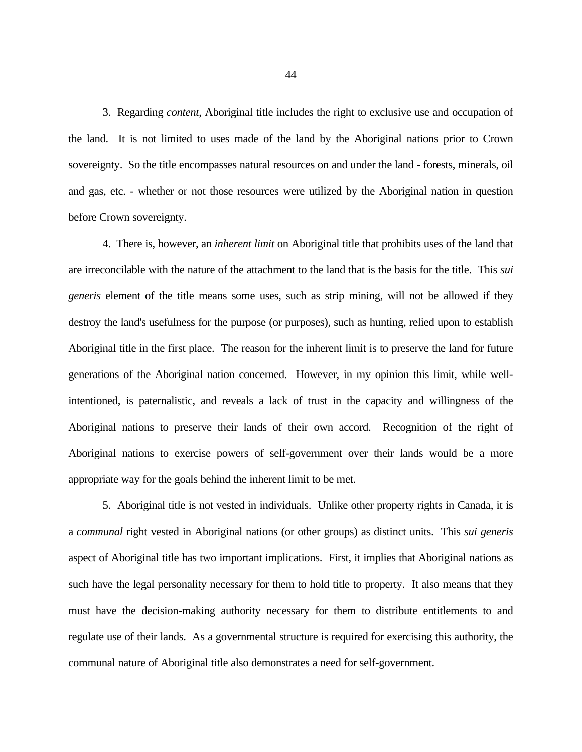3. Regarding *content*, Aboriginal title includes the right to exclusive use and occupation of the land. It is not limited to uses made of the land by the Aboriginal nations prior to Crown sovereignty. So the title encompasses natural resources on and under the land - forests, minerals, oil and gas, etc. - whether or not those resources were utilized by the Aboriginal nation in question before Crown sovereignty.

4. There is, however, an *inherent limit* on Aboriginal title that prohibits uses of the land that are irreconcilable with the nature of the attachment to the land that is the basis for the title. This *sui generis* element of the title means some uses, such as strip mining, will not be allowed if they destroy the land's usefulness for the purpose (or purposes), such as hunting, relied upon to establish Aboriginal title in the first place. The reason for the inherent limit is to preserve the land for future generations of the Aboriginal nation concerned. However, in my opinion this limit, while well-intentioned, is paternalistic, and reveals a lack of trust in the capacity and willingness of the Aboriginal nations to preserve their lands of their own accord. Recognition of the right of Aboriginal nations to exercise powers of self-government over their lands would be a more appropriate way for the goals behind the inherent limit to be met.

5. Aboriginal title is not vested in individuals. Unlike other property rights in Canada, it is a *communal* right vested in Aboriginal nations (or other groups) as distinct units. This *sui generis* aspect of Aboriginal title has two important implications. First, it implies that Aboriginal nations as such have the legal personality necessary for them to hold title to property. It also means that they must have the decision-making authority necessary for them to distribute entitlements to and regulate use of their lands. As a governmental structure is required for exercising this authority, the communal nature of Aboriginal title also demonstrates a need for self-government.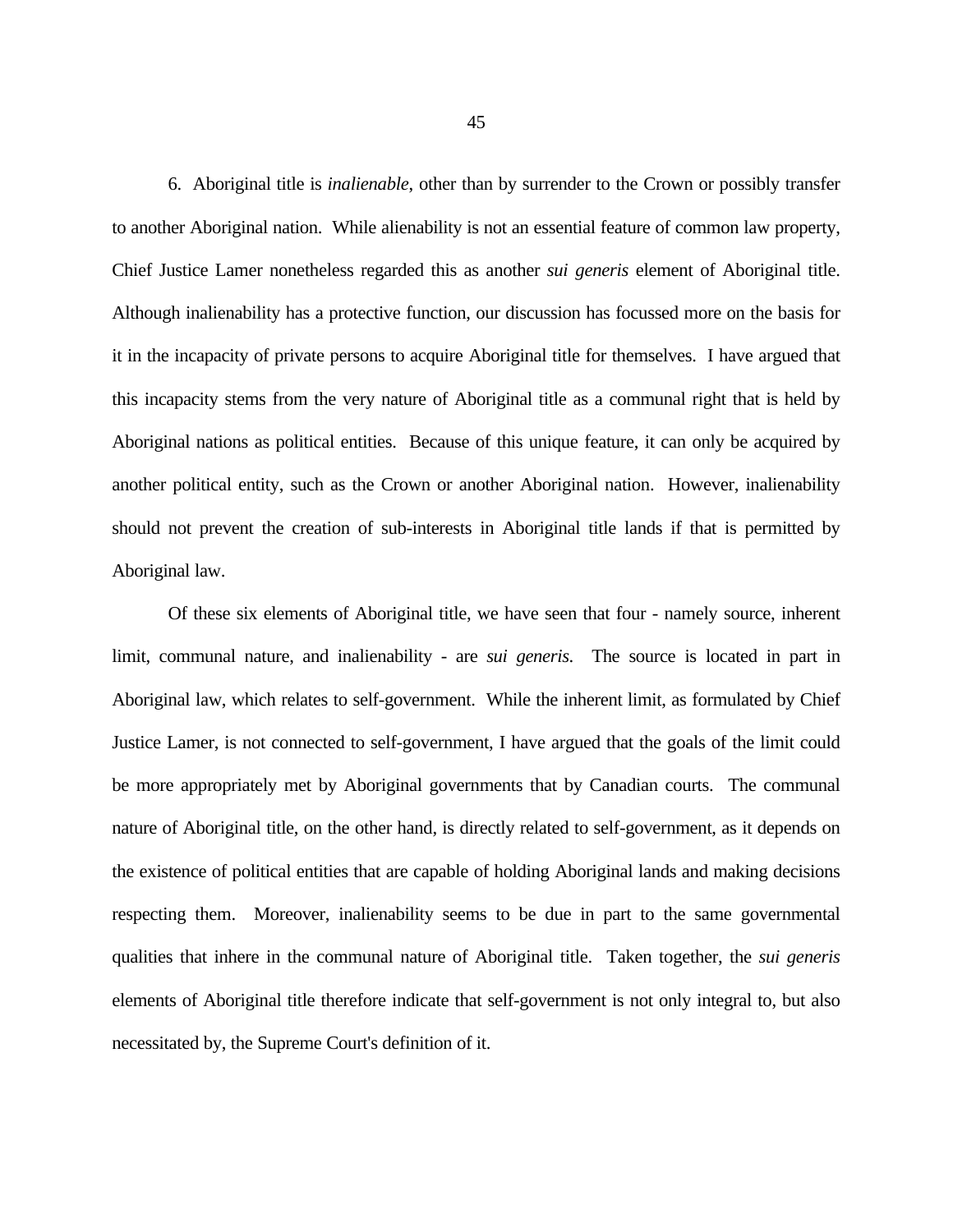6. Aboriginal title is *inalienable*, other than by surrender to the Crown or possibly transfer to another Aboriginal nation. While alienability is not an essential feature of common law property, Chief Justice Lamer nonetheless regarded this as another *sui generis* element of Aboriginal title. Although inalienability has a protective function, our discussion has focussed more on the basis for it in the incapacity of private persons to acquire Aboriginal title for themselves. I have argued that this incapacity stems from the very nature of Aboriginal title as a communal right that is held by Aboriginal nations as political entities. Because of this unique feature, it can only be acquired by another political entity, such as the Crown or another Aboriginal nation. However, inalienability should not prevent the creation of sub-interests in Aboriginal title lands if that is permitted by Aboriginal law.

Of these six elements of Aboriginal title, we have seen that four - namely source, inherent limit, communal nature, and inalienability - are *sui generis*. The source is located in part in Aboriginal law, which relates to self-government. While the inherent limit, as formulated by Chief Justice Lamer, is not connected to self-government, I have argued that the goals of the limit could be more appropriately met by Aboriginal governments that by Canadian courts. The communal nature of Aboriginal title, on the other hand, is directly related to self-government, as it depends on the existence of political entities that are capable of holding Aboriginal lands and making decisions respecting them. Moreover, inalienability seems to be due in part to the same governmental qualities that inhere in the communal nature of Aboriginal title. Taken together, the *sui generis* elements of Aboriginal title therefore indicate that self-government is not only integral to, but also necessitated by, the Supreme Court's definition of it.